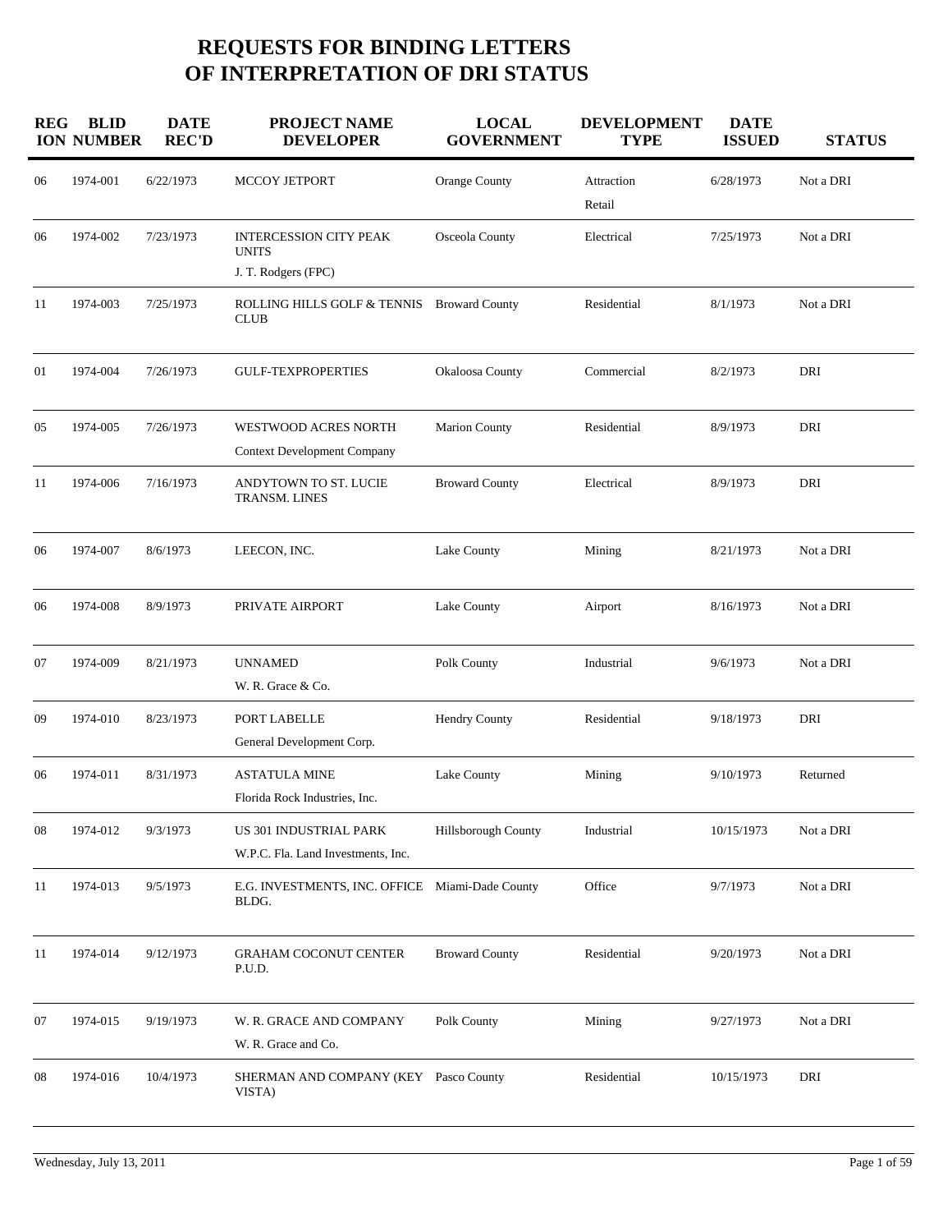# REQUESTS FOR BINDING LETTERS OF INTERPRETATION OF DRI STATUS

| REGION | BLID NUMBER | DATE REC'D | PROJECT NAME DEVELOPER | LOCAL GOVERNMENT | DEVELOPMENT TYPE | DATE ISSUED | STATUS |
|---|---|---|---|---|---|---|---|
| 06 | 1974-001 | 6/22/1973 | MCCOY JETPORT | Orange County | Attraction<br>Retail | 6/28/1973 | Not a DRI |
| 06 | 1974-002 | 7/23/1973 | INTERCESSION CITY PEAK UNITS<br>J. T. Rodgers (FPC) | Osceola County | Electrical | 7/25/1973 | Not a DRI |
| 11 | 1974-003 | 7/25/1973 | ROLLING HILLS GOLF & TENNIS CLUB | Broward County | Residential | 8/1/1973 | Not a DRI |
| 01 | 1974-004 | 7/26/1973 | GULF-TEXPROPERTIES | Okaloosa County | Commercial | 8/2/1973 | DRI |
| 05 | 1974-005 | 7/26/1973 | WESTWOOD ACRES NORTH<br>Context Development Company | Marion County | Residential | 8/9/1973 | DRI |
| 11 | 1974-006 | 7/16/1973 | ANDYTOWN TO ST. LUCIE TRANSM. LINES | Broward County | Electrical | 8/9/1973 | DRI |
| 06 | 1974-007 | 8/6/1973 | LEECON, INC. | Lake County | Mining | 8/21/1973 | Not a DRI |
| 06 | 1974-008 | 8/9/1973 | PRIVATE AIRPORT | Lake County | Airport | 8/16/1973 | Not a DRI |
| 07 | 1974-009 | 8/21/1973 | UNNAMED<br>W. R. Grace & Co. | Polk County | Industrial | 9/6/1973 | Not a DRI |
| 09 | 1974-010 | 8/23/1973 | PORT LABELLE<br>General Development Corp. | Hendry County | Residential | 9/18/1973 | DRI |
| 06 | 1974-011 | 8/31/1973 | ASTATULA MINE<br>Florida Rock Industries, Inc. | Lake County | Mining | 9/10/1973 | Returned |
| 08 | 1974-012 | 9/3/1973 | US 301 INDUSTRIAL PARK<br>W.P.C. Fla. Land Investments, Inc. | Hillsborough County | Industrial | 10/15/1973 | Not a DRI |
| 11 | 1974-013 | 9/5/1973 | E.G. INVESTMENTS, INC. OFFICE BLDG. | Miami-Dade County | Office | 9/7/1973 | Not a DRI |
| 11 | 1974-014 | 9/12/1973 | GRAHAM COCONUT CENTER P.U.D. | Broward County | Residential | 9/20/1973 | Not a DRI |
| 07 | 1974-015 | 9/19/1973 | W. R. GRACE AND COMPANY<br>W. R. Grace and Co. | Polk County | Mining | 9/27/1973 | Not a DRI |
| 08 | 1974-016 | 10/4/1973 | SHERMAN AND COMPANY (KEY VISTA) | Pasco County | Residential | 10/15/1973 | DRI |

Wednesday, July 13, 2011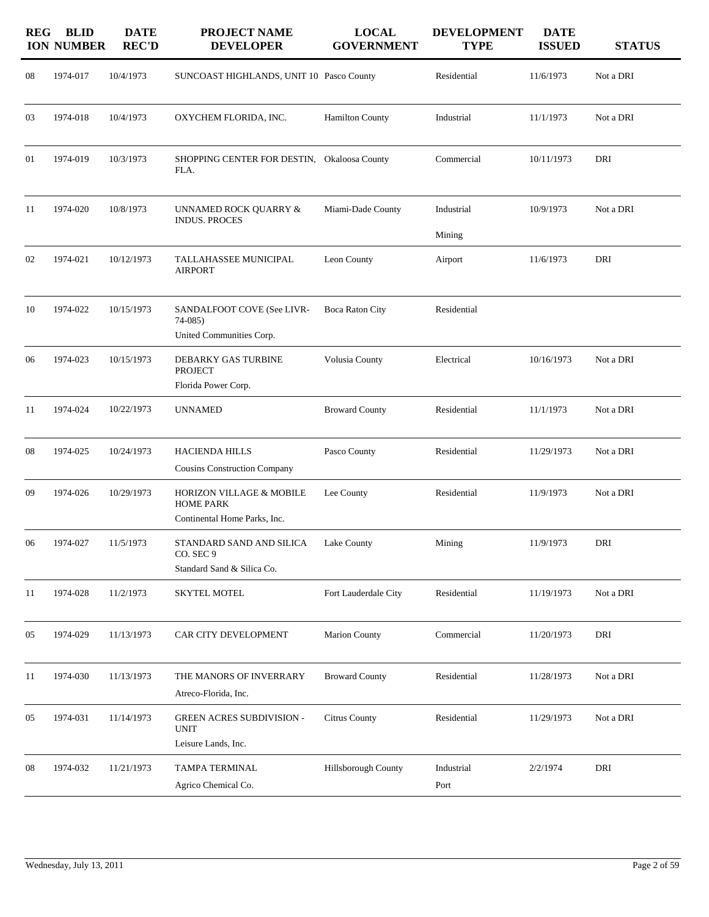| REGION | BLID NUMBER | DATE REC'D | PROJECT NAME DEVELOPER | LOCAL GOVERNMENT | DEVELOPMENT TYPE | DATE ISSUED | STATUS |
|---|---|---|---|---|---|---|---|
| 08 | 1974-017 | 10/4/1973 | SUNCOAST HIGHLANDS, UNIT 10 | Pasco County | Residential | 11/6/1973 | Not a DRI |
| 03 | 1974-018 | 10/4/1973 | OXYCHEM FLORIDA, INC. | Hamilton County | Industrial | 11/1/1973 | Not a DRI |
| 01 | 1974-019 | 10/3/1973 | SHOPPING CENTER FOR DESTIN, FLA. | Okaloosa County | Commercial | 10/11/1973 | DRI |
| 11 | 1974-020 | 10/8/1973 | UNNAMED ROCK QUARRY & INDUS. PROCES | Miami-Dade County | Industrial<br>Mining | 10/9/1973 | Not a DRI |
| 02 | 1974-021 | 10/12/1973 | TALLAHASSEE MUNICIPAL AIRPORT | Leon County | Airport | 11/6/1973 | DRI |
| 10 | 1974-022 | 10/15/1973 | SANDALFOOT COVE (See LIVR-74-085)<br>United Communities Corp. | Boca Raton City | Residential | | |
| 06 | 1974-023 | 10/15/1973 | DEBARKY GAS TURBINE PROJECT<br>Florida Power Corp. | Volusia County | Electrical | 10/16/1973 | Not a DRI |
| 11 | 1974-024 | 10/22/1973 | UNNAMED | Broward County | Residential | 11/1/1973 | Not a DRI |
| 08 | 1974-025 | 10/24/1973 | HACIENDA HILLS<br>Cousins Construction Company | Pasco County | Residential | 11/29/1973 | Not a DRI |
| 09 | 1974-026 | 10/29/1973 | HORIZON VILLAGE & MOBILE HOME PARK<br>Continental Home Parks, Inc. | Lee County | Residential | 11/9/1973 | Not a DRI |
| 06 | 1974-027 | 11/5/1973 | STANDARD SAND AND SILICA CO. SEC 9<br>Standard Sand & Silica Co. | Lake County | Mining | 11/9/1973 | DRI |
| 11 | 1974-028 | 11/2/1973 | SKYTEL MOTEL | Fort Lauderdale City | Residential | 11/19/1973 | Not a DRI |
| 05 | 1974-029 | 11/13/1973 | CAR CITY DEVELOPMENT | Marion County | Commercial | 11/20/1973 | DRI |
| 11 | 1974-030 | 11/13/1973 | THE MANORS OF INVERRARY<br>Atreco-Florida, Inc. | Broward County | Residential | 11/28/1973 | Not a DRI |
| 05 | 1974-031 | 11/14/1973 | GREEN ACRES SUBDIVISION - UNIT<br>Leisure Lands, Inc. | Citrus County | Residential | 11/29/1973 | Not a DRI |
| 08 | 1974-032 | 11/21/1973 | TAMPA TERMINAL<br>Agrico Chemical Co. | Hillsborough County | Industrial<br>Port | 2/2/1974 | DRI |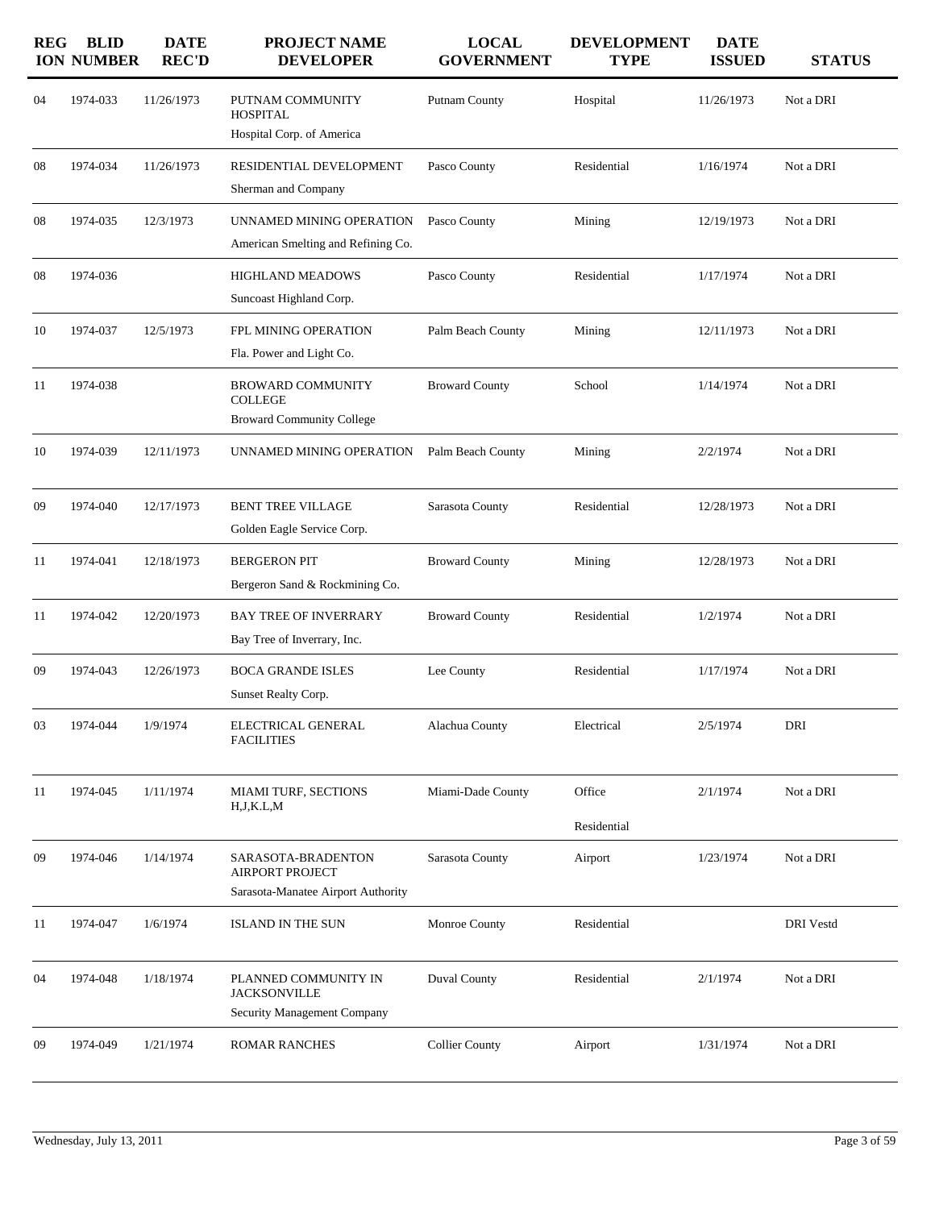| REGION | BLID NUMBER | DATE REC'D | PROJECT NAME DEVELOPER | LOCAL GOVERNMENT | DEVELOPMENT TYPE | DATE ISSUED | STATUS |
|---|---|---|---|---|---|---|---|
| 04 | 1974-033 | 11/26/1973 | PUTNAM COMMUNITY HOSPITAL<br>Hospital Corp. of America | Putnam County | Hospital | 11/26/1973 | Not a DRI |
| 08 | 1974-034 | 11/26/1973 | RESIDENTIAL DEVELOPMENT<br>Sherman and Company | Pasco County | Residential | 1/16/1974 | Not a DRI |
| 08 | 1974-035 | 12/3/1973 | UNNAMED MINING OPERATION<br>American Smelting and Refining Co. | Pasco County | Mining | 12/19/1973 | Not a DRI |
| 08 | 1974-036 | | HIGHLAND MEADOWS<br>Suncoast Highland Corp. | Pasco County | Residential | 1/17/1974 | Not a DRI |
| 10 | 1974-037 | 12/5/1973 | FPL MINING OPERATION<br>Fla. Power and Light Co. | Palm Beach County | Mining | 12/11/1973 | Not a DRI |
| 11 | 1974-038 | | BROWARD COMMUNITY COLLEGE<br>Broward Community College | Broward County | School | 1/14/1974 | Not a DRI |
| 10 | 1974-039 | 12/11/1973 | UNNAMED MINING OPERATION | Palm Beach County | Mining | 2/2/1974 | Not a DRI |
| 09 | 1974-040 | 12/17/1973 | BENT TREE VILLAGE<br>Golden Eagle Service Corp. | Sarasota County | Residential | 12/28/1973 | Not a DRI |
| 11 | 1974-041 | 12/18/1973 | BERGERON PIT<br>Bergeron Sand & Rockmining Co. | Broward County | Mining | 12/28/1973 | Not a DRI |
| 11 | 1974-042 | 12/20/1973 | BAY TREE OF INVERRARY<br>Bay Tree of Inverrary, Inc. | Broward County | Residential | 1/2/1974 | Not a DRI |
| 09 | 1974-043 | 12/26/1973 | BOCA GRANDE ISLES<br>Sunset Realty Corp. | Lee County | Residential | 1/17/1974 | Not a DRI |
| 03 | 1974-044 | 1/9/1974 | ELECTRICAL GENERAL FACILITIES | Alachua County | Electrical | 2/5/1974 | DRI |
| 11 | 1974-045 | 1/11/1974 | MIAMI TURF, SECTIONS H,J,K.L,M | Miami-Dade County | Office<br>Residential | 2/1/1974 | Not a DRI |
| 09 | 1974-046 | 1/14/1974 | SARASOTA-BRADENTON AIRPORT PROJECT<br>Sarasota-Manatee Airport Authority | Sarasota County | Airport | 1/23/1974 | Not a DRI |
| 11 | 1974-047 | 1/6/1974 | ISLAND IN THE SUN | Monroe County | Residential | | DRI Vestd |
| 04 | 1974-048 | 1/18/1974 | PLANNED COMMUNITY IN JACKSONVILLE<br>Security Management Company | Duval County | Residential | 2/1/1974 | Not a DRI |
| 09 | 1974-049 | 1/21/1974 | ROMAR RANCHES | Collier County | Airport | 1/31/1974 | Not a DRI |

Wednesday, July 13, 2011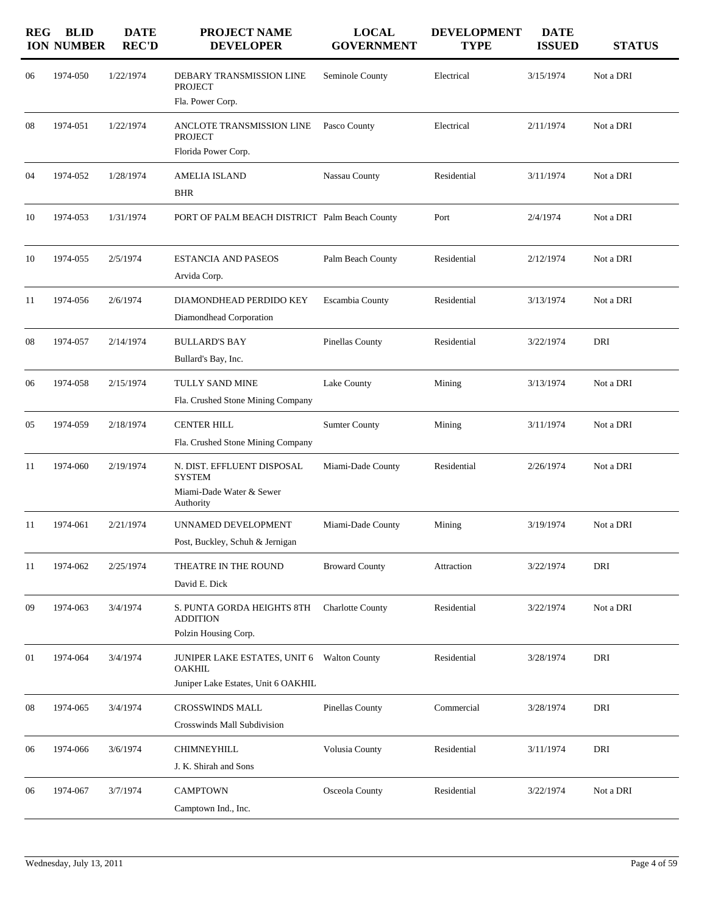| REGION | BLID NUMBER | DATE REC'D | PROJECT NAME DEVELOPER | LOCAL GOVERNMENT | DEVELOPMENT TYPE | DATE ISSUED | STATUS |
|---|---|---|---|---|---|---|---|
| 06 | 1974-050 | 1/22/1974 | DEBARY TRANSMISSION LINE PROJECT<br>Fla. Power Corp. | Seminole County | Electrical | 3/15/1974 | Not a DRI |
| 08 | 1974-051 | 1/22/1974 | ANCLOTE TRANSMISSION LINE PROJECT<br>Florida Power Corp. | Pasco County | Electrical | 2/11/1974 | Not a DRI |
| 04 | 1974-052 | 1/28/1974 | AMELIA ISLAND<br>BHR | Nassau County | Residential | 3/11/1974 | Not a DRI |
| 10 | 1974-053 | 1/31/1974 | PORT OF PALM BEACH DISTRICT | Palm Beach County | Port | 2/4/1974 | Not a DRI |
| 10 | 1974-055 | 2/5/1974 | ESTANCIA AND PASEOS<br>Arvida Corp. | Palm Beach County | Residential | 2/12/1974 | Not a DRI |
| 11 | 1974-056 | 2/6/1974 | DIAMONDHEAD PERDIDO KEY<br>Diamondhead Corporation | Escambia County | Residential | 3/13/1974 | Not a DRI |
| 08 | 1974-057 | 2/14/1974 | BULLARD'S BAY<br>Bullard's Bay, Inc. | Pinellas County | Residential | 3/22/1974 | DRI |
| 06 | 1974-058 | 2/15/1974 | TULLY SAND MINE<br>Fla. Crushed Stone Mining Company | Lake County | Mining | 3/13/1974 | Not a DRI |
| 05 | 1974-059 | 2/18/1974 | CENTER HILL<br>Fla. Crushed Stone Mining Company | Sumter County | Mining | 3/11/1974 | Not a DRI |
| 11 | 1974-060 | 2/19/1974 | N. DIST. EFFLUENT DISPOSAL SYSTEM<br>Miami-Dade Water & Sewer Authority | Miami-Dade County | Residential | 2/26/1974 | Not a DRI |
| 11 | 1974-061 | 2/21/1974 | UNNAMED DEVELOPMENT<br>Post, Buckley, Schuh & Jernigan | Miami-Dade County | Mining | 3/19/1974 | Not a DRI |
| 11 | 1974-062 | 2/25/1974 | THEATRE IN THE ROUND<br>David E. Dick | Broward County | Attraction | 3/22/1974 | DRI |
| 09 | 1974-063 | 3/4/1974 | S. PUNTA GORDA HEIGHTS 8TH ADDITION<br>Polzin Housing Corp. | Charlotte County | Residential | 3/22/1974 | Not a DRI |
| 01 | 1974-064 | 3/4/1974 | JUNIPER LAKE ESTATES, UNIT 6 OAKHIL<br>Juniper Lake Estates, Unit 6 OAKHIL | Walton County | Residential | 3/28/1974 | DRI |
| 08 | 1974-065 | 3/4/1974 | CROSSWINDS MALL<br>Crosswinds Mall Subdivision | Pinellas County | Commercial | 3/28/1974 | DRI |
| 06 | 1974-066 | 3/6/1974 | CHIMNEYHILL<br>J. K. Shirah and Sons | Volusia County | Residential | 3/11/1974 | DRI |
| 06 | 1974-067 | 3/7/1974 | CAMPTOWN<br>Camptown Ind., Inc. | Osceola County | Residential | 3/22/1974 | Not a DRI |

Wednesday, July 13, 2011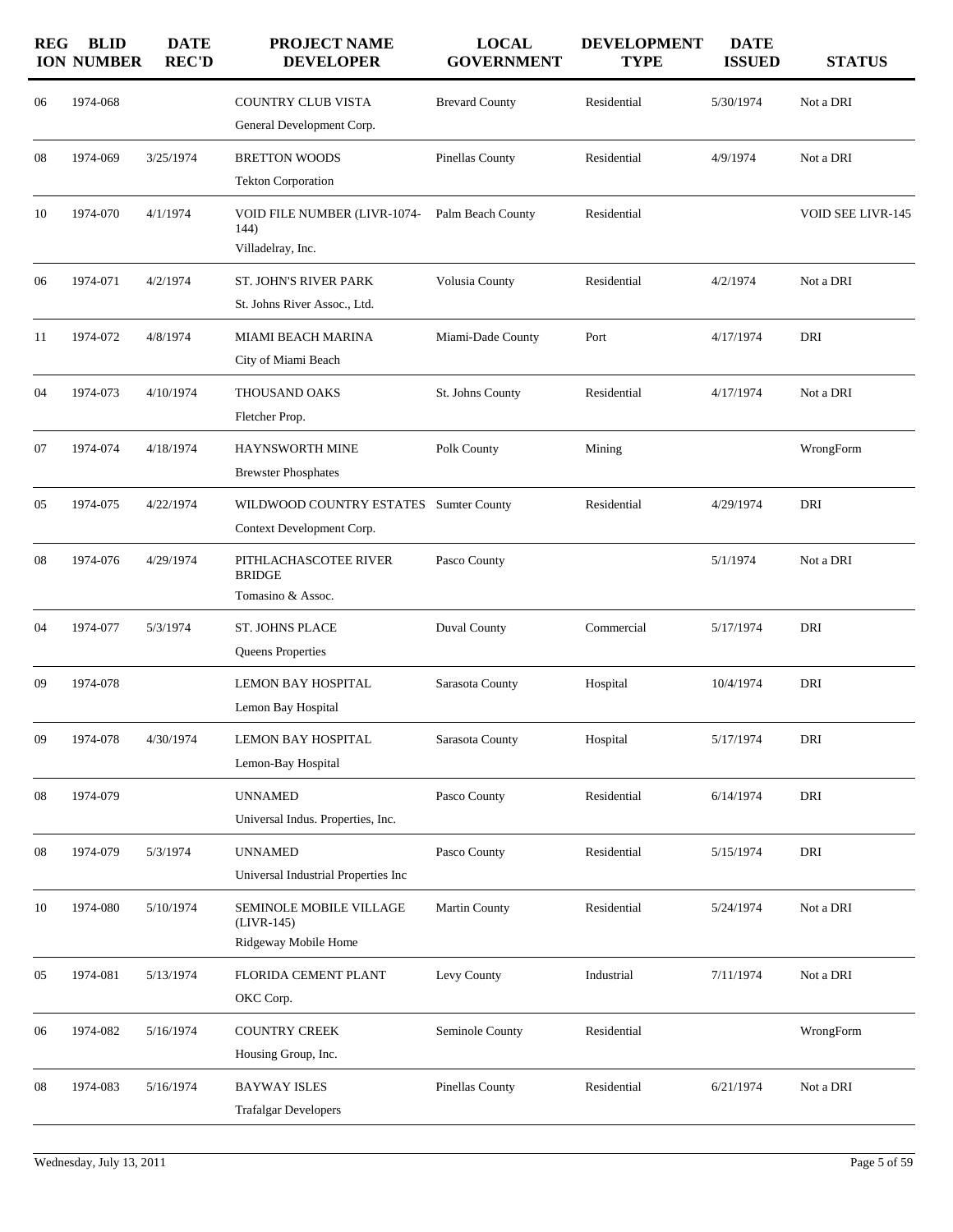| REGION | BLID NUMBER | DATE REC'D | PROJECT NAME DEVELOPER | LOCAL GOVERNMENT | DEVELOPMENT TYPE | DATE ISSUED | STATUS |
|---|---|---|---|---|---|---|---|
| 06 | 1974-068 | | COUNTRY CLUB VISTA<br>General Development Corp. | Brevard County | Residential | 5/30/1974 | Not a DRI |
| 08 | 1974-069 | 3/25/1974 | BRETTON WOODS<br>Tekton Corporation | Pinellas County | Residential | 4/9/1974 | Not a DRI |
| 10 | 1974-070 | 4/1/1974 | VOID FILE NUMBER (LIVR-1074-144)<br>Villadelray, Inc. | Palm Beach County | Residential | | VOID SEE LIVR-145 |
| 06 | 1974-071 | 4/2/1974 | ST. JOHN'S RIVER PARK<br>St. Johns River Assoc., Ltd. | Volusia County | Residential | 4/2/1974 | Not a DRI |
| 11 | 1974-072 | 4/8/1974 | MIAMI BEACH MARINA<br>City of Miami Beach | Miami-Dade County | Port | 4/17/1974 | DRI |
| 04 | 1974-073 | 4/10/1974 | THOUSAND OAKS<br>Fletcher Prop. | St. Johns County | Residential | 4/17/1974 | Not a DRI |
| 07 | 1974-074 | 4/18/1974 | HAYNSWORTH MINE<br>Brewster Phosphates | Polk County | Mining | | WrongForm |
| 05 | 1974-075 | 4/22/1974 | WILDWOOD COUNTRY ESTATES<br>Context Development Corp. | Sumter County | Residential | 4/29/1974 | DRI |
| 08 | 1974-076 | 4/29/1974 | PITHLACHASCOTEE RIVER BRIDGE<br>Tomasino & Assoc. | Pasco County | | 5/1/1974 | Not a DRI |
| 04 | 1974-077 | 5/3/1974 | ST. JOHNS PLACE<br>Queens Properties | Duval County | Commercial | 5/17/1974 | DRI |
| 09 | 1974-078 | | LEMON BAY HOSPITAL<br>Lemon Bay Hospital | Sarasota County | Hospital | 10/4/1974 | DRI |
| 09 | 1974-078 | 4/30/1974 | LEMON BAY HOSPITAL<br>Lemon-Bay Hospital | Sarasota County | Hospital | 5/17/1974 | DRI |
| 08 | 1974-079 | | UNNAMED<br>Universal Indus. Properties, Inc. | Pasco County | Residential | 6/14/1974 | DRI |
| 08 | 1974-079 | 5/3/1974 | UNNAMED<br>Universal Industrial Properties Inc | Pasco County | Residential | 5/15/1974 | DRI |
| 10 | 1974-080 | 5/10/1974 | SEMINOLE MOBILE VILLAGE (LIVR-145)<br>Ridgeway Mobile Home | Martin County | Residential | 5/24/1974 | Not a DRI |
| 05 | 1974-081 | 5/13/1974 | FLORIDA CEMENT PLANT<br>OKC Corp. | Levy County | Industrial | 7/11/1974 | Not a DRI |
| 06 | 1974-082 | 5/16/1974 | COUNTRY CREEK<br>Housing Group, Inc. | Seminole County | Residential | | WrongForm |
| 08 | 1974-083 | 5/16/1974 | BAYWAY ISLES<br>Trafalgar Developers | Pinellas County | Residential | 6/21/1974 | Not a DRI |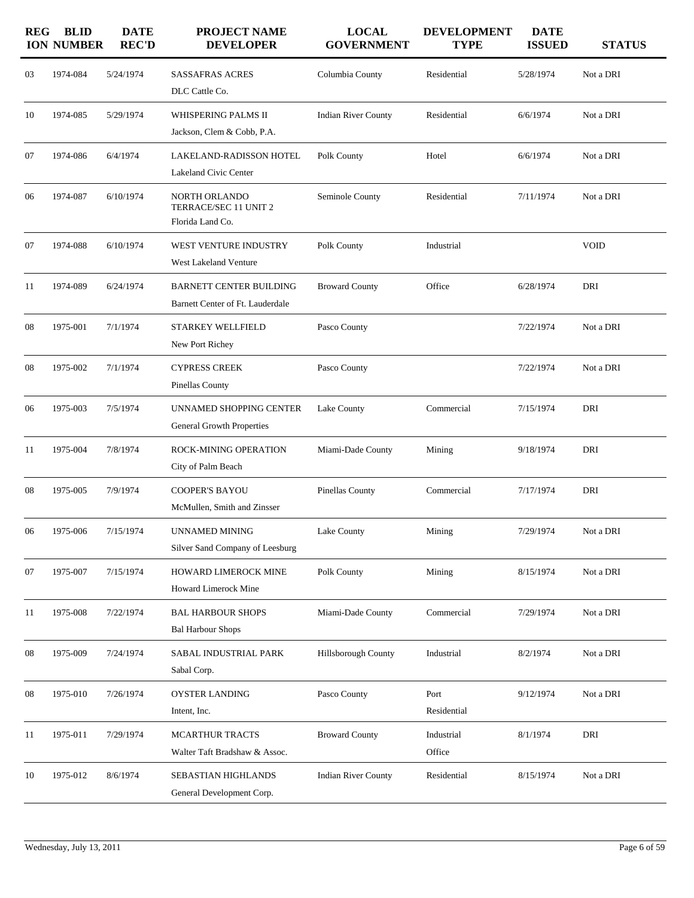| REGION | BLID NUMBER | DATE REC'D | PROJECT NAME DEVELOPER | LOCAL GOVERNMENT | DEVELOPMENT TYPE | DATE ISSUED | STATUS |
|---|---|---|---|---|---|---|---|
| 03 | 1974-084 | 5/24/1974 | SASSAFRAS ACRES<br>DLC Cattle Co. | Columbia County | Residential | 5/28/1974 | Not a DRI |
| 10 | 1974-085 | 5/29/1974 | WHISPERING PALMS II<br>Jackson, Clem & Cobb, P.A. | Indian River County | Residential | 6/6/1974 | Not a DRI |
| 07 | 1974-086 | 6/4/1974 | LAKELAND-RADISSON HOTEL<br>Lakeland Civic Center | Polk County | Hotel | 6/6/1974 | Not a DRI |
| 06 | 1974-087 | 6/10/1974 | NORTH ORLANDO TERRACE/SEC 11 UNIT 2<br>Florida Land Co. | Seminole County | Residential | 7/11/1974 | Not a DRI |
| 07 | 1974-088 | 6/10/1974 | WEST VENTURE INDUSTRY<br>West Lakeland Venture | Polk County | Industrial | | VOID |
| 11 | 1974-089 | 6/24/1974 | BARNETT CENTER BUILDING<br>Barnett Center of Ft. Lauderdale | Broward County | Office | 6/28/1974 | DRI |
| 08 | 1975-001 | 7/1/1974 | STARKEY WELLFIELD<br>New Port Richey | Pasco County | | 7/22/1974 | Not a DRI |
| 08 | 1975-002 | 7/1/1974 | CYPRESS CREEK<br>Pinellas County | Pasco County | | 7/22/1974 | Not a DRI |
| 06 | 1975-003 | 7/5/1974 | UNNAMED SHOPPING CENTER<br>General Growth Properties | Lake County | Commercial | 7/15/1974 | DRI |
| 11 | 1975-004 | 7/8/1974 | ROCK-MINING OPERATION<br>City of Palm Beach | Miami-Dade County | Mining | 9/18/1974 | DRI |
| 08 | 1975-005 | 7/9/1974 | COOPER'S BAYOU<br>McMullen, Smith and Zinsser | Pinellas County | Commercial | 7/17/1974 | DRI |
| 06 | 1975-006 | 7/15/1974 | UNNAMED MINING<br>Silver Sand Company of Leesburg | Lake County | Mining | 7/29/1974 | Not a DRI |
| 07 | 1975-007 | 7/15/1974 | HOWARD LIMEROCK MINE<br>Howard Limerock Mine | Polk County | Mining | 8/15/1974 | Not a DRI |
| 11 | 1975-008 | 7/22/1974 | BAL HARBOUR SHOPS<br>Bal Harbour Shops | Miami-Dade County | Commercial | 7/29/1974 | Not a DRI |
| 08 | 1975-009 | 7/24/1974 | SABAL INDUSTRIAL PARK<br>Sabal Corp. | Hillsborough County | Industrial | 8/2/1974 | Not a DRI |
| 08 | 1975-010 | 7/26/1974 | OYSTER LANDING<br>Intent, Inc. | Pasco County | Port<br>Residential | 9/12/1974 | Not a DRI |
| 11 | 1975-011 | 7/29/1974 | MCARTHUR TRACTS<br>Walter Taft Bradshaw & Assoc. | Broward County | Industrial<br>Office | 8/1/1974 | DRI |
| 10 | 1975-012 | 8/6/1974 | SEBASTIAN HIGHLANDS<br>General Development Corp. | Indian River County | Residential | 8/15/1974 | Not a DRI |

Wednesday, July 13, 2011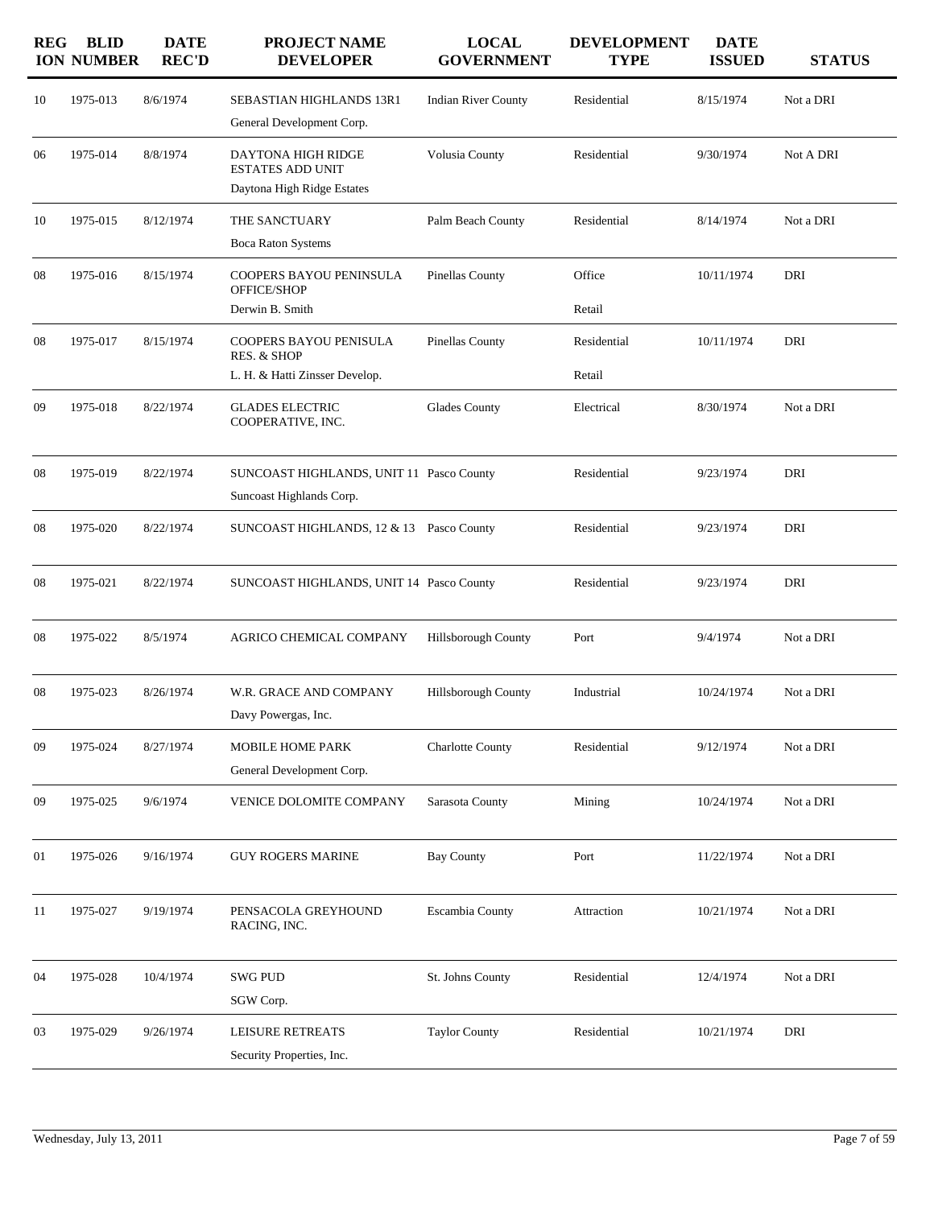| REGION | BLID NUMBER | DATE REC'D | PROJECT NAME DEVELOPER | LOCAL GOVERNMENT | DEVELOPMENT TYPE | DATE ISSUED | STATUS |
|---|---|---|---|---|---|---|---|
| 10 | 1975-013 | 8/6/1974 | SEBASTIAN HIGHLANDS 13R1<br>General Development Corp. | Indian River County | Residential | 8/15/1974 | Not a DRI |
| 06 | 1975-014 | 8/8/1974 | DAYTONA HIGH RIDGE ESTATES ADD UNIT<br>Daytona High Ridge Estates | Volusia County | Residential | 9/30/1974 | Not A DRI |
| 10 | 1975-015 | 8/12/1974 | THE SANCTUARY<br>Boca Raton Systems | Palm Beach County | Residential | 8/14/1974 | Not a DRI |
| 08 | 1975-016 | 8/15/1974 | COOPERS BAYOU PENINSULA OFFICE/SHOP<br>Derwin B. Smith | Pinellas County | Office<br>Retail | 10/11/1974 | DRI |
| 08 | 1975-017 | 8/15/1974 | COOPERS BAYOU PENISULA RES. & SHOP<br>L. H. & Hatti Zinsser Develop. | Pinellas County | Residential<br>Retail | 10/11/1974 | DRI |
| 09 | 1975-018 | 8/22/1974 | GLADES ELECTRIC COOPERATIVE, INC. | Glades County | Electrical | 8/30/1974 | Not a DRI |
| 08 | 1975-019 | 8/22/1974 | SUNCOAST HIGHLANDS, UNIT 11<br>Suncoast Highlands Corp. | Pasco County | Residential | 9/23/1974 | DRI |
| 08 | 1975-020 | 8/22/1974 | SUNCOAST HIGHLANDS, 12 & 13 | Pasco County | Residential | 9/23/1974 | DRI |
| 08 | 1975-021 | 8/22/1974 | SUNCOAST HIGHLANDS, UNIT 14 | Pasco County | Residential | 9/23/1974 | DRI |
| 08 | 1975-022 | 8/5/1974 | AGRICO CHEMICAL COMPANY | Hillsborough County | Port | 9/4/1974 | Not a DRI |
| 08 | 1975-023 | 8/26/1974 | W.R. GRACE AND COMPANY<br>Davy Powergas, Inc. | Hillsborough County | Industrial | 10/24/1974 | Not a DRI |
| 09 | 1975-024 | 8/27/1974 | MOBILE HOME PARK<br>General Development Corp. | Charlotte County | Residential | 9/12/1974 | Not a DRI |
| 09 | 1975-025 | 9/6/1974 | VENICE DOLOMITE COMPANY | Sarasota County | Mining | 10/24/1974 | Not a DRI |
| 01 | 1975-026 | 9/16/1974 | GUY ROGERS MARINE | Bay County | Port | 11/22/1974 | Not a DRI |
| 11 | 1975-027 | 9/19/1974 | PENSACOLA GREYHOUND RACING, INC. | Escambia County | Attraction | 10/21/1974 | Not a DRI |
| 04 | 1975-028 | 10/4/1974 | SWG PUD<br>SGW Corp. | St. Johns County | Residential | 12/4/1974 | Not a DRI |
| 03 | 1975-029 | 9/26/1974 | LEISURE RETREATS<br>Security Properties, Inc. | Taylor County | Residential | 10/21/1974 | DRI |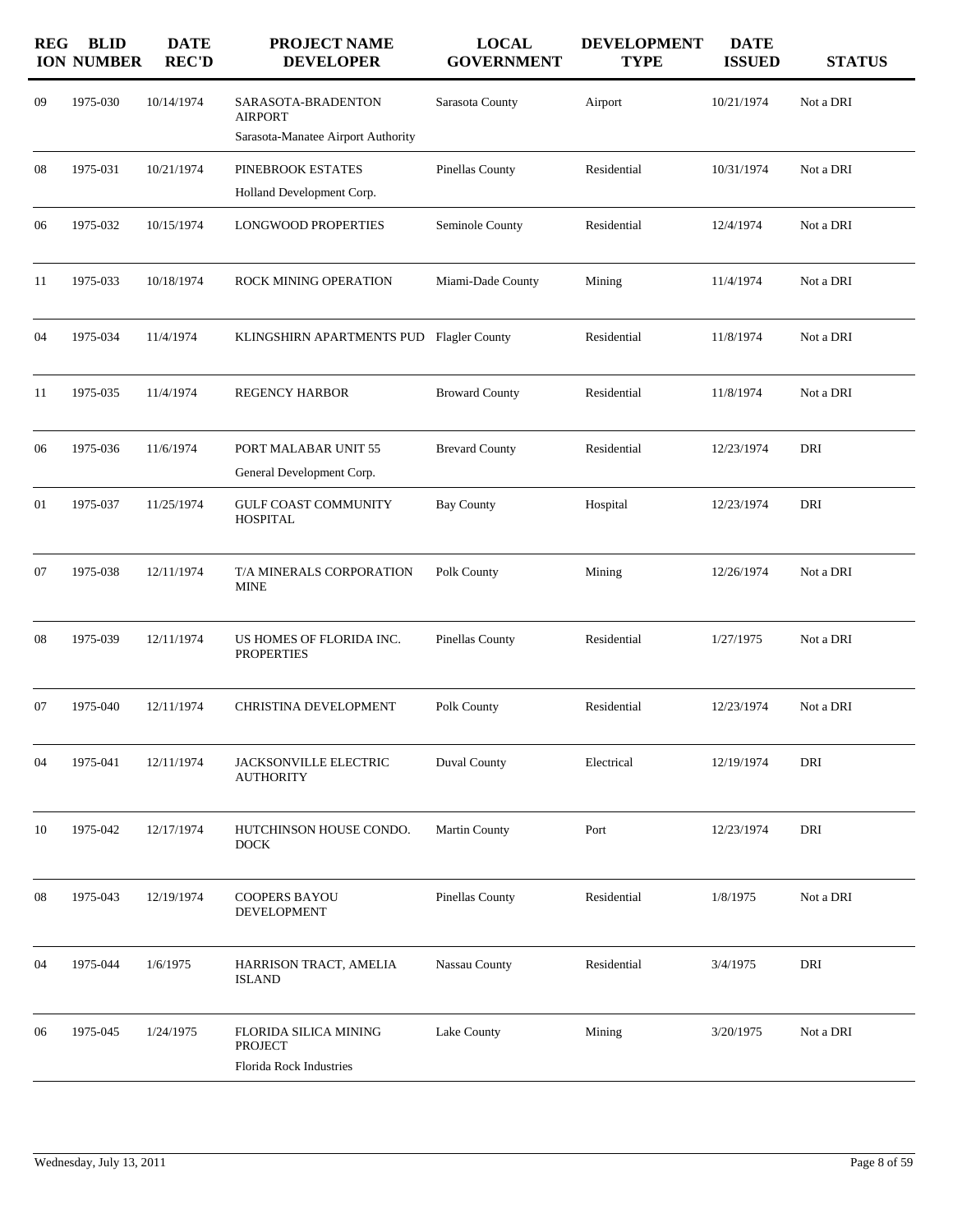| REGION | BLID NUMBER | DATE REC'D | PROJECT NAME DEVELOPER | LOCAL GOVERNMENT | DEVELOPMENT TYPE | DATE ISSUED | STATUS |
|---|---|---|---|---|---|---|---|
| 09 | 1975-030 | 10/14/1974 | SARASOTA-BRADENTON AIRPORT<br>Sarasota-Manatee Airport Authority | Sarasota County | Airport | 10/21/1974 | Not a DRI |
| 08 | 1975-031 | 10/21/1974 | PINEBROOK ESTATES<br>Holland Development Corp. | Pinellas County | Residential | 10/31/1974 | Not a DRI |
| 06 | 1975-032 | 10/15/1974 | LONGWOOD PROPERTIES | Seminole County | Residential | 12/4/1974 | Not a DRI |
| 11 | 1975-033 | 10/18/1974 | ROCK MINING OPERATION | Miami-Dade County | Mining | 11/4/1974 | Not a DRI |
| 04 | 1975-034 | 11/4/1974 | KLINGSHIRN APARTMENTS PUD | Flagler County | Residential | 11/8/1974 | Not a DRI |
| 11 | 1975-035 | 11/4/1974 | REGENCY HARBOR | Broward County | Residential | 11/8/1974 | Not a DRI |
| 06 | 1975-036 | 11/6/1974 | PORT MALABAR UNIT 55<br>General Development Corp. | Brevard County | Residential | 12/23/1974 | DRI |
| 01 | 1975-037 | 11/25/1974 | GULF COAST COMMUNITY HOSPITAL | Bay County | Hospital | 12/23/1974 | DRI |
| 07 | 1975-038 | 12/11/1974 | T/A MINERALS CORPORATION MINE | Polk County | Mining | 12/26/1974 | Not a DRI |
| 08 | 1975-039 | 12/11/1974 | US HOMES OF FLORIDA INC. PROPERTIES | Pinellas County | Residential | 1/27/1975 | Not a DRI |
| 07 | 1975-040 | 12/11/1974 | CHRISTINA DEVELOPMENT | Polk County | Residential | 12/23/1974 | Not a DRI |
| 04 | 1975-041 | 12/11/1974 | JACKSONVILLE ELECTRIC AUTHORITY | Duval County | Electrical | 12/19/1974 | DRI |
| 10 | 1975-042 | 12/17/1974 | HUTCHINSON HOUSE CONDO. DOCK | Martin County | Port | 12/23/1974 | DRI |
| 08 | 1975-043 | 12/19/1974 | COOPERS BAYOU DEVELOPMENT | Pinellas County | Residential | 1/8/1975 | Not a DRI |
| 04 | 1975-044 | 1/6/1975 | HARRISON TRACT, AMELIA ISLAND | Nassau County | Residential | 3/4/1975 | DRI |
| 06 | 1975-045 | 1/24/1975 | FLORIDA SILICA MINING PROJECT<br>Florida Rock Industries | Lake County | Mining | 3/20/1975 | Not a DRI |

Wednesday, July 13, 2011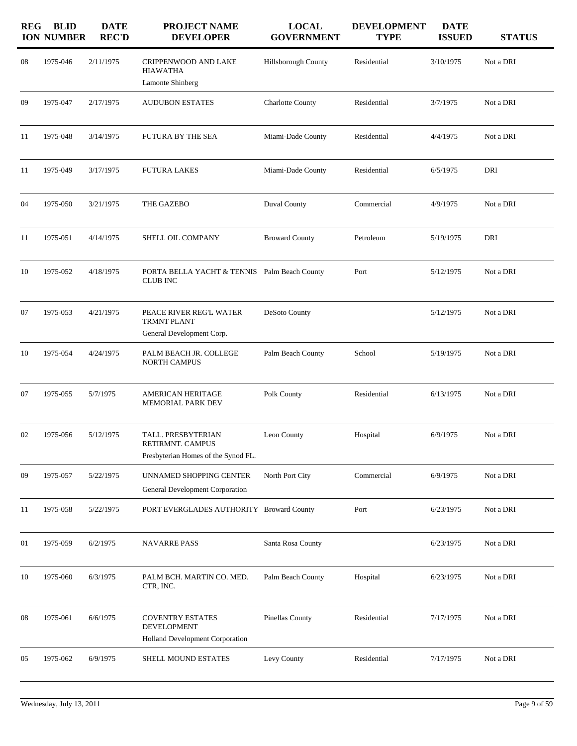| REGION | BLID NUMBER | DATE REC'D | PROJECT NAME DEVELOPER | LOCAL GOVERNMENT | DEVELOPMENT TYPE | DATE ISSUED | STATUS |
|---|---|---|---|---|---|---|---|
| 08 | 1975-046 | 2/11/1975 | CRIPPENWOOD AND LAKE HIAWATHA<br>Lamonte Shinberg | Hillsborough County | Residential | 3/10/1975 | Not a DRI |
| 09 | 1975-047 | 2/17/1975 | AUDUBON ESTATES | Charlotte County | Residential | 3/7/1975 | Not a DRI |
| 11 | 1975-048 | 3/14/1975 | FUTURA BY THE SEA | Miami-Dade County | Residential | 4/4/1975 | Not a DRI |
| 11 | 1975-049 | 3/17/1975 | FUTURA LAKES | Miami-Dade County | Residential | 6/5/1975 | DRI |
| 04 | 1975-050 | 3/21/1975 | THE GAZEBO | Duval County | Commercial | 4/9/1975 | Not a DRI |
| 11 | 1975-051 | 4/14/1975 | SHELL OIL COMPANY | Broward County | Petroleum | 5/19/1975 | DRI |
| 10 | 1975-052 | 4/18/1975 | PORTA BELLA YACHT & TENNIS CLUB INC | Palm Beach County | Port | 5/12/1975 | Not a DRI |
| 07 | 1975-053 | 4/21/1975 | PEACE RIVER REG'L WATER TRMNT PLANT<br>General Development Corp. | DeSoto County | | 5/12/1975 | Not a DRI |
| 10 | 1975-054 | 4/24/1975 | PALM BEACH JR. COLLEGE NORTH CAMPUS | Palm Beach County | School | 5/19/1975 | Not a DRI |
| 07 | 1975-055 | 5/7/1975 | AMERICAN HERITAGE MEMORIAL PARK DEV | Polk County | Residential | 6/13/1975 | Not a DRI |
| 02 | 1975-056 | 5/12/1975 | TALL. PRESBYTERIAN RETIRMNT. CAMPUS<br>Presbyterian Homes of the Synod FL. | Leon County | Hospital | 6/9/1975 | Not a DRI |
| 09 | 1975-057 | 5/22/1975 | UNNAMED SHOPPING CENTER<br>General Development Corporation | North Port City | Commercial | 6/9/1975 | Not a DRI |
| 11 | 1975-058 | 5/22/1975 | PORT EVERGLADES AUTHORITY | Broward County | Port | 6/23/1975 | Not a DRI |
| 01 | 1975-059 | 6/2/1975 | NAVARRE PASS | Santa Rosa County | | 6/23/1975 | Not a DRI |
| 10 | 1975-060 | 6/3/1975 | PALM BCH. MARTIN CO. MED. CTR, INC. | Palm Beach County | Hospital | 6/23/1975 | Not a DRI |
| 08 | 1975-061 | 6/6/1975 | COVENTRY ESTATES DEVELOPMENT<br>Holland Development Corporation | Pinellas County | Residential | 7/17/1975 | Not a DRI |
| 05 | 1975-062 | 6/9/1975 | SHELL MOUND ESTATES | Levy County | Residential | 7/17/1975 | Not a DRI |

Wednesday, July 13, 2011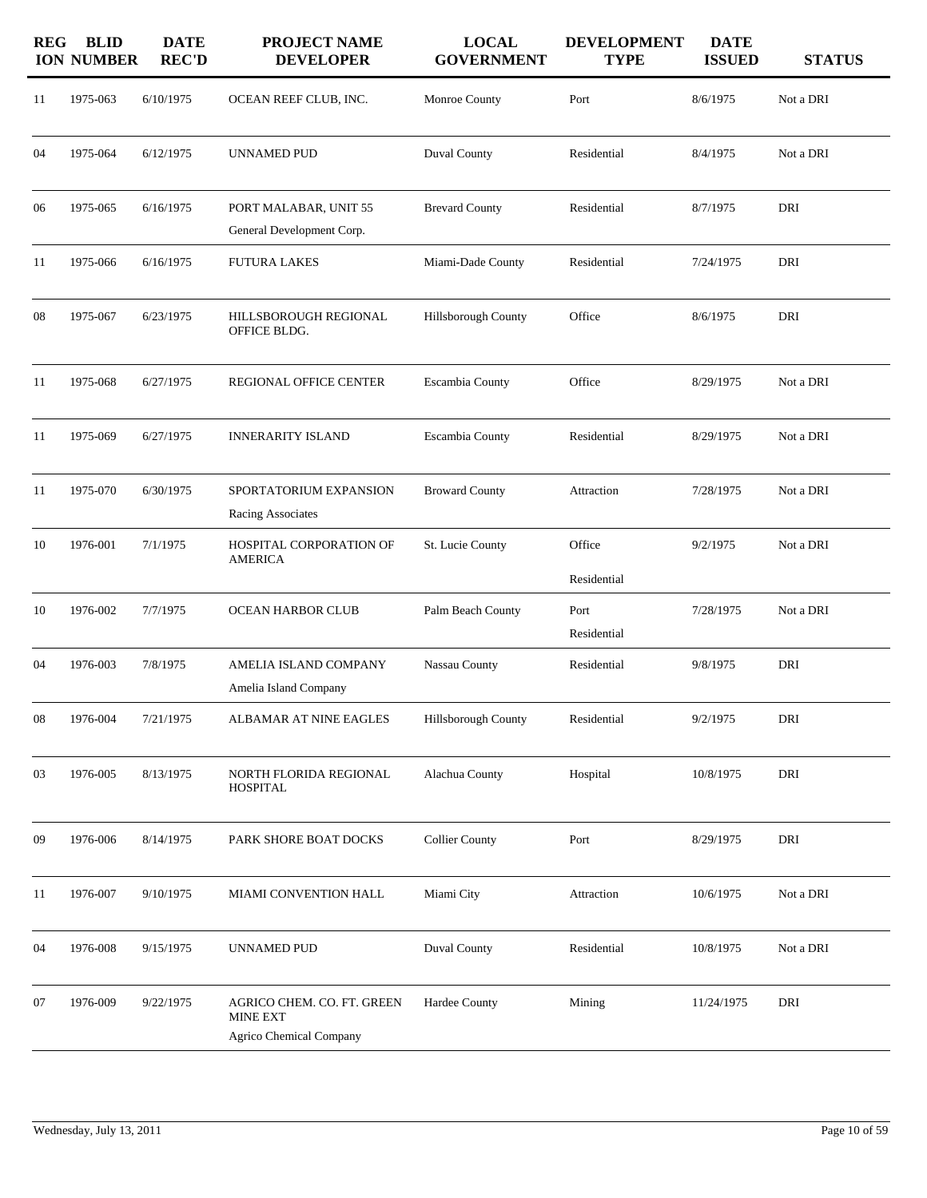| REGION | BLID NUMBER | DATE REC'D | PROJECT NAME DEVELOPER | LOCAL GOVERNMENT | DEVELOPMENT TYPE | DATE ISSUED | STATUS |
|---|---|---|---|---|---|---|---|
| 11 | 1975-063 | 6/10/1975 | OCEAN REEF CLUB, INC. | Monroe County | Port | 8/6/1975 | Not a DRI |
| 04 | 1975-064 | 6/12/1975 | UNNAMED PUD | Duval County | Residential | 8/4/1975 | Not a DRI |
| 06 | 1975-065 | 6/16/1975 | PORT MALABAR, UNIT 55<br>General Development Corp. | Brevard County | Residential | 8/7/1975 | DRI |
| 11 | 1975-066 | 6/16/1975 | FUTURA LAKES | Miami-Dade County | Residential | 7/24/1975 | DRI |
| 08 | 1975-067 | 6/23/1975 | HILLSBOROUGH REGIONAL OFFICE BLDG. | Hillsborough County | Office | 8/6/1975 | DRI |
| 11 | 1975-068 | 6/27/1975 | REGIONAL OFFICE CENTER | Escambia County | Office | 8/29/1975 | Not a DRI |
| 11 | 1975-069 | 6/27/1975 | INNERARITY ISLAND | Escambia County | Residential | 8/29/1975 | Not a DRI |
| 11 | 1975-070 | 6/30/1975 | SPORTATORIUM EXPANSION<br>Racing Associates | Broward County | Attraction | 7/28/1975 | Not a DRI |
| 10 | 1976-001 | 7/1/1975 | HOSPITAL CORPORATION OF AMERICA | St. Lucie County | Office<br>Residential | 9/2/1975 | Not a DRI |
| 10 | 1976-002 | 7/7/1975 | OCEAN HARBOR CLUB | Palm Beach County | Port<br>Residential | 7/28/1975 | Not a DRI |
| 04 | 1976-003 | 7/8/1975 | AMELIA ISLAND COMPANY<br>Amelia Island Company | Nassau County | Residential | 9/8/1975 | DRI |
| 08 | 1976-004 | 7/21/1975 | ALBAMAR AT NINE EAGLES | Hillsborough County | Residential | 9/2/1975 | DRI |
| 03 | 1976-005 | 8/13/1975 | NORTH FLORIDA REGIONAL HOSPITAL | Alachua County | Hospital | 10/8/1975 | DRI |
| 09 | 1976-006 | 8/14/1975 | PARK SHORE BOAT DOCKS | Collier County | Port | 8/29/1975 | DRI |
| 11 | 1976-007 | 9/10/1975 | MIAMI CONVENTION HALL | Miami City | Attraction | 10/6/1975 | Not a DRI |
| 04 | 1976-008 | 9/15/1975 | UNNAMED PUD | Duval County | Residential | 10/8/1975 | Not a DRI |
| 07 | 1976-009 | 9/22/1975 | AGRICO CHEM. CO. FT. GREEN MINE EXT<br>Agrico Chemical Company | Hardee County | Mining | 11/24/1975 | DRI |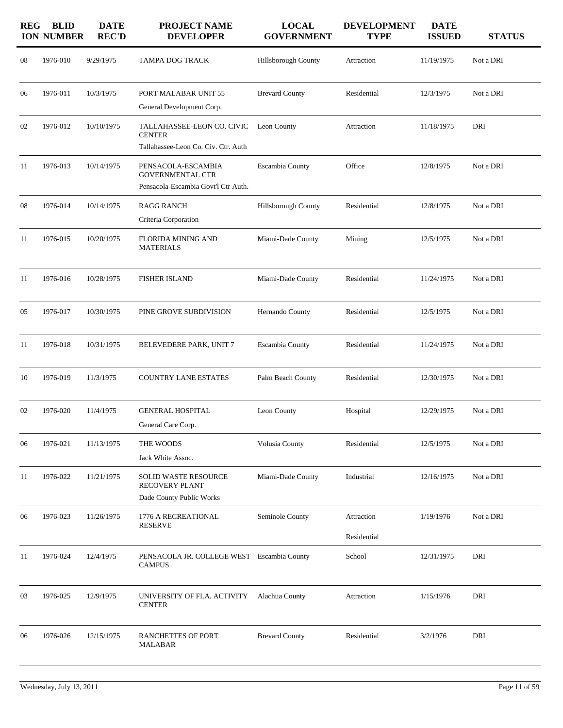| REGION | BLID NUMBER | DATE REC'D | PROJECT NAME DEVELOPER | LOCAL GOVERNMENT | DEVELOPMENT TYPE | DATE ISSUED | STATUS |
|---|---|---|---|---|---|---|---|
| 08 | 1976-010 | 9/29/1975 | TAMPA DOG TRACK | Hillsborough County | Attraction | 11/19/1975 | Not a DRI |
| 06 | 1976-011 | 10/3/1975 | PORT MALABAR UNIT 55<br>General Development Corp. | Brevard County | Residential | 12/3/1975 | Not a DRI |
| 02 | 1976-012 | 10/10/1975 | TALLAHASSEE-LEON CO. CIVIC CENTER<br>Tallahassee-Leon Co. Civ. Ctr. Auth | Leon County | Attraction | 11/18/1975 | DRI |
| 11 | 1976-013 | 10/14/1975 | PENSACOLA-ESCAMBIA GOVERNMENTAL CTR<br>Pensacola-Escambia Govt'l Ctr Auth. | Escambia County | Office | 12/8/1975 | Not a DRI |
| 08 | 1976-014 | 10/14/1975 | RAGG RANCH<br>Criteria Corporation | Hillsborough County | Residential | 12/8/1975 | Not a DRI |
| 11 | 1976-015 | 10/20/1975 | FLORIDA MINING AND MATERIALS | Miami-Dade County | Mining | 12/5/1975 | Not a DRI |
| 11 | 1976-016 | 10/28/1975 | FISHER ISLAND | Miami-Dade County | Residential | 11/24/1975 | Not a DRI |
| 05 | 1976-017 | 10/30/1975 | PINE GROVE SUBDIVISION | Hernando County | Residential | 12/5/1975 | Not a DRI |
| 11 | 1976-018 | 10/31/1975 | BELEVEDERE PARK, UNIT 7 | Escambia County | Residential | 11/24/1975 | Not a DRI |
| 10 | 1976-019 | 11/3/1975 | COUNTRY LANE ESTATES | Palm Beach County | Residential | 12/30/1975 | Not a DRI |
| 02 | 1976-020 | 11/4/1975 | GENERAL HOSPITAL<br>General Care Corp. | Leon County | Hospital | 12/29/1975 | Not a DRI |
| 06 | 1976-021 | 11/13/1975 | THE WOODS<br>Jack White Assoc. | Volusia County | Residential | 12/5/1975 | Not a DRI |
| 11 | 1976-022 | 11/21/1975 | SOLID WASTE RESOURCE RECOVERY PLANT<br>Dade County Public Works | Miami-Dade County | Industrial | 12/16/1975 | Not a DRI |
| 06 | 1976-023 | 11/26/1975 | 1776 A RECREATIONAL RESERVE | Seminole County | Attraction<br>Residential | 1/19/1976 | Not a DRI |
| 11 | 1976-024 | 12/4/1975 | PENSACOLA JR. COLLEGE WEST CAMPUS | Escambia County | School | 12/31/1975 | DRI |
| 03 | 1976-025 | 12/9/1975 | UNIVERSITY OF FLA. ACTIVITY CENTER | Alachua County | Attraction | 1/15/1976 | DRI |
| 06 | 1976-026 | 12/15/1975 | RANCHETTES OF PORT MALABAR | Brevard County | Residential | 3/2/1976 | DRI |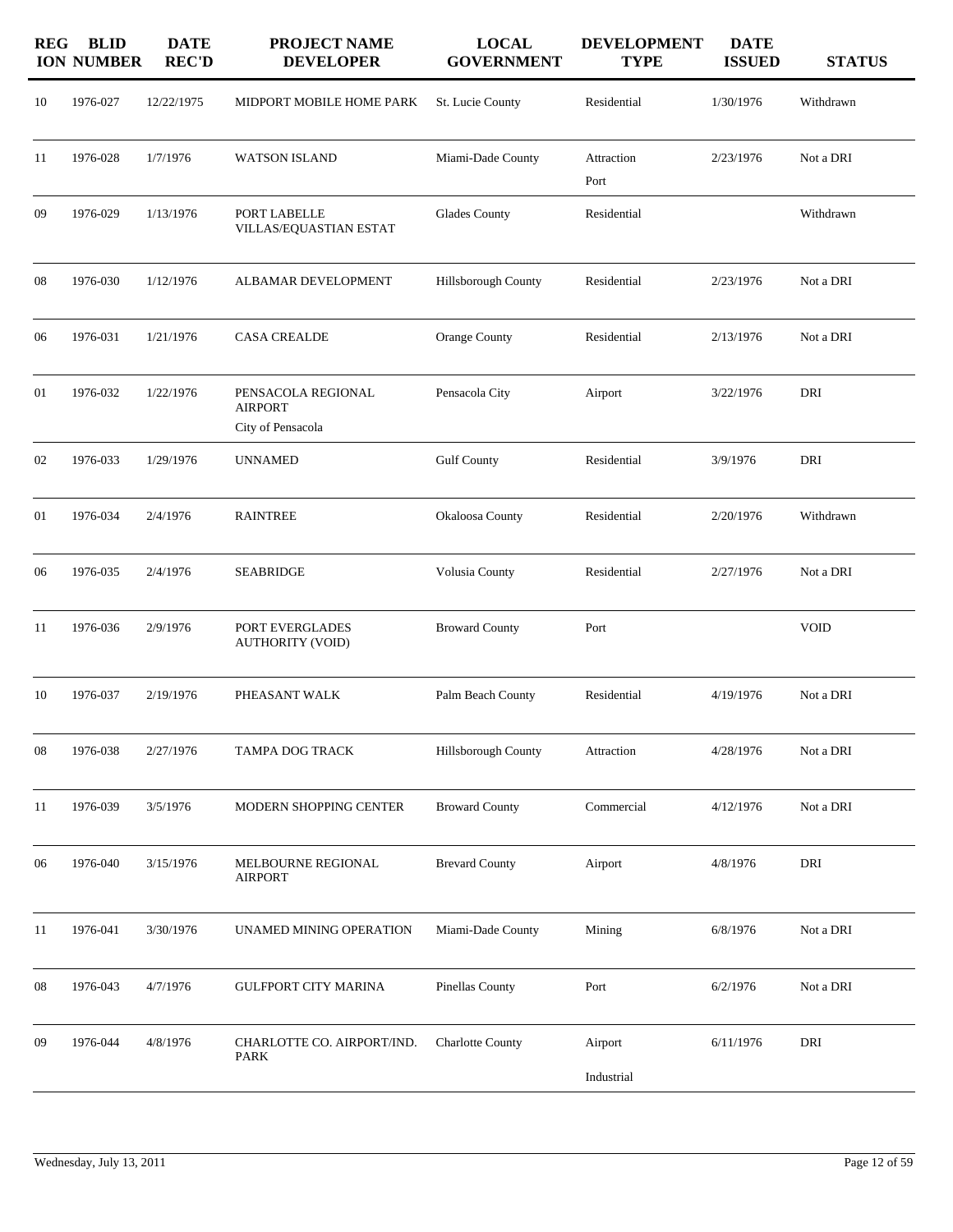| REGION | BLID NUMBER | DATE REC'D | PROJECT NAME DEVELOPER | LOCAL GOVERNMENT | DEVELOPMENT TYPE | DATE ISSUED | STATUS |
|---|---|---|---|---|---|---|---|
| 10 | 1976-027 | 12/22/1975 | MIDPORT MOBILE HOME PARK | St. Lucie County | Residential | 1/30/1976 | Withdrawn |
| 11 | 1976-028 | 1/7/1976 | WATSON ISLAND | Miami-Dade County | Attraction<br>Port | 2/23/1976 | Not a DRI |
| 09 | 1976-029 | 1/13/1976 | PORT LABELLE VILLAS/EQUASTIAN ESTAT | Glades County | Residential | | Withdrawn |
| 08 | 1976-030 | 1/12/1976 | ALBAMAR DEVELOPMENT | Hillsborough County | Residential | 2/23/1976 | Not a DRI |
| 06 | 1976-031 | 1/21/1976 | CASA CREALDE | Orange County | Residential | 2/13/1976 | Not a DRI |
| 01 | 1976-032 | 1/22/1976 | PENSACOLA REGIONAL AIRPORT<br>City of Pensacola | Pensacola City | Airport | 3/22/1976 | DRI |
| 02 | 1976-033 | 1/29/1976 | UNNAMED | Gulf County | Residential | 3/9/1976 | DRI |
| 01 | 1976-034 | 2/4/1976 | RAINTREE | Okaloosa County | Residential | 2/20/1976 | Withdrawn |
| 06 | 1976-035 | 2/4/1976 | SEABRIDGE | Volusia County | Residential | 2/27/1976 | Not a DRI |
| 11 | 1976-036 | 2/9/1976 | PORT EVERGLADES AUTHORITY (VOID) | Broward County | Port | | VOID |
| 10 | 1976-037 | 2/19/1976 | PHEASANT WALK | Palm Beach County | Residential | 4/19/1976 | Not a DRI |
| 08 | 1976-038 | 2/27/1976 | TAMPA DOG TRACK | Hillsborough County | Attraction | 4/28/1976 | Not a DRI |
| 11 | 1976-039 | 3/5/1976 | MODERN SHOPPING CENTER | Broward County | Commercial | 4/12/1976 | Not a DRI |
| 06 | 1976-040 | 3/15/1976 | MELBOURNE REGIONAL AIRPORT | Brevard County | Airport | 4/8/1976 | DRI |
| 11 | 1976-041 | 3/30/1976 | UNAMED MINING OPERATION | Miami-Dade County | Mining | 6/8/1976 | Not a DRI |
| 08 | 1976-043 | 4/7/1976 | GULFPORT CITY MARINA | Pinellas County | Port | 6/2/1976 | Not a DRI |
| 09 | 1976-044 | 4/8/1976 | CHARLOTTE CO. AIRPORT/IND. PARK | Charlotte County | Airport<br>Industrial | 6/11/1976 | DRI |

Wednesday, July 13, 2011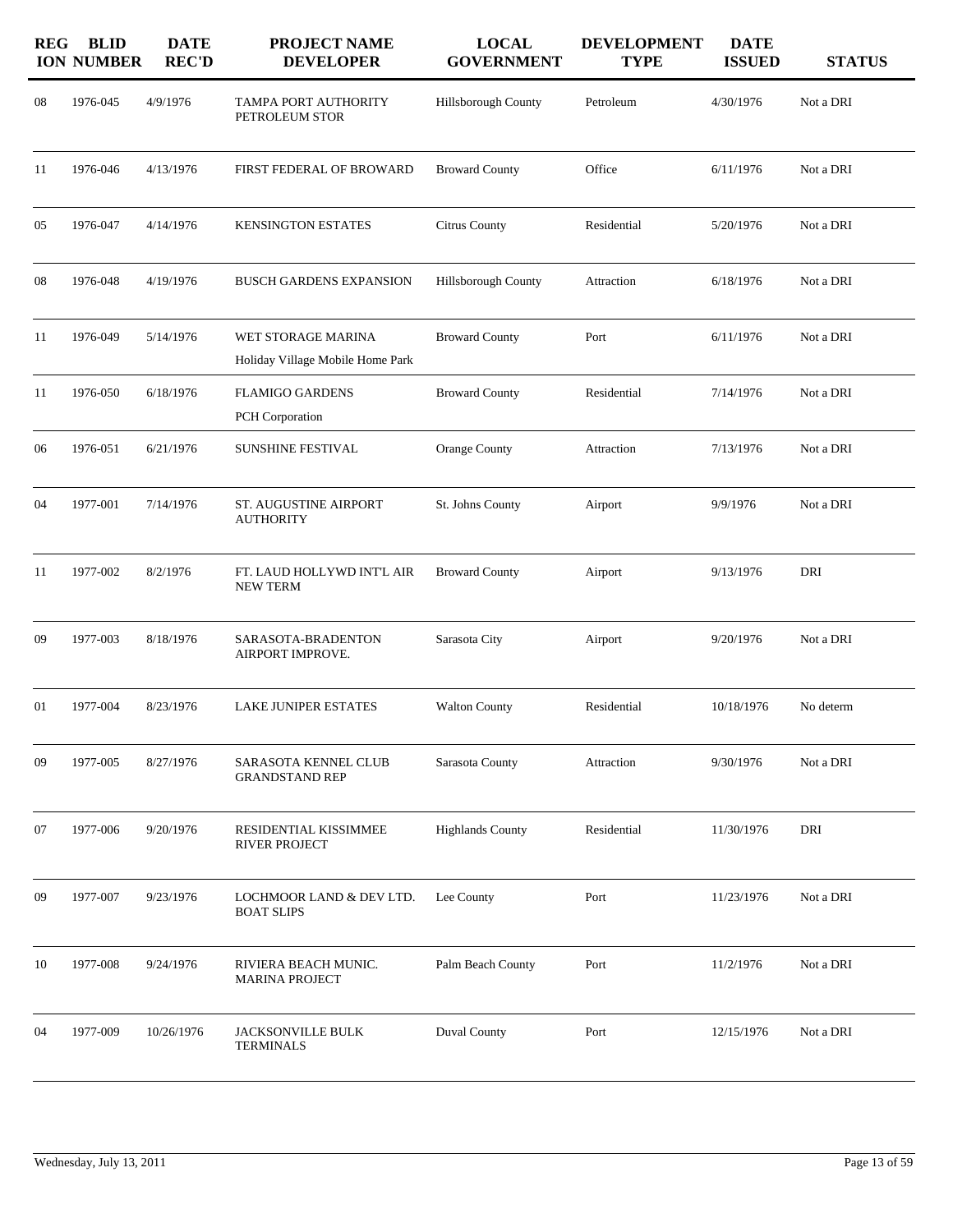| REGION | BLID NUMBER | DATE REC'D | PROJECT NAME DEVELOPER | LOCAL GOVERNMENT | DEVELOPMENT TYPE | DATE ISSUED | STATUS |
|---|---|---|---|---|---|---|---|
| 08 | 1976-045 | 4/9/1976 | TAMPA PORT AUTHORITY PETROLEUM STOR | Hillsborough County | Petroleum | 4/30/1976 | Not a DRI |
| 11 | 1976-046 | 4/13/1976 | FIRST FEDERAL OF BROWARD | Broward County | Office | 6/11/1976 | Not a DRI |
| 05 | 1976-047 | 4/14/1976 | KENSINGTON ESTATES | Citrus County | Residential | 5/20/1976 | Not a DRI |
| 08 | 1976-048 | 4/19/1976 | BUSCH GARDENS EXPANSION | Hillsborough County | Attraction | 6/18/1976 | Not a DRI |
| 11 | 1976-049 | 5/14/1976 | WET STORAGE MARINA<br>Holiday Village Mobile Home Park | Broward County | Port | 6/11/1976 | Not a DRI |
| 11 | 1976-050 | 6/18/1976 | FLAMIGO GARDENS<br>PCH Corporation | Broward County | Residential | 7/14/1976 | Not a DRI |
| 06 | 1976-051 | 6/21/1976 | SUNSHINE FESTIVAL | Orange County | Attraction | 7/13/1976 | Not a DRI |
| 04 | 1977-001 | 7/14/1976 | ST. AUGUSTINE AIRPORT AUTHORITY | St. Johns County | Airport | 9/9/1976 | Not a DRI |
| 11 | 1977-002 | 8/2/1976 | FT. LAUD HOLLYWD INT'L AIR NEW TERM | Broward County | Airport | 9/13/1976 | DRI |
| 09 | 1977-003 | 8/18/1976 | SARASOTA-BRADENTON AIRPORT IMPROVE. | Sarasota City | Airport | 9/20/1976 | Not a DRI |
| 01 | 1977-004 | 8/23/1976 | LAKE JUNIPER ESTATES | Walton County | Residential | 10/18/1976 | No determ |
| 09 | 1977-005 | 8/27/1976 | SARASOTA KENNEL CLUB GRANDSTAND REP | Sarasota County | Attraction | 9/30/1976 | Not a DRI |
| 07 | 1977-006 | 9/20/1976 | RESIDENTIAL KISSIMMEE RIVER PROJECT | Highlands County | Residential | 11/30/1976 | DRI |
| 09 | 1977-007 | 9/23/1976 | LOCHMOOR LAND & DEV LTD. BOAT SLIPS | Lee County | Port | 11/23/1976 | Not a DRI |
| 10 | 1977-008 | 9/24/1976 | RIVIERA BEACH MUNIC. MARINA PROJECT | Palm Beach County | Port | 11/2/1976 | Not a DRI |
| 04 | 1977-009 | 10/26/1976 | JACKSONVILLE BULK TERMINALS | Duval County | Port | 12/15/1976 | Not a DRI |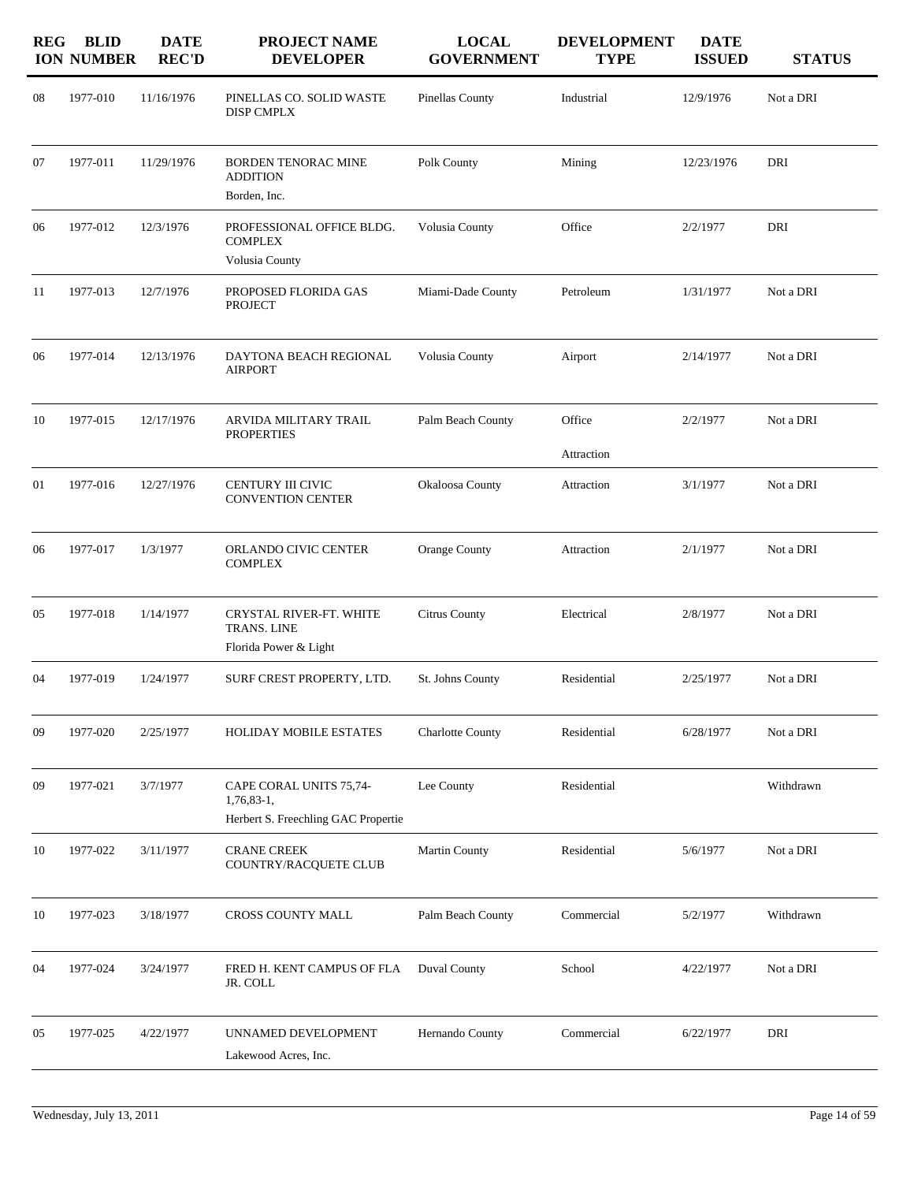| REGION | BLID NUMBER | DATE REC'D | PROJECT NAME DEVELOPER | LOCAL GOVERNMENT | DEVELOPMENT TYPE | DATE ISSUED | STATUS |
|---|---|---|---|---|---|---|---|
| 08 | 1977-010 | 11/16/1976 | PINELLAS CO. SOLID WASTE DISP CMPLX | Pinellas County | Industrial | 12/9/1976 | Not a DRI |
| 07 | 1977-011 | 11/29/1976 | BORDEN TENORAC MINE ADDITION<br>Borden, Inc. | Polk County | Mining | 12/23/1976 | DRI |
| 06 | 1977-012 | 12/3/1976 | PROFESSIONAL OFFICE BLDG. COMPLEX<br>Volusia County | Volusia County | Office | 2/2/1977 | DRI |
| 11 | 1977-013 | 12/7/1976 | PROPOSED FLORIDA GAS PROJECT | Miami-Dade County | Petroleum | 1/31/1977 | Not a DRI |
| 06 | 1977-014 | 12/13/1976 | DAYTONA BEACH REGIONAL AIRPORT | Volusia County | Airport | 2/14/1977 | Not a DRI |
| 10 | 1977-015 | 12/17/1976 | ARVIDA MILITARY TRAIL PROPERTIES | Palm Beach County | Office<br>Attraction | 2/2/1977 | Not a DRI |
| 01 | 1977-016 | 12/27/1976 | CENTURY III CIVIC CONVENTION CENTER | Okaloosa County | Attraction | 3/1/1977 | Not a DRI |
| 06 | 1977-017 | 1/3/1977 | ORLANDO CIVIC CENTER COMPLEX | Orange County | Attraction | 2/1/1977 | Not a DRI |
| 05 | 1977-018 | 1/14/1977 | CRYSTAL RIVER-FT. WHITE TRANS. LINE<br>Florida Power & Light | Citrus County | Electrical | 2/8/1977 | Not a DRI |
| 04 | 1977-019 | 1/24/1977 | SURF CREST PROPERTY, LTD. | St. Johns County | Residential | 2/25/1977 | Not a DRI |
| 09 | 1977-020 | 2/25/1977 | HOLIDAY MOBILE ESTATES | Charlotte County | Residential | 6/28/1977 | Not a DRI |
| 09 | 1977-021 | 3/7/1977 | CAPE CORAL UNITS 75,74-1,76,83-1,<br>Herbert S. Freechling GAC Propertie | Lee County | Residential | | Withdrawn |
| 10 | 1977-022 | 3/11/1977 | CRANE CREEK COUNTRY/RACQUETE CLUB | Martin County | Residential | 5/6/1977 | Not a DRI |
| 10 | 1977-023 | 3/18/1977 | CROSS COUNTY MALL | Palm Beach County | Commercial | 5/2/1977 | Withdrawn |
| 04 | 1977-024 | 3/24/1977 | FRED H. KENT CAMPUS OF FLA JR. COLL | Duval County | School | 4/22/1977 | Not a DRI |
| 05 | 1977-025 | 4/22/1977 | UNNAMED DEVELOPMENT<br>Lakewood Acres, Inc. | Hernando County | Commercial | 6/22/1977 | DRI |

Wednesday, July 13, 2011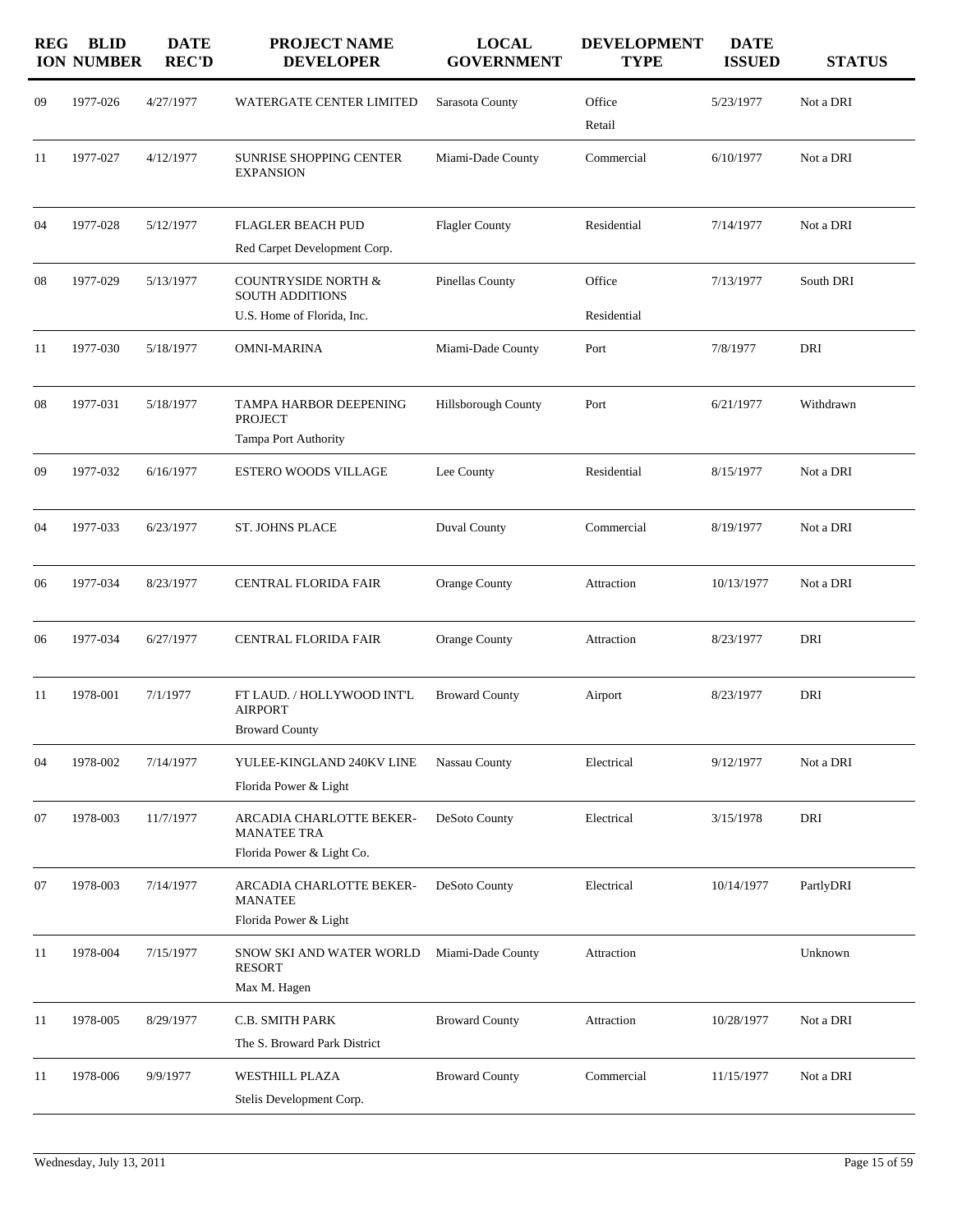| REGION | BLID NUMBER | DATE REC'D | PROJECT NAME DEVELOPER | LOCAL GOVERNMENT | DEVELOPMENT TYPE | DATE ISSUED | STATUS |
|---|---|---|---|---|---|---|---|
| 09 | 1977-026 | 4/27/1977 | WATERGATE CENTER LIMITED | Sarasota County | Office<br>Retail | 5/23/1977 | Not a DRI |
| 11 | 1977-027 | 4/12/1977 | SUNRISE SHOPPING CENTER EXPANSION | Miami-Dade County | Commercial | 6/10/1977 | Not a DRI |
| 04 | 1977-028 | 5/12/1977 | FLAGLER BEACH PUD<br>Red Carpet Development Corp. | Flagler County | Residential | 7/14/1977 | Not a DRI |
| 08 | 1977-029 | 5/13/1977 | COUNTRYSIDE NORTH & SOUTH ADDITIONS<br>U.S. Home of Florida, Inc. | Pinellas County | Office<br>Residential | 7/13/1977 | South DRI |
| 11 | 1977-030 | 5/18/1977 | OMNI-MARINA | Miami-Dade County | Port | 7/8/1977 | DRI |
| 08 | 1977-031 | 5/18/1977 | TAMPA HARBOR DEEPENING PROJECT<br>Tampa Port Authority | Hillsborough County | Port | 6/21/1977 | Withdrawn |
| 09 | 1977-032 | 6/16/1977 | ESTERO WOODS VILLAGE | Lee County | Residential | 8/15/1977 | Not a DRI |
| 04 | 1977-033 | 6/23/1977 | ST. JOHNS PLACE | Duval County | Commercial | 8/19/1977 | Not a DRI |
| 06 | 1977-034 | 8/23/1977 | CENTRAL FLORIDA FAIR | Orange County | Attraction | 10/13/1977 | Not a DRI |
| 06 | 1977-034 | 6/27/1977 | CENTRAL FLORIDA FAIR | Orange County | Attraction | 8/23/1977 | DRI |
| 11 | 1978-001 | 7/1/1977 | FT LAUD. / HOLLYWOOD INT'L AIRPORT<br>Broward County | Broward County | Airport | 8/23/1977 | DRI |
| 04 | 1978-002 | 7/14/1977 | YULEE-KINGLAND 240KV LINE<br>Florida Power & Light | Nassau County | Electrical | 9/12/1977 | Not a DRI |
| 07 | 1978-003 | 11/7/1977 | ARCADIA CHARLOTTE BEKER-MANATEE TRA<br>Florida Power & Light Co. | DeSoto County | Electrical | 3/15/1978 | DRI |
| 07 | 1978-003 | 7/14/1977 | ARCADIA CHARLOTTE BEKER-MANATEE<br>Florida Power & Light | DeSoto County | Electrical | 10/14/1977 | PartlyDRI |
| 11 | 1978-004 | 7/15/1977 | SNOW SKI AND WATER WORLD RESORT<br>Max M. Hagen | Miami-Dade County | Attraction | | Unknown |
| 11 | 1978-005 | 8/29/1977 | C.B. SMITH PARK<br>The S. Broward Park District | Broward County | Attraction | 10/28/1977 | Not a DRI |
| 11 | 1978-006 | 9/9/1977 | WESTHILL PLAZA<br>Stelis Development Corp. | Broward County | Commercial | 11/15/1977 | Not a DRI |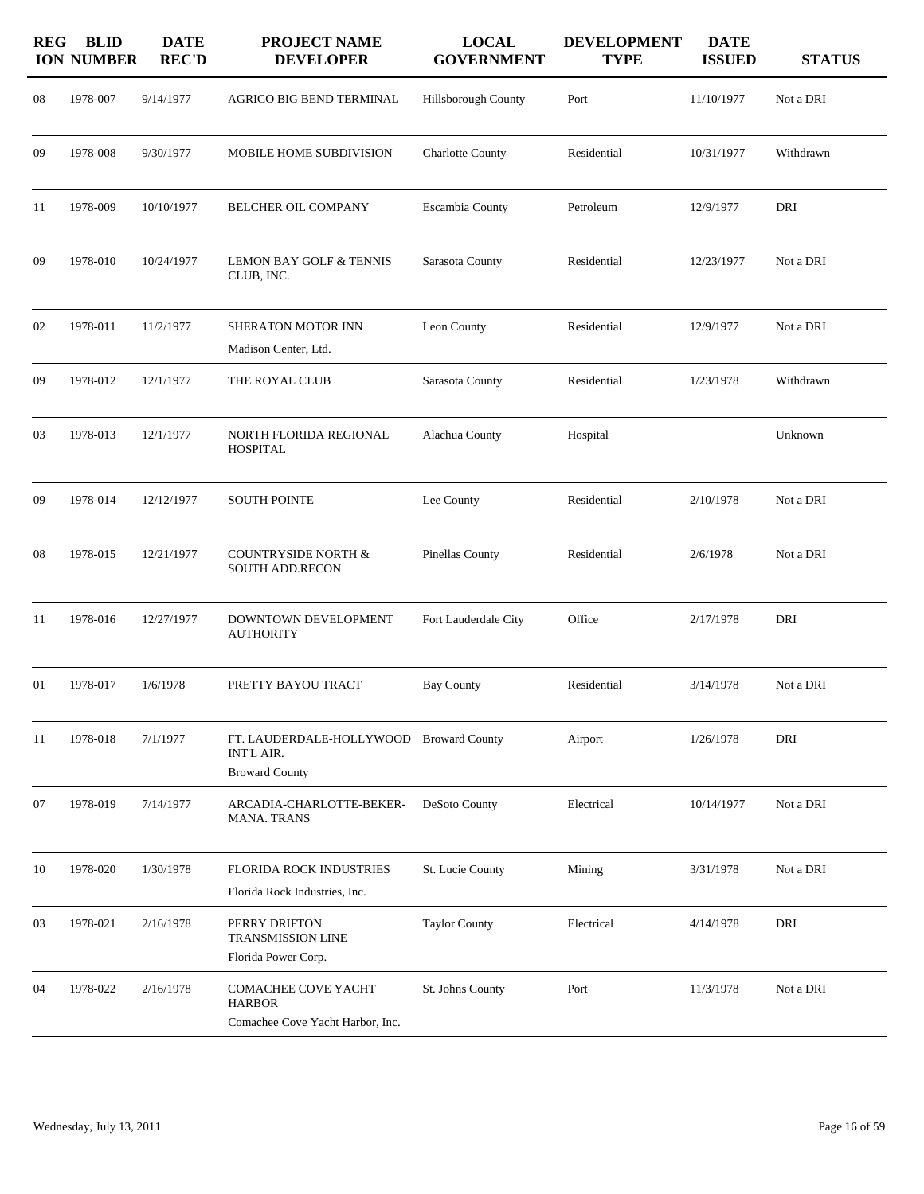| REGION | BLID NUMBER | DATE REC'D | PROJECT NAME DEVELOPER | LOCAL GOVERNMENT | DEVELOPMENT TYPE | DATE ISSUED | STATUS |
|---|---|---|---|---|---|---|---|
| 08 | 1978-007 | 9/14/1977 | AGRICO BIG BEND TERMINAL | Hillsborough County | Port | 11/10/1977 | Not a DRI |
| 09 | 1978-008 | 9/30/1977 | MOBILE HOME SUBDIVISION | Charlotte County | Residential | 10/31/1977 | Withdrawn |
| 11 | 1978-009 | 10/10/1977 | BELCHER OIL COMPANY | Escambia County | Petroleum | 12/9/1977 | DRI |
| 09 | 1978-010 | 10/24/1977 | LEMON BAY GOLF & TENNIS CLUB, INC. | Sarasota County | Residential | 12/23/1977 | Not a DRI |
| 02 | 1978-011 | 11/2/1977 | SHERATON MOTOR INN<br>Madison Center, Ltd. | Leon County | Residential | 12/9/1977 | Not a DRI |
| 09 | 1978-012 | 12/1/1977 | THE ROYAL CLUB | Sarasota County | Residential | 1/23/1978 | Withdrawn |
| 03 | 1978-013 | 12/1/1977 | NORTH FLORIDA REGIONAL HOSPITAL | Alachua County | Hospital | | Unknown |
| 09 | 1978-014 | 12/12/1977 | SOUTH POINTE | Lee County | Residential | 2/10/1978 | Not a DRI |
| 08 | 1978-015 | 12/21/1977 | COUNTRYSIDE NORTH & SOUTH ADD.RECON | Pinellas County | Residential | 2/6/1978 | Not a DRI |
| 11 | 1978-016 | 12/27/1977 | DOWNTOWN DEVELOPMENT AUTHORITY | Fort Lauderdale City | Office | 2/17/1978 | DRI |
| 01 | 1978-017 | 1/6/1978 | PRETTY BAYOU TRACT | Bay County | Residential | 3/14/1978 | Not a DRI |
| 11 | 1978-018 | 7/1/1977 | FT. LAUDERDALE-HOLLYWOOD INT'L AIR.<br>Broward County | Broward County | Airport | 1/26/1978 | DRI |
| 07 | 1978-019 | 7/14/1977 | ARCADIA-CHARLOTTE-BEKER-MANA. TRANS | DeSoto County | Electrical | 10/14/1977 | Not a DRI |
| 10 | 1978-020 | 1/30/1978 | FLORIDA ROCK INDUSTRIES<br>Florida Rock Industries, Inc. | St. Lucie County | Mining | 3/31/1978 | Not a DRI |
| 03 | 1978-021 | 2/16/1978 | PERRY DRIFTON TRANSMISSION LINE<br>Florida Power Corp. | Taylor County | Electrical | 4/14/1978 | DRI |
| 04 | 1978-022 | 2/16/1978 | COMACHEE COVE YACHT HARBOR<br>Comachee Cove Yacht Harbor, Inc. | St. Johns County | Port | 11/3/1978 | Not a DRI |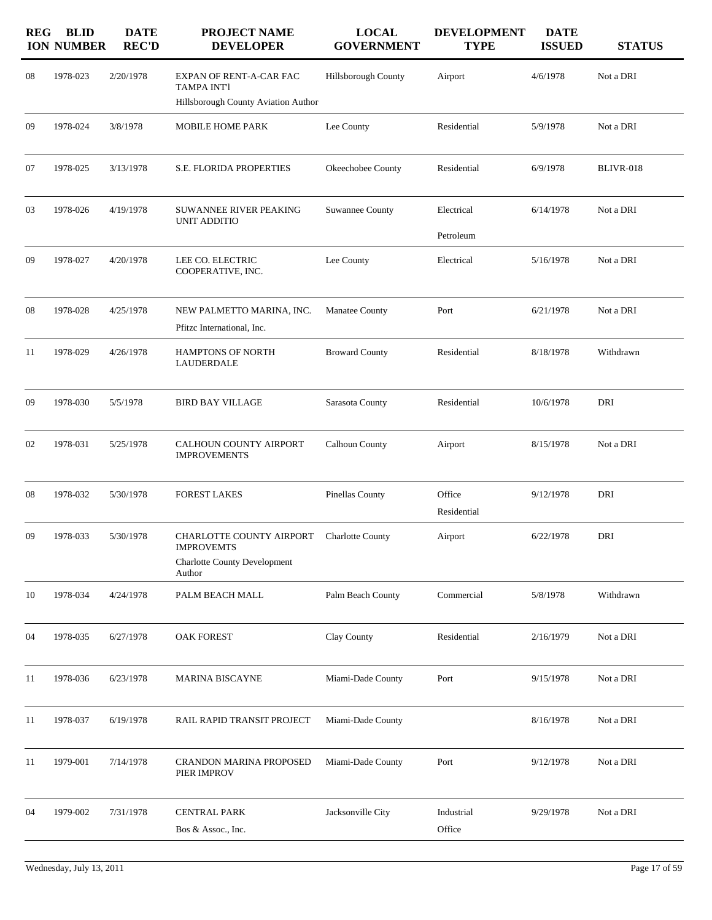| REGION | BLID NUMBER | DATE REC'D | PROJECT NAME DEVELOPER | LOCAL GOVERNMENT | DEVELOPMENT TYPE | DATE ISSUED | STATUS |
|---|---|---|---|---|---|---|---|
| 08 | 1978-023 | 2/20/1978 | EXPAN OF RENT-A-CAR FAC TAMPA INT'l<br>Hillsborough County Aviation Author | Hillsborough County | Airport | 4/6/1978 | Not a DRI |
| 09 | 1978-024 | 3/8/1978 | MOBILE HOME PARK | Lee County | Residential | 5/9/1978 | Not a DRI |
| 07 | 1978-025 | 3/13/1978 | S.E. FLORIDA PROPERTIES | Okeechobee County | Residential | 6/9/1978 | BLIVR-018 |
| 03 | 1978-026 | 4/19/1978 | SUWANNEE RIVER PEAKING UNIT ADDITIO | Suwannee County | Electrical<br>Petroleum | 6/14/1978 | Not a DRI |
| 09 | 1978-027 | 4/20/1978 | LEE CO. ELECTRIC COOPERATIVE, INC. | Lee County | Electrical | 5/16/1978 | Not a DRI |
| 08 | 1978-028 | 4/25/1978 | NEW PALMETTO MARINA, INC.<br>Pfitzc International, Inc. | Manatee County | Port | 6/21/1978 | Not a DRI |
| 11 | 1978-029 | 4/26/1978 | HAMPTONS OF NORTH LAUDERDALE | Broward County | Residential | 8/18/1978 | Withdrawn |
| 09 | 1978-030 | 5/5/1978 | BIRD BAY VILLAGE | Sarasota County | Residential | 10/6/1978 | DRI |
| 02 | 1978-031 | 5/25/1978 | CALHOUN COUNTY AIRPORT IMPROVEMENTS | Calhoun County | Airport | 8/15/1978 | Not a DRI |
| 08 | 1978-032 | 5/30/1978 | FOREST LAKES | Pinellas County | Office<br>Residential | 9/12/1978 | DRI |
| 09 | 1978-033 | 5/30/1978 | CHARLOTTE COUNTY AIRPORT IMPROVEMTS<br>Charlotte County Development Author | Charlotte County | Airport | 6/22/1978 | DRI |
| 10 | 1978-034 | 4/24/1978 | PALM BEACH MALL | Palm Beach County | Commercial | 5/8/1978 | Withdrawn |
| 04 | 1978-035 | 6/27/1978 | OAK FOREST | Clay County | Residential | 2/16/1979 | Not a DRI |
| 11 | 1978-036 | 6/23/1978 | MARINA BISCAYNE | Miami-Dade County | Port | 9/15/1978 | Not a DRI |
| 11 | 1978-037 | 6/19/1978 | RAIL RAPID TRANSIT PROJECT | Miami-Dade County | | 8/16/1978 | Not a DRI |
| 11 | 1979-001 | 7/14/1978 | CRANDON MARINA PROPOSED PIER IMPROV | Miami-Dade County | Port | 9/12/1978 | Not a DRI |
| 04 | 1979-002 | 7/31/1978 | CENTRAL PARK<br>Bos & Assoc., Inc. | Jacksonville City | Industrial<br>Office | 9/29/1978 | Not a DRI |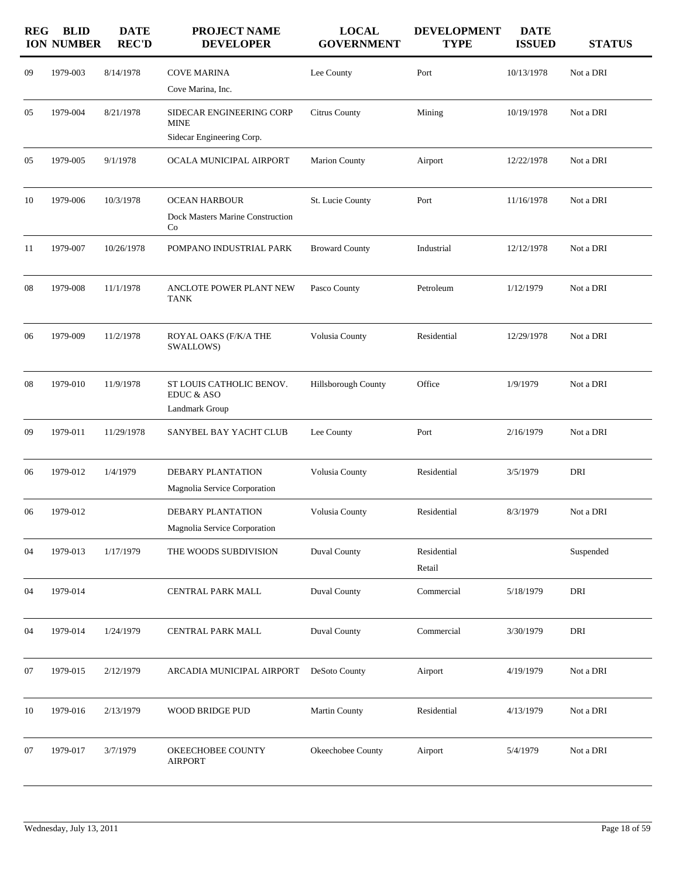| REGION | BLID NUMBER | DATE REC'D | PROJECT NAME DEVELOPER | LOCAL GOVERNMENT | DEVELOPMENT TYPE | DATE ISSUED | STATUS |
|---|---|---|---|---|---|---|---|
| 09 | 1979-003 | 8/14/1978 | COVE MARINA<br>Cove Marina, Inc. | Lee County | Port | 10/13/1978 | Not a DRI |
| 05 | 1979-004 | 8/21/1978 | SIDECAR ENGINEERING CORP MINE<br>Sidecar Engineering Corp. | Citrus County | Mining | 10/19/1978 | Not a DRI |
| 05 | 1979-005 | 9/1/1978 | OCALA MUNICIPAL AIRPORT | Marion County | Airport | 12/22/1978 | Not a DRI |
| 10 | 1979-006 | 10/3/1978 | OCEAN HARBOUR<br>Dock Masters Marine Construction Co | St. Lucie County | Port | 11/16/1978 | Not a DRI |
| 11 | 1979-007 | 10/26/1978 | POMPANO INDUSTRIAL PARK | Broward County | Industrial | 12/12/1978 | Not a DRI |
| 08 | 1979-008 | 11/1/1978 | ANCLOTE POWER PLANT NEW TANK | Pasco County | Petroleum | 1/12/1979 | Not a DRI |
| 06 | 1979-009 | 11/2/1978 | ROYAL OAKS (F/K/A THE SWALLOWS) | Volusia County | Residential | 12/29/1978 | Not a DRI |
| 08 | 1979-010 | 11/9/1978 | ST LOUIS CATHOLIC BENOV. EDUC & ASO<br>Landmark Group | Hillsborough County | Office | 1/9/1979 | Not a DRI |
| 09 | 1979-011 | 11/29/1978 | SANYBEL BAY YACHT CLUB | Lee County | Port | 2/16/1979 | Not a DRI |
| 06 | 1979-012 | 1/4/1979 | DEBARY PLANTATION<br>Magnolia Service Corporation | Volusia County | Residential | 3/5/1979 | DRI |
| 06 | 1979-012 | | DEBARY PLANTATION<br>Magnolia Service Corporation | Volusia County | Residential | 8/3/1979 | Not a DRI |
| 04 | 1979-013 | 1/17/1979 | THE WOODS SUBDIVISION | Duval County | Residential<br>Retail | | Suspended |
| 04 | 1979-014 | | CENTRAL PARK MALL | Duval County | Commercial | 5/18/1979 | DRI |
| 04 | 1979-014 | 1/24/1979 | CENTRAL PARK MALL | Duval County | Commercial | 3/30/1979 | DRI |
| 07 | 1979-015 | 2/12/1979 | ARCADIA MUNICIPAL AIRPORT | DeSoto County | Airport | 4/19/1979 | Not a DRI |
| 10 | 1979-016 | 2/13/1979 | WOOD BRIDGE PUD | Martin County | Residential | 4/13/1979 | Not a DRI |
| 07 | 1979-017 | 3/7/1979 | OKEECHOBEE COUNTY AIRPORT | Okeechobee County | Airport | 5/4/1979 | Not a DRI |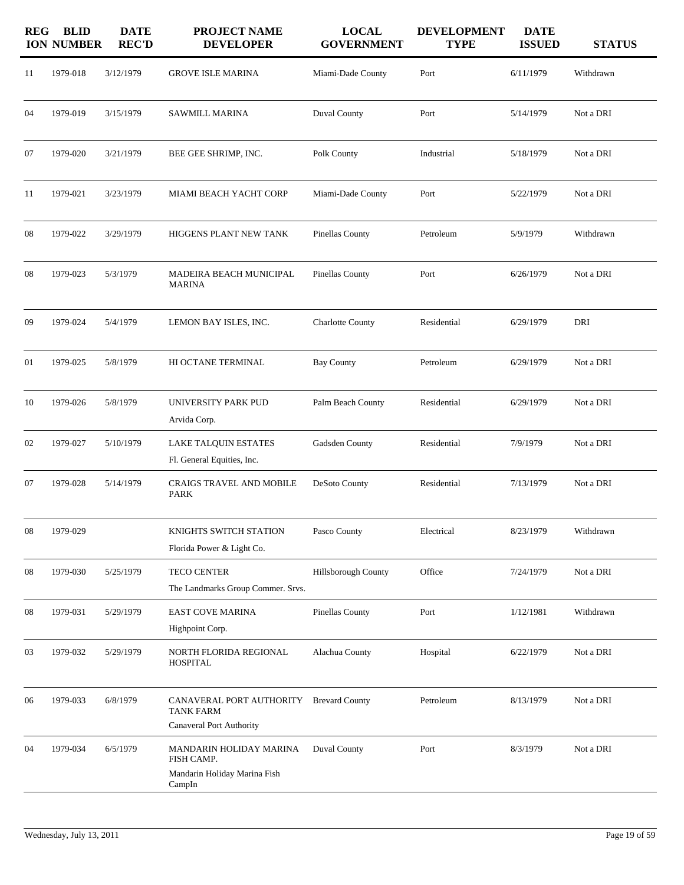| REGION | BLID NUMBER | DATE REC'D | PROJECT NAME<br>DEVELOPER | LOCAL GOVERNMENT | DEVELOPMENT TYPE | DATE ISSUED | STATUS |
|---|---|---|---|---|---|---|---|
| 11 | 1979-018 | 3/12/1979 | GROVE ISLE MARINA | Miami-Dade County | Port | 6/11/1979 | Withdrawn |
| 04 | 1979-019 | 3/15/1979 | SAWMILL MARINA | Duval County | Port | 5/14/1979 | Not a DRI |
| 07 | 1979-020 | 3/21/1979 | BEE GEE SHRIMP, INC. | Polk County | Industrial | 5/18/1979 | Not a DRI |
| 11 | 1979-021 | 3/23/1979 | MIAMI BEACH YACHT CORP | Miami-Dade County | Port | 5/22/1979 | Not a DRI |
| 08 | 1979-022 | 3/29/1979 | HIGGENS PLANT NEW TANK | Pinellas County | Petroleum | 5/9/1979 | Withdrawn |
| 08 | 1979-023 | 5/3/1979 | MADEIRA BEACH MUNICIPAL MARINA | Pinellas County | Port | 6/26/1979 | Not a DRI |
| 09 | 1979-024 | 5/4/1979 | LEMON BAY ISLES, INC. | Charlotte County | Residential | 6/29/1979 | DRI |
| 01 | 1979-025 | 5/8/1979 | HI OCTANE TERMINAL | Bay County | Petroleum | 6/29/1979 | Not a DRI |
| 10 | 1979-026 | 5/8/1979 | UNIVERSITY PARK PUD<br>Arvida Corp. | Palm Beach County | Residential | 6/29/1979 | Not a DRI |
| 02 | 1979-027 | 5/10/1979 | LAKE TALQUIN ESTATES<br>Fl. General Equities, Inc. | Gadsden County | Residential | 7/9/1979 | Not a DRI |
| 07 | 1979-028 | 5/14/1979 | CRAIGS TRAVEL AND MOBILE PARK | DeSoto County | Residential | 7/13/1979 | Not a DRI |
| 08 | 1979-029 | | KNIGHTS SWITCH STATION<br>Florida Power & Light Co. | Pasco County | Electrical | 8/23/1979 | Withdrawn |
| 08 | 1979-030 | 5/25/1979 | TECO CENTER<br>The Landmarks Group Commer. Srvs. | Hillsborough County | Office | 7/24/1979 | Not a DRI |
| 08 | 1979-031 | 5/29/1979 | EAST COVE MARINA<br>Highpoint Corp. | Pinellas County | Port | 1/12/1981 | Withdrawn |
| 03 | 1979-032 | 5/29/1979 | NORTH FLORIDA REGIONAL HOSPITAL | Alachua County | Hospital | 6/22/1979 | Not a DRI |
| 06 | 1979-033 | 6/8/1979 | CANAVERAL PORT AUTHORITY TANK FARM<br>Canaveral Port Authority | Brevard County | Petroleum | 8/13/1979 | Not a DRI |
| 04 | 1979-034 | 6/5/1979 | MANDARIN HOLIDAY MARINA FISH CAMP.<br>Mandarin Holiday Marina Fish CampIn | Duval County | Port | 8/3/1979 | Not a DRI |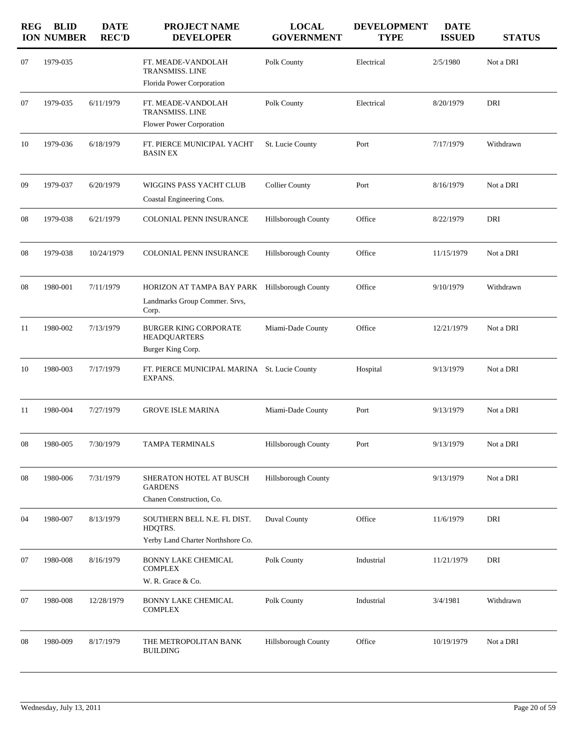| REGION | BLID NUMBER | DATE REC'D | PROJECT NAME DEVELOPER | LOCAL GOVERNMENT | DEVELOPMENT TYPE | DATE ISSUED | STATUS |
|---|---|---|---|---|---|---|---|
| 07 | 1979-035 | | FT. MEADE-VANDOLAH TRANSMISS. LINE<br>Florida Power Corporation | Polk County | Electrical | 2/5/1980 | Not a DRI |
| 07 | 1979-035 | 6/11/1979 | FT. MEADE-VANDOLAH TRANSMISS. LINE<br>Flower Power Corporation | Polk County | Electrical | 8/20/1979 | DRI |
| 10 | 1979-036 | 6/18/1979 | FT. PIERCE MUNICIPAL YACHT BASIN EX | St. Lucie County | Port | 7/17/1979 | Withdrawn |
| 09 | 1979-037 | 6/20/1979 | WIGGINS PASS YACHT CLUB<br>Coastal Engineering Cons. | Collier County | Port | 8/16/1979 | Not a DRI |
| 08 | 1979-038 | 6/21/1979 | COLONIAL PENN INSURANCE | Hillsborough County | Office | 8/22/1979 | DRI |
| 08 | 1979-038 | 10/24/1979 | COLONIAL PENN INSURANCE | Hillsborough County | Office | 11/15/1979 | Not a DRI |
| 08 | 1980-001 | 7/11/1979 | HORIZON AT TAMPA BAY PARK<br>Landmarks Group Commer. Srvs, Corp. | Hillsborough County | Office | 9/10/1979 | Withdrawn |
| 11 | 1980-002 | 7/13/1979 | BURGER KING CORPORATE HEADQUARTERS<br>Burger King Corp. | Miami-Dade County | Office | 12/21/1979 | Not a DRI |
| 10 | 1980-003 | 7/17/1979 | FT. PIERCE MUNICIPAL MARINA EXPANS. | St. Lucie County | Hospital | 9/13/1979 | Not a DRI |
| 11 | 1980-004 | 7/27/1979 | GROVE ISLE MARINA | Miami-Dade County | Port | 9/13/1979 | Not a DRI |
| 08 | 1980-005 | 7/30/1979 | TAMPA TERMINALS | Hillsborough County | Port | 9/13/1979 | Not a DRI |
| 08 | 1980-006 | 7/31/1979 | SHERATON HOTEL AT BUSCH GARDENS<br>Chanen Construction, Co. | Hillsborough County | | 9/13/1979 | Not a DRI |
| 04 | 1980-007 | 8/13/1979 | SOUTHERN BELL N.E. FL DIST. HDQTRS.<br>Yerby Land Charter Northshore Co. | Duval County | Office | 11/6/1979 | DRI |
| 07 | 1980-008 | 8/16/1979 | BONNY LAKE CHEMICAL COMPLEX<br>W. R. Grace & Co. | Polk County | Industrial | 11/21/1979 | DRI |
| 07 | 1980-008 | 12/28/1979 | BONNY LAKE CHEMICAL COMPLEX | Polk County | Industrial | 3/4/1981 | Withdrawn |
| 08 | 1980-009 | 8/17/1979 | THE METROPOLITAN BANK BUILDING | Hillsborough County | Office | 10/19/1979 | Not a DRI |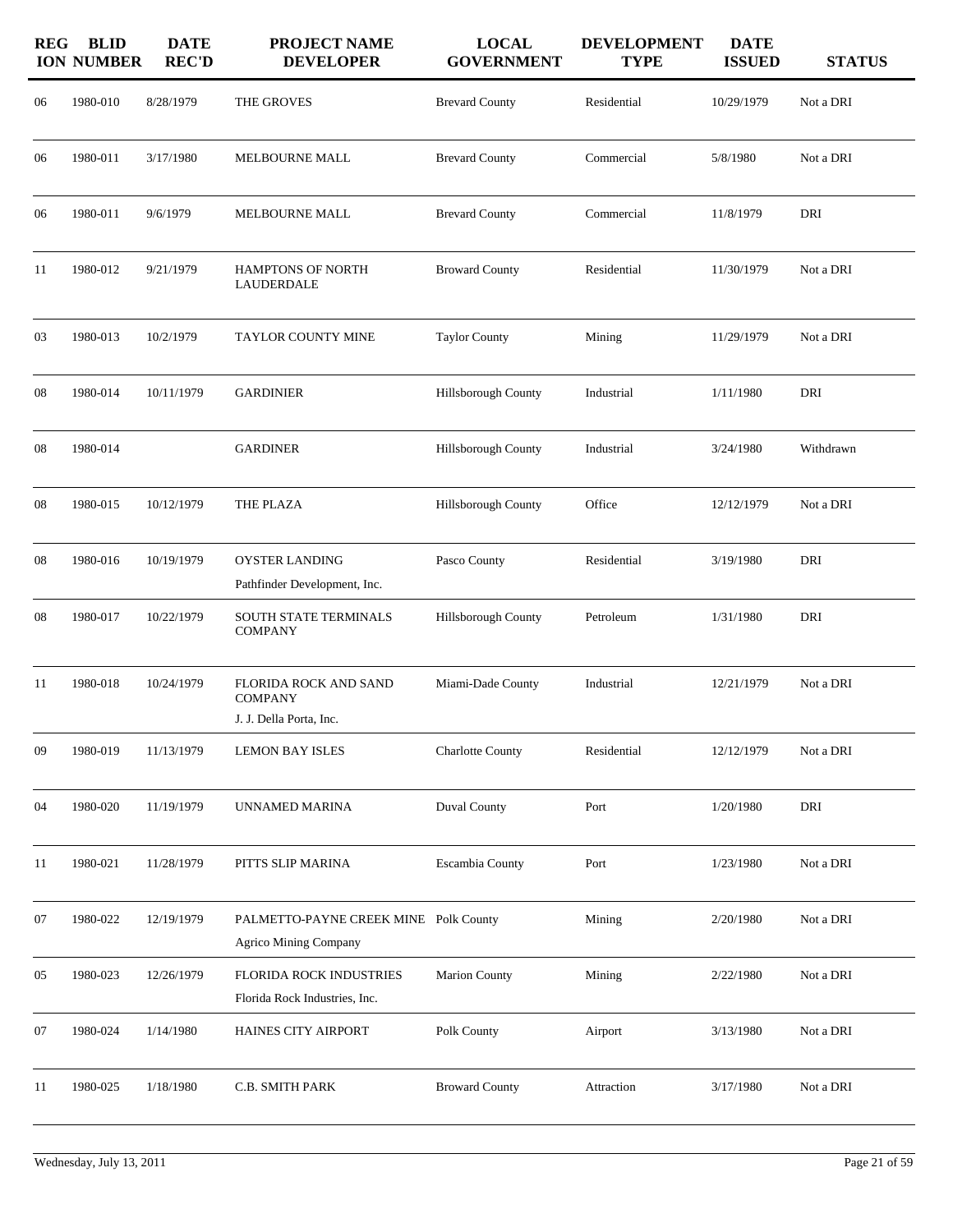| REG ION | BLID NUMBER | DATE REC'D | PROJECT NAME DEVELOPER | LOCAL GOVERNMENT | DEVELOPMENT TYPE | DATE ISSUED | STATUS |
|---|---|---|---|---|---|---|---|
| 06 | 1980-010 | 8/28/1979 | THE GROVES | Brevard County | Residential | 10/29/1979 | Not a DRI |
| 06 | 1980-011 | 3/17/1980 | MELBOURNE MALL | Brevard County | Commercial | 5/8/1980 | Not a DRI |
| 06 | 1980-011 | 9/6/1979 | MELBOURNE MALL | Brevard County | Commercial | 11/8/1979 | DRI |
| 11 | 1980-012 | 9/21/1979 | HAMPTONS OF NORTH LAUDERDALE | Broward County | Residential | 11/30/1979 | Not a DRI |
| 03 | 1980-013 | 10/2/1979 | TAYLOR COUNTY MINE | Taylor County | Mining | 11/29/1979 | Not a DRI |
| 08 | 1980-014 | 10/11/1979 | GARDINIER | Hillsborough County | Industrial | 1/11/1980 | DRI |
| 08 | 1980-014 | | GARDINER | Hillsborough County | Industrial | 3/24/1980 | Withdrawn |
| 08 | 1980-015 | 10/12/1979 | THE PLAZA | Hillsborough County | Office | 12/12/1979 | Not a DRI |
| 08 | 1980-016 | 10/19/1979 | OYSTER LANDING<br>Pathfinder Development, Inc. | Pasco County | Residential | 3/19/1980 | DRI |
| 08 | 1980-017 | 10/22/1979 | SOUTH STATE TERMINALS COMPANY | Hillsborough County | Petroleum | 1/31/1980 | DRI |
| 11 | 1980-018 | 10/24/1979 | FLORIDA ROCK AND SAND COMPANY<br>J. J. Della Porta, Inc. | Miami-Dade County | Industrial | 12/21/1979 | Not a DRI |
| 09 | 1980-019 | 11/13/1979 | LEMON BAY ISLES | Charlotte County | Residential | 12/12/1979 | Not a DRI |
| 04 | 1980-020 | 11/19/1979 | UNNAMED MARINA | Duval County | Port | 1/20/1980 | DRI |
| 11 | 1980-021 | 11/28/1979 | PITTS SLIP MARINA | Escambia County | Port | 1/23/1980 | Not a DRI |
| 07 | 1980-022 | 12/19/1979 | PALMETTO-PAYNE CREEK MINE<br>Agrico Mining Company | Polk County | Mining | 2/20/1980 | Not a DRI |
| 05 | 1980-023 | 12/26/1979 | FLORIDA ROCK INDUSTRIES<br>Florida Rock Industries, Inc. | Marion County | Mining | 2/22/1980 | Not a DRI |
| 07 | 1980-024 | 1/14/1980 | HAINES CITY AIRPORT | Polk County | Airport | 3/13/1980 | Not a DRI |
| 11 | 1980-025 | 1/18/1980 | C.B. SMITH PARK | Broward County | Attraction | 3/17/1980 | Not a DRI |

Wednesday, July 13, 2011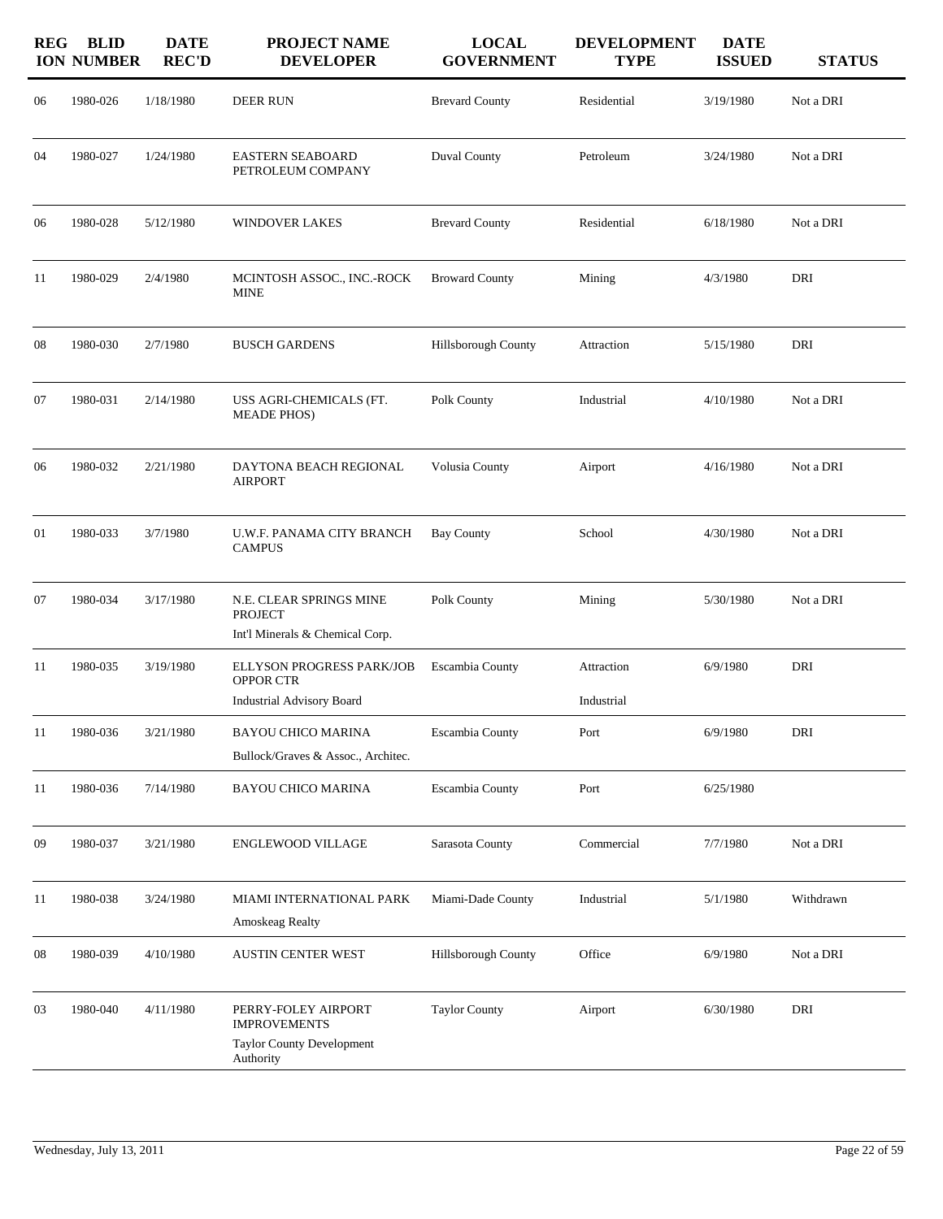| REGION | BLID NUMBER | DATE REC'D | PROJECT NAME DEVELOPER | LOCAL GOVERNMENT | DEVELOPMENT TYPE | DATE ISSUED | STATUS |
|---|---|---|---|---|---|---|---|
| 06 | 1980-026 | 1/18/1980 | DEER RUN | Brevard County | Residential | 3/19/1980 | Not a DRI |
| 04 | 1980-027 | 1/24/1980 | EASTERN SEABOARD PETROLEUM COMPANY | Duval County | Petroleum | 3/24/1980 | Not a DRI |
| 06 | 1980-028 | 5/12/1980 | WINDOVER LAKES | Brevard County | Residential | 6/18/1980 | Not a DRI |
| 11 | 1980-029 | 2/4/1980 | MCINTOSH ASSOC., INC.-ROCK MINE | Broward County | Mining | 4/3/1980 | DRI |
| 08 | 1980-030 | 2/7/1980 | BUSCH GARDENS | Hillsborough County | Attraction | 5/15/1980 | DRI |
| 07 | 1980-031 | 2/14/1980 | USS AGRI-CHEMICALS (FT. MEADE PHOS) | Polk County | Industrial | 4/10/1980 | Not a DRI |
| 06 | 1980-032 | 2/21/1980 | DAYTONA BEACH REGIONAL AIRPORT | Volusia County | Airport | 4/16/1980 | Not a DRI |
| 01 | 1980-033 | 3/7/1980 | U.W.F. PANAMA CITY BRANCH CAMPUS | Bay County | School | 4/30/1980 | Not a DRI |
| 07 | 1980-034 | 3/17/1980 | N.E. CLEAR SPRINGS MINE PROJECT<br>Int'l Minerals & Chemical Corp. | Polk County | Mining | 5/30/1980 | Not a DRI |
| 11 | 1980-035 | 3/19/1980 | ELLYSON PROGRESS PARK/JOB OPPOR CTR<br>Industrial Advisory Board | Escambia County | Attraction<br>Industrial | 6/9/1980 | DRI |
| 11 | 1980-036 | 3/21/1980 | BAYOU CHICO MARINA<br>Bullock/Graves & Assoc., Architec. | Escambia County | Port | 6/9/1980 | DRI |
| 11 | 1980-036 | 7/14/1980 | BAYOU CHICO MARINA | Escambia County | Port | 6/25/1980 | |
| 09 | 1980-037 | 3/21/1980 | ENGLEWOOD VILLAGE | Sarasota County | Commercial | 7/7/1980 | Not a DRI |
| 11 | 1980-038 | 3/24/1980 | MIAMI INTERNATIONAL PARK<br>Amoskeag Realty | Miami-Dade County | Industrial | 5/1/1980 | Withdrawn |
| 08 | 1980-039 | 4/10/1980 | AUSTIN CENTER WEST | Hillsborough County | Office | 6/9/1980 | Not a DRI |
| 03 | 1980-040 | 4/11/1980 | PERRY-FOLEY AIRPORT IMPROVEMENTS<br>Taylor County Development Authority | Taylor County | Airport | 6/30/1980 | DRI |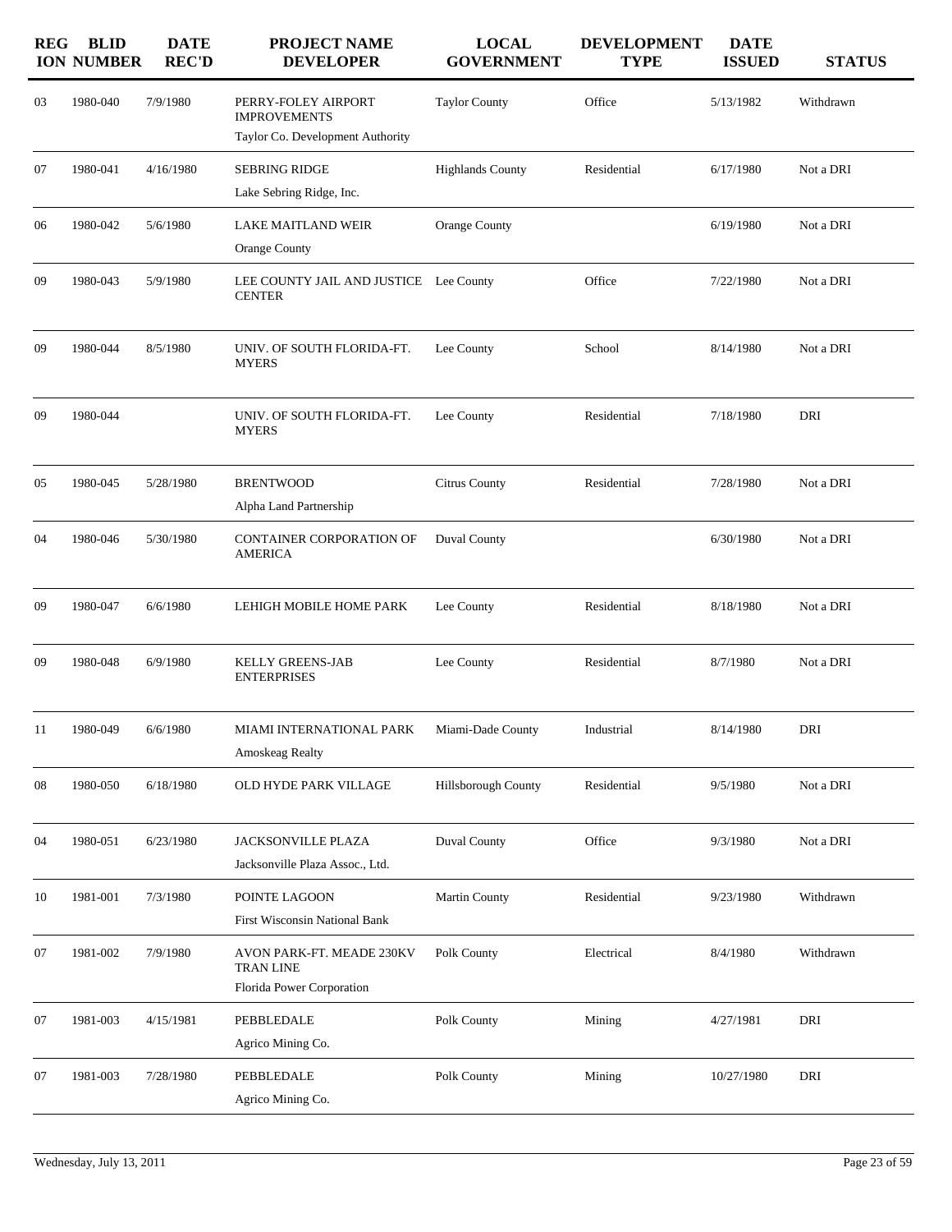| REGION | BLID NUMBER | DATE REC'D | PROJECT NAME DEVELOPER | LOCAL GOVERNMENT | DEVELOPMENT TYPE | DATE ISSUED | STATUS |
|---|---|---|---|---|---|---|---|
| 03 | 1980-040 | 7/9/1980 | PERRY-FOLEY AIRPORT IMPROVEMENTS<br>Taylor Co. Development Authority | Taylor County | Office | 5/13/1982 | Withdrawn |
| 07 | 1980-041 | 4/16/1980 | SEBRING RIDGE<br>Lake Sebring Ridge, Inc. | Highlands County | Residential | 6/17/1980 | Not a DRI |
| 06 | 1980-042 | 5/6/1980 | LAKE MAITLAND WEIR<br>Orange County | Orange County | | 6/19/1980 | Not a DRI |
| 09 | 1980-043 | 5/9/1980 | LEE COUNTY JAIL AND JUSTICE CENTER | Lee County | Office | 7/22/1980 | Not a DRI |
| 09 | 1980-044 | 8/5/1980 | UNIV. OF SOUTH FLORIDA-FT. MYERS | Lee County | School | 8/14/1980 | Not a DRI |
| 09 | 1980-044 | | UNIV. OF SOUTH FLORIDA-FT. MYERS | Lee County | Residential | 7/18/1980 | DRI |
| 05 | 1980-045 | 5/28/1980 | BRENTWOOD<br>Alpha Land Partnership | Citrus County | Residential | 7/28/1980 | Not a DRI |
| 04 | 1980-046 | 5/30/1980 | CONTAINER CORPORATION OF AMERICA | Duval County | | 6/30/1980 | Not a DRI |
| 09 | 1980-047 | 6/6/1980 | LEHIGH MOBILE HOME PARK | Lee County | Residential | 8/18/1980 | Not a DRI |
| 09 | 1980-048 | 6/9/1980 | KELLY GREENS-JAB ENTERPRISES | Lee County | Residential | 8/7/1980 | Not a DRI |
| 11 | 1980-049 | 6/6/1980 | MIAMI INTERNATIONAL PARK<br>Amoskeag Realty | Miami-Dade County | Industrial | 8/14/1980 | DRI |
| 08 | 1980-050 | 6/18/1980 | OLD HYDE PARK VILLAGE | Hillsborough County | Residential | 9/5/1980 | Not a DRI |
| 04 | 1980-051 | 6/23/1980 | JACKSONVILLE PLAZA<br>Jacksonville Plaza Assoc., Ltd. | Duval County | Office | 9/3/1980 | Not a DRI |
| 10 | 1981-001 | 7/3/1980 | POINTE LAGOON<br>First Wisconsin National Bank | Martin County | Residential | 9/23/1980 | Withdrawn |
| 07 | 1981-002 | 7/9/1980 | AVON PARK-FT. MEADE 230KV TRAN LINE<br>Florida Power Corporation | Polk County | Electrical | 8/4/1980 | Withdrawn |
| 07 | 1981-003 | 4/15/1981 | PEBBLEDALE<br>Agrico Mining Co. | Polk County | Mining | 4/27/1981 | DRI |
| 07 | 1981-003 | 7/28/1980 | PEBBLEDALE<br>Agrico Mining Co. | Polk County | Mining | 10/27/1980 | DRI |

Wednesday, July 13, 2011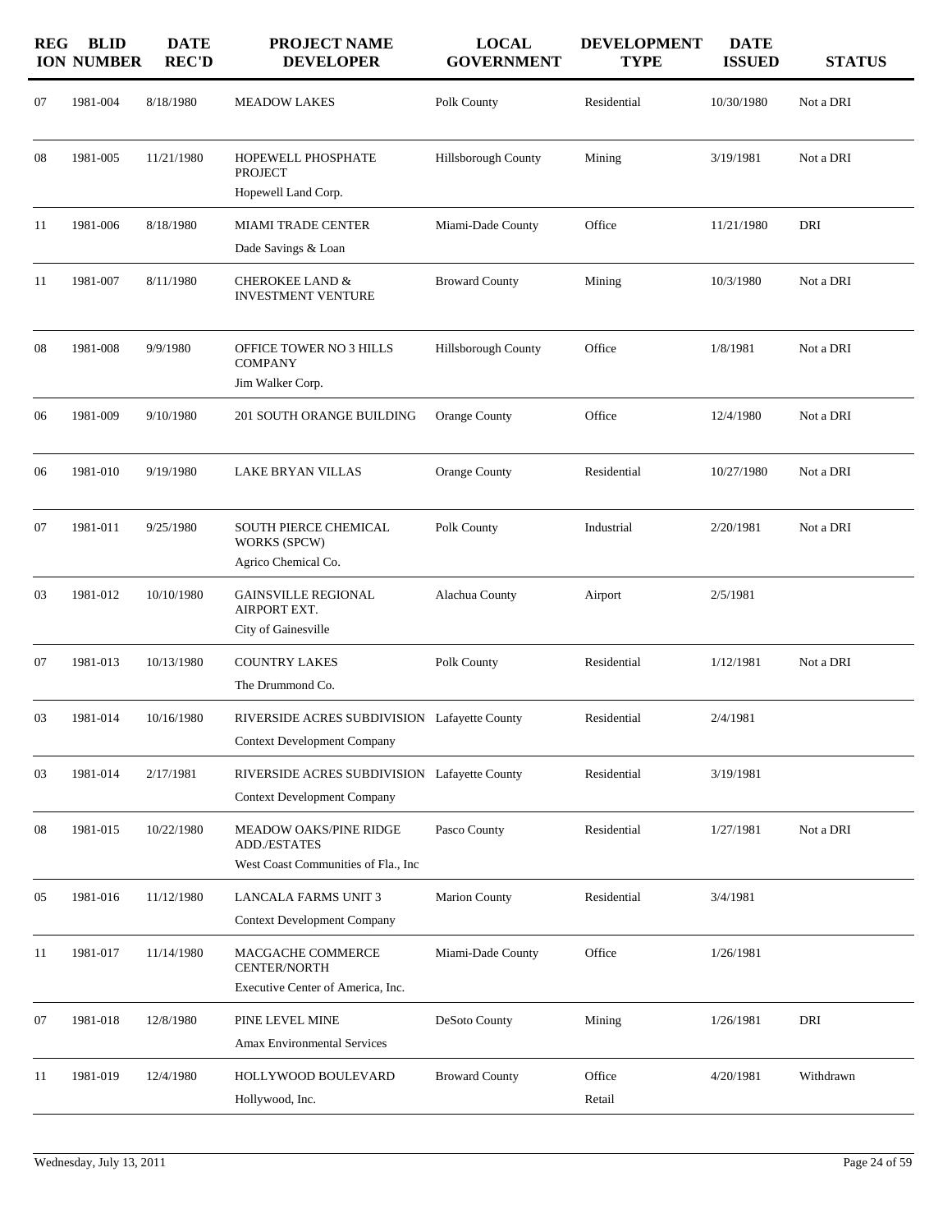| REGION | BLID NUMBER | DATE REC'D | PROJECT NAME DEVELOPER | LOCAL GOVERNMENT | DEVELOPMENT TYPE | DATE ISSUED | STATUS |
|---|---|---|---|---|---|---|---|
| 07 | 1981-004 | 8/18/1980 | MEADOW LAKES | Polk County | Residential | 10/30/1980 | Not a DRI |
| 08 | 1981-005 | 11/21/1980 | HOPEWELL PHOSPHATE PROJECT<br>Hopewell Land Corp. | Hillsborough County | Mining | 3/19/1981 | Not a DRI |
| 11 | 1981-006 | 8/18/1980 | MIAMI TRADE CENTER<br>Dade Savings & Loan | Miami-Dade County | Office | 11/21/1980 | DRI |
| 11 | 1981-007 | 8/11/1980 | CHEROKEE LAND & INVESTMENT VENTURE | Broward County | Mining | 10/3/1980 | Not a DRI |
| 08 | 1981-008 | 9/9/1980 | OFFICE TOWER NO 3 HILLS COMPANY<br>Jim Walker Corp. | Hillsborough County | Office | 1/8/1981 | Not a DRI |
| 06 | 1981-009 | 9/10/1980 | 201 SOUTH ORANGE BUILDING | Orange County | Office | 12/4/1980 | Not a DRI |
| 06 | 1981-010 | 9/19/1980 | LAKE BRYAN VILLAS | Orange County | Residential | 10/27/1980 | Not a DRI |
| 07 | 1981-011 | 9/25/1980 | SOUTH PIERCE CHEMICAL WORKS (SPCW)<br>Agrico Chemical Co. | Polk County | Industrial | 2/20/1981 | Not a DRI |
| 03 | 1981-012 | 10/10/1980 | GAINSVILLE REGIONAL AIRPORT EXT.<br>City of Gainesville | Alachua County | Airport | 2/5/1981 | |
| 07 | 1981-013 | 10/13/1980 | COUNTRY LAKES<br>The Drummond Co. | Polk County | Residential | 1/12/1981 | Not a DRI |
| 03 | 1981-014 | 10/16/1980 | RIVERSIDE ACRES SUBDIVISION<br>Context Development Company | Lafayette County | Residential | 2/4/1981 | |
| 03 | 1981-014 | 2/17/1981 | RIVERSIDE ACRES SUBDIVISION<br>Context Development Company | Lafayette County | Residential | 3/19/1981 | |
| 08 | 1981-015 | 10/22/1980 | MEADOW OAKS/PINE RIDGE ADD./ESTATES<br>West Coast Communities of Fla., Inc | Pasco County | Residential | 1/27/1981 | Not a DRI |
| 05 | 1981-016 | 11/12/1980 | LANCALA FARMS UNIT 3<br>Context Development Company | Marion County | Residential | 3/4/1981 | |
| 11 | 1981-017 | 11/14/1980 | MACGACHE COMMERCE CENTER/NORTH<br>Executive Center of America, Inc. | Miami-Dade County | Office | 1/26/1981 | |
| 07 | 1981-018 | 12/8/1980 | PINE LEVEL MINE<br>Amax Environmental Services | DeSoto County | Mining | 1/26/1981 | DRI |
| 11 | 1981-019 | 12/4/1980 | HOLLYWOOD BOULEVARD<br>Hollywood, Inc. | Broward County | Office<br>Retail | 4/20/1981 | Withdrawn |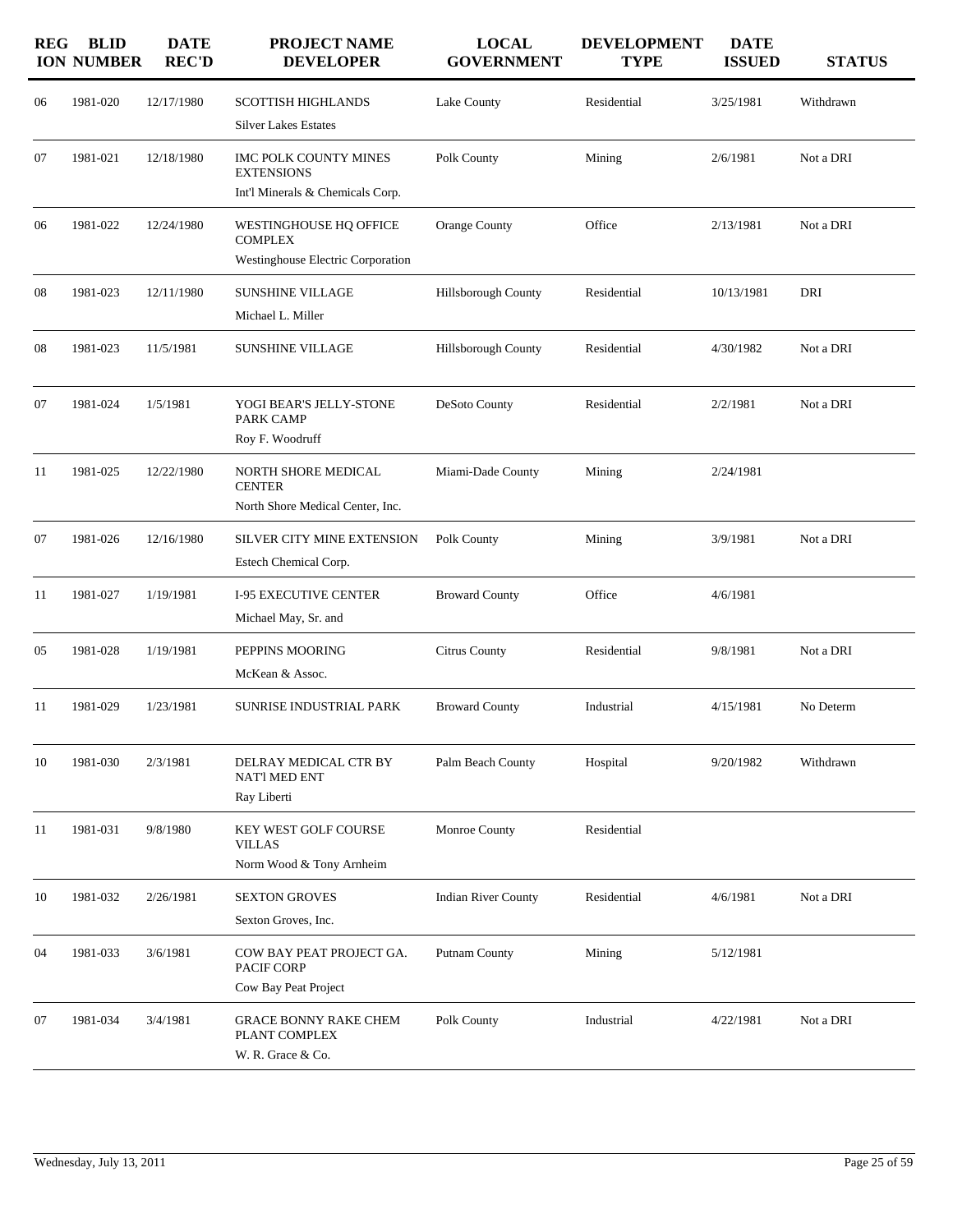| REGION | BLID NUMBER | DATE REC'D | PROJECT NAME DEVELOPER | LOCAL GOVERNMENT | DEVELOPMENT TYPE | DATE ISSUED | STATUS |
|---|---|---|---|---|---|---|---|
| 06 | 1981-020 | 12/17/1980 | SCOTTISH HIGHLANDS<br>Silver Lakes Estates | Lake County | Residential | 3/25/1981 | Withdrawn |
| 07 | 1981-021 | 12/18/1980 | IMC POLK COUNTY MINES EXTENSIONS<br>Int'l Minerals & Chemicals Corp. | Polk County | Mining | 2/6/1981 | Not a DRI |
| 06 | 1981-022 | 12/24/1980 | WESTINGHOUSE HQ OFFICE COMPLEX<br>Westinghouse Electric Corporation | Orange County | Office | 2/13/1981 | Not a DRI |
| 08 | 1981-023 | 12/11/1980 | SUNSHINE VILLAGE<br>Michael L. Miller | Hillsborough County | Residential | 10/13/1981 | DRI |
| 08 | 1981-023 | 11/5/1981 | SUNSHINE VILLAGE | Hillsborough County | Residential | 4/30/1982 | Not a DRI |
| 07 | 1981-024 | 1/5/1981 | YOGI BEAR'S JELLY-STONE PARK CAMP<br>Roy F. Woodruff | DeSoto County | Residential | 2/2/1981 | Not a DRI |
| 11 | 1981-025 | 12/22/1980 | NORTH SHORE MEDICAL CENTER<br>North Shore Medical Center, Inc. | Miami-Dade County | Mining | 2/24/1981 | |
| 07 | 1981-026 | 12/16/1980 | SILVER CITY MINE EXTENSION<br>Estech Chemical Corp. | Polk County | Mining | 3/9/1981 | Not a DRI |
| 11 | 1981-027 | 1/19/1981 | I-95 EXECUTIVE CENTER<br>Michael May, Sr. and | Broward County | Office | 4/6/1981 | |
| 05 | 1981-028 | 1/19/1981 | PEPPINS MOORING<br>McKean & Assoc. | Citrus County | Residential | 9/8/1981 | Not a DRI |
| 11 | 1981-029 | 1/23/1981 | SUNRISE INDUSTRIAL PARK | Broward County | Industrial | 4/15/1981 | No Determ |
| 10 | 1981-030 | 2/3/1981 | DELRAY MEDICAL CTR BY NAT'l MED ENT<br>Ray Liberti | Palm Beach County | Hospital | 9/20/1982 | Withdrawn |
| 11 | 1981-031 | 9/8/1980 | KEY WEST GOLF COURSE VILLAS<br>Norm Wood & Tony Arnheim | Monroe County | Residential | | |
| 10 | 1981-032 | 2/26/1981 | SEXTON GROVES<br>Sexton Groves, Inc. | Indian River County | Residential | 4/6/1981 | Not a DRI |
| 04 | 1981-033 | 3/6/1981 | COW BAY PEAT PROJECT GA. PACIF CORP<br>Cow Bay Peat Project | Putnam County | Mining | 5/12/1981 | |
| 07 | 1981-034 | 3/4/1981 | GRACE BONNY RAKE CHEM PLANT COMPLEX<br>W. R. Grace & Co. | Polk County | Industrial | 4/22/1981 | Not a DRI |

Wednesday, July 13, 2011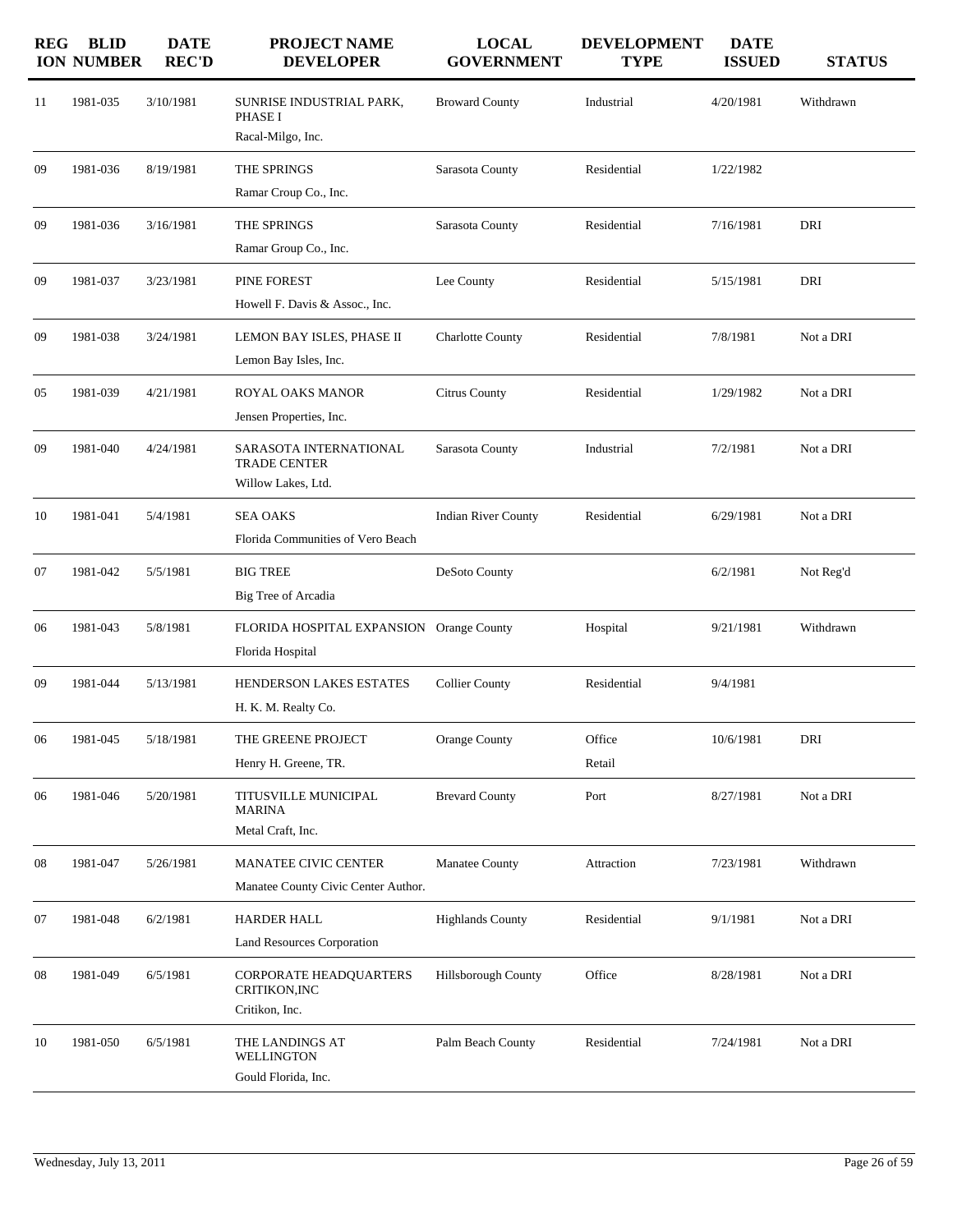| REGION | BLID NUMBER | DATE REC'D | PROJECT NAME DEVELOPER | LOCAL GOVERNMENT | DEVELOPMENT TYPE | DATE ISSUED | STATUS |
|---|---|---|---|---|---|---|---|
| 11 | 1981-035 | 3/10/1981 | SUNRISE INDUSTRIAL PARK, PHASE I<br>Racal-Milgo, Inc. | Broward County | Industrial | 4/20/1981 | Withdrawn |
| 09 | 1981-036 | 8/19/1981 | THE SPRINGS<br>Ramar Croup Co., Inc. | Sarasota County | Residential | 1/22/1982 | |
| 09 | 1981-036 | 3/16/1981 | THE SPRINGS<br>Ramar Group Co., Inc. | Sarasota County | Residential | 7/16/1981 | DRI |
| 09 | 1981-037 | 3/23/1981 | PINE FOREST<br>Howell F. Davis & Assoc., Inc. | Lee County | Residential | 5/15/1981 | DRI |
| 09 | 1981-038 | 3/24/1981 | LEMON BAY ISLES, PHASE II<br>Lemon Bay Isles, Inc. | Charlotte County | Residential | 7/8/1981 | Not a DRI |
| 05 | 1981-039 | 4/21/1981 | ROYAL OAKS MANOR<br>Jensen Properties, Inc. | Citrus County | Residential | 1/29/1982 | Not a DRI |
| 09 | 1981-040 | 4/24/1981 | SARASOTA INTERNATIONAL TRADE CENTER<br>Willow Lakes, Ltd. | Sarasota County | Industrial | 7/2/1981 | Not a DRI |
| 10 | 1981-041 | 5/4/1981 | SEA OAKS<br>Florida Communities of Vero Beach | Indian River County | Residential | 6/29/1981 | Not a DRI |
| 07 | 1981-042 | 5/5/1981 | BIG TREE<br>Big Tree of Arcadia | DeSoto County | | 6/2/1981 | Not Reg'd |
| 06 | 1981-043 | 5/8/1981 | FLORIDA HOSPITAL EXPANSION<br>Florida Hospital | Orange County | Hospital | 9/21/1981 | Withdrawn |
| 09 | 1981-044 | 5/13/1981 | HENDERSON LAKES ESTATES<br>H. K. M. Realty Co. | Collier County | Residential | 9/4/1981 | |
| 06 | 1981-045 | 5/18/1981 | THE GREENE PROJECT<br>Henry H. Greene, TR. | Orange County | Office<br>Retail | 10/6/1981 | DRI |
| 06 | 1981-046 | 5/20/1981 | TITUSVILLE MUNICIPAL MARINA<br>Metal Craft, Inc. | Brevard County | Port | 8/27/1981 | Not a DRI |
| 08 | 1981-047 | 5/26/1981 | MANATEE CIVIC CENTER<br>Manatee County Civic Center Author. | Manatee County | Attraction | 7/23/1981 | Withdrawn |
| 07 | 1981-048 | 6/2/1981 | HARDER HALL<br>Land Resources Corporation | Highlands County | Residential | 9/1/1981 | Not a DRI |
| 08 | 1981-049 | 6/5/1981 | CORPORATE HEADQUARTERS CRITIKON,INC<br>Critikon, Inc. | Hillsborough County | Office | 8/28/1981 | Not a DRI |
| 10 | 1981-050 | 6/5/1981 | THE LANDINGS AT WELLINGTON<br>Gould Florida, Inc. | Palm Beach County | Residential | 7/24/1981 | Not a DRI |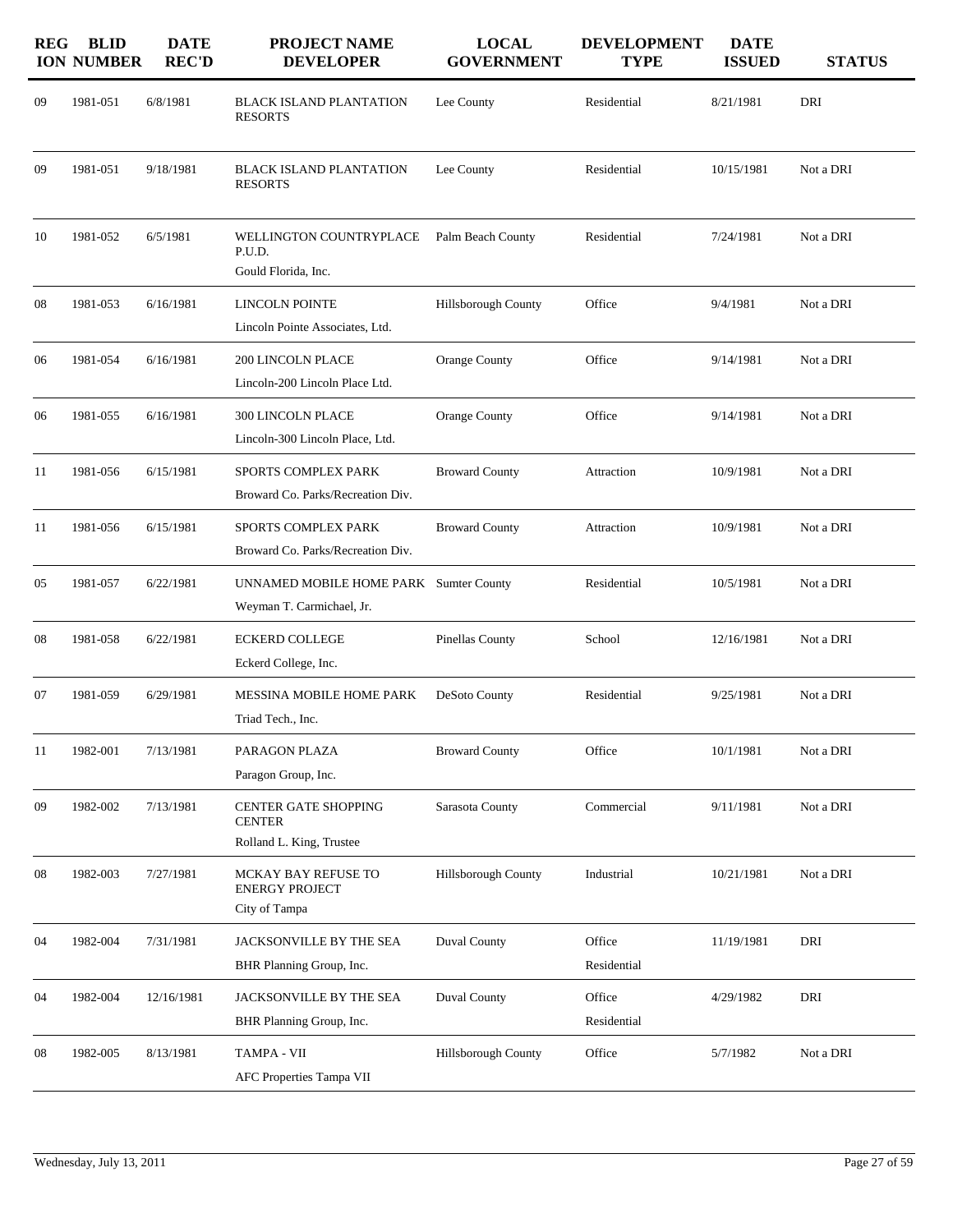| REGION | BLID NUMBER | DATE REC'D | PROJECT NAME DEVELOPER | LOCAL GOVERNMENT | DEVELOPMENT TYPE | DATE ISSUED | STATUS |
|---|---|---|---|---|---|---|---|
| 09 | 1981-051 | 6/8/1981 | BLACK ISLAND PLANTATION RESORTS | Lee County | Residential | 8/21/1981 | DRI |
| 09 | 1981-051 | 9/18/1981 | BLACK ISLAND PLANTATION RESORTS | Lee County | Residential | 10/15/1981 | Not a DRI |
| 10 | 1981-052 | 6/5/1981 | WELLINGTON COUNTRYPLACE P.U.D.<br>Gould Florida, Inc. | Palm Beach County | Residential | 7/24/1981 | Not a DRI |
| 08 | 1981-053 | 6/16/1981 | LINCOLN POINTE<br>Lincoln Pointe Associates, Ltd. | Hillsborough County | Office | 9/4/1981 | Not a DRI |
| 06 | 1981-054 | 6/16/1981 | 200 LINCOLN PLACE<br>Lincoln-200 Lincoln Place Ltd. | Orange County | Office | 9/14/1981 | Not a DRI |
| 06 | 1981-055 | 6/16/1981 | 300 LINCOLN PLACE<br>Lincoln-300 Lincoln Place, Ltd. | Orange County | Office | 9/14/1981 | Not a DRI |
| 11 | 1981-056 | 6/15/1981 | SPORTS COMPLEX PARK<br>Broward Co. Parks/Recreation Div. | Broward County | Attraction | 10/9/1981 | Not a DRI |
| 11 | 1981-056 | 6/15/1981 | SPORTS COMPLEX PARK<br>Broward Co. Parks/Recreation Div. | Broward County | Attraction | 10/9/1981 | Not a DRI |
| 05 | 1981-057 | 6/22/1981 | UNNAMED MOBILE HOME PARK<br>Weyman T. Carmichael, Jr. | Sumter County | Residential | 10/5/1981 | Not a DRI |
| 08 | 1981-058 | 6/22/1981 | ECKERD COLLEGE<br>Eckerd College, Inc. | Pinellas County | School | 12/16/1981 | Not a DRI |
| 07 | 1981-059 | 6/29/1981 | MESSINA MOBILE HOME PARK<br>Triad Tech., Inc. | DeSoto County | Residential | 9/25/1981 | Not a DRI |
| 11 | 1982-001 | 7/13/1981 | PARAGON PLAZA<br>Paragon Group, Inc. | Broward County | Office | 10/1/1981 | Not a DRI |
| 09 | 1982-002 | 7/13/1981 | CENTER GATE SHOPPING CENTER<br>Rolland L. King, Trustee | Sarasota County | Commercial | 9/11/1981 | Not a DRI |
| 08 | 1982-003 | 7/27/1981 | MCKAY BAY REFUSE TO ENERGY PROJECT<br>City of Tampa | Hillsborough County | Industrial | 10/21/1981 | Not a DRI |
| 04 | 1982-004 | 7/31/1981 | JACKSONVILLE BY THE SEA<br>BHR Planning Group, Inc. | Duval County | Office<br>Residential | 11/19/1981 | DRI |
| 04 | 1982-004 | 12/16/1981 | JACKSONVILLE BY THE SEA<br>BHR Planning Group, Inc. | Duval County | Office<br>Residential | 4/29/1982 | DRI |
| 08 | 1982-005 | 8/13/1981 | TAMPA - VII<br>AFC Properties Tampa VII | Hillsborough County | Office | 5/7/1982 | Not a DRI |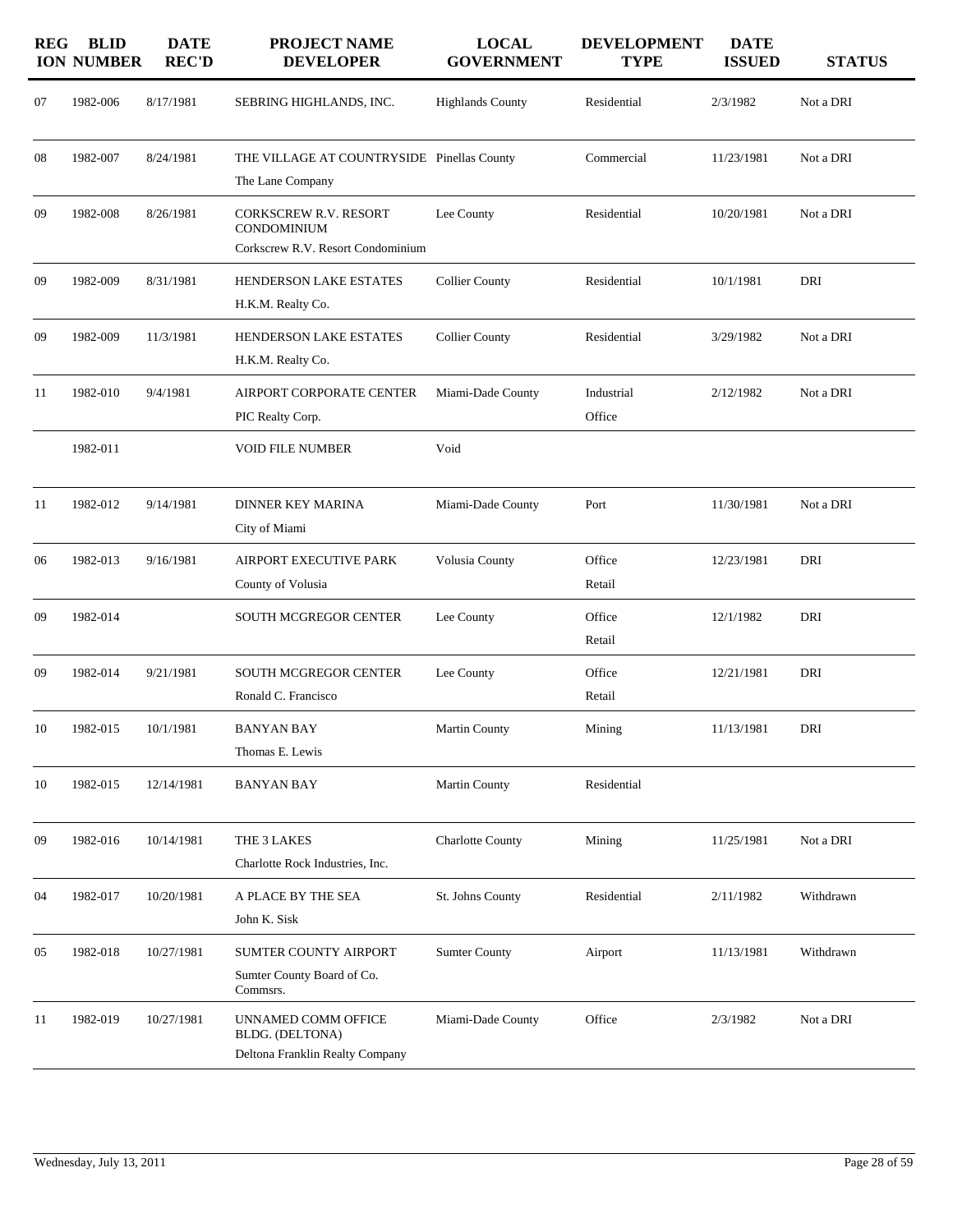| REGION | BLID NUMBER | DATE REC'D | PROJECT NAME DEVELOPER | LOCAL GOVERNMENT | DEVELOPMENT TYPE | DATE ISSUED | STATUS |
|---|---|---|---|---|---|---|---|
| 07 | 1982-006 | 8/17/1981 | SEBRING HIGHLANDS, INC. | Highlands County | Residential | 2/3/1982 | Not a DRI |
| 08 | 1982-007 | 8/24/1981 | THE VILLAGE AT COUNTRYSIDE<br>The Lane Company | Pinellas County | Commercial | 11/23/1981 | Not a DRI |
| 09 | 1982-008 | 8/26/1981 | CORKSCREW R.V. RESORT CONDOMINIUM<br>Corkscrew R.V. Resort Condominium | Lee County | Residential | 10/20/1981 | Not a DRI |
| 09 | 1982-009 | 8/31/1981 | HENDERSON LAKE ESTATES<br>H.K.M. Realty Co. | Collier County | Residential | 10/1/1981 | DRI |
| 09 | 1982-009 | 11/3/1981 | HENDERSON LAKE ESTATES<br>H.K.M. Realty Co. | Collier County | Residential | 3/29/1982 | Not a DRI |
| 11 | 1982-010 | 9/4/1981 | AIRPORT CORPORATE CENTER<br>PIC Realty Corp. | Miami-Dade County | Industrial<br>Office | 2/12/1982 | Not a DRI |
| | 1982-011 | | VOID FILE NUMBER | Void | | | |
| 11 | 1982-012 | 9/14/1981 | DINNER KEY MARINA<br>City of Miami | Miami-Dade County | Port | 11/30/1981 | Not a DRI |
| 06 | 1982-013 | 9/16/1981 | AIRPORT EXECUTIVE PARK<br>County of Volusia | Volusia County | Office<br>Retail | 12/23/1981 | DRI |
| 09 | 1982-014 | | SOUTH MCGREGOR CENTER | Lee County | Office<br>Retail | 12/1/1982 | DRI |
| 09 | 1982-014 | 9/21/1981 | SOUTH MCGREGOR CENTER<br>Ronald C. Francisco | Lee County | Office<br>Retail | 12/21/1981 | DRI |
| 10 | 1982-015 | 10/1/1981 | BANYAN BAY<br>Thomas E. Lewis | Martin County | Mining | 11/13/1981 | DRI |
| 10 | 1982-015 | 12/14/1981 | BANYAN BAY | Martin County | Residential | | |
| 09 | 1982-016 | 10/14/1981 | THE 3 LAKES<br>Charlotte Rock Industries, Inc. | Charlotte County | Mining | 11/25/1981 | Not a DRI |
| 04 | 1982-017 | 10/20/1981 | A PLACE BY THE SEA<br>John K. Sisk | St. Johns County | Residential | 2/11/1982 | Withdrawn |
| 05 | 1982-018 | 10/27/1981 | SUMTER COUNTY AIRPORT<br>Sumter County Board of Co. Commsrs. | Sumter County | Airport | 11/13/1981 | Withdrawn |
| 11 | 1982-019 | 10/27/1981 | UNNAMED COMM OFFICE BLDG. (DELTONA)<br>Deltona Franklin Realty Company | Miami-Dade County | Office | 2/3/1982 | Not a DRI |

Wednesday, July 13, 2011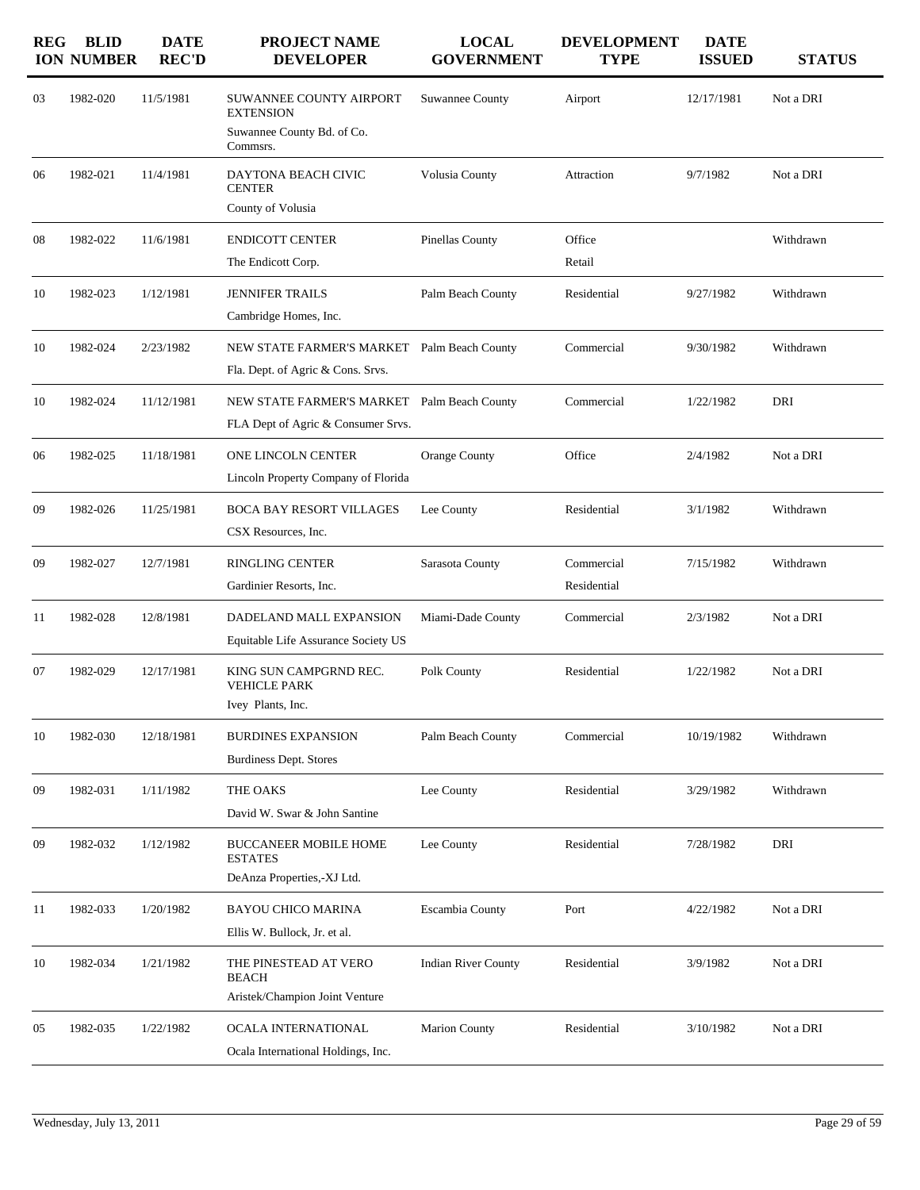| REGION | BLID NUMBER | DATE REC'D | PROJECT NAME / DEVELOPER | LOCAL GOVERNMENT | DEVELOPMENT TYPE | DATE ISSUED | STATUS |
|---|---|---|---|---|---|---|---|
| 03 | 1982-020 | 11/5/1981 | SUWANNEE COUNTY AIRPORT EXTENSION<br>Suwannee County Bd. of Co. Commsrs. | Suwannee County | Airport | 12/17/1981 | Not a DRI |
| 06 | 1982-021 | 11/4/1981 | DAYTONA BEACH CIVIC CENTER<br>County of Volusia | Volusia County | Attraction | 9/7/1982 | Not a DRI |
| 08 | 1982-022 | 11/6/1981 | ENDICOTT CENTER<br>The Endicott Corp. | Pinellas County | Office<br>Retail | | Withdrawn |
| 10 | 1982-023 | 1/12/1981 | JENNIFER TRAILS<br>Cambridge Homes, Inc. | Palm Beach County | Residential | 9/27/1982 | Withdrawn |
| 10 | 1982-024 | 2/23/1982 | NEW STATE FARMER'S MARKET<br>Fla. Dept. of Agric & Cons. Srvs. | Palm Beach County | Commercial | 9/30/1982 | Withdrawn |
| 10 | 1982-024 | 11/12/1981 | NEW STATE FARMER'S MARKET<br>FLA Dept of Agric & Consumer Srvs. | Palm Beach County | Commercial | 1/22/1982 | DRI |
| 06 | 1982-025 | 11/18/1981 | ONE LINCOLN CENTER<br>Lincoln Property Company of Florida | Orange County | Office | 2/4/1982 | Not a DRI |
| 09 | 1982-026 | 11/25/1981 | BOCA BAY RESORT VILLAGES<br>CSX Resources, Inc. | Lee County | Residential | 3/1/1982 | Withdrawn |
| 09 | 1982-027 | 12/7/1981 | RINGLING CENTER<br>Gardinier Resorts, Inc. | Sarasota County | Commercial<br>Residential | 7/15/1982 | Withdrawn |
| 11 | 1982-028 | 12/8/1981 | DADELAND MALL EXPANSION<br>Equitable Life Assurance Society US | Miami-Dade County | Commercial | 2/3/1982 | Not a DRI |
| 07 | 1982-029 | 12/17/1981 | KING SUN CAMPGRND REC. VEHICLE PARK<br>Ivey Plants, Inc. | Polk County | Residential | 1/22/1982 | Not a DRI |
| 10 | 1982-030 | 12/18/1981 | BURDINES EXPANSION<br>Burdiness Dept. Stores | Palm Beach County | Commercial | 10/19/1982 | Withdrawn |
| 09 | 1982-031 | 1/11/1982 | THE OAKS<br>David W. Swar & John Santine | Lee County | Residential | 3/29/1982 | Withdrawn |
| 09 | 1982-032 | 1/12/1982 | BUCCANEER MOBILE HOME ESTATES<br>DeAnza Properties,-XJ Ltd. | Lee County | Residential | 7/28/1982 | DRI |
| 11 | 1982-033 | 1/20/1982 | BAYOU CHICO MARINA<br>Ellis W. Bullock, Jr. et al. | Escambia County | Port | 4/22/1982 | Not a DRI |
| 10 | 1982-034 | 1/21/1982 | THE PINESTEAD AT VERO BEACH<br>Aristek/Champion Joint Venture | Indian River County | Residential | 3/9/1982 | Not a DRI |
| 05 | 1982-035 | 1/22/1982 | OCALA INTERNATIONAL<br>Ocala International Holdings, Inc. | Marion County | Residential | 3/10/1982 | Not a DRI |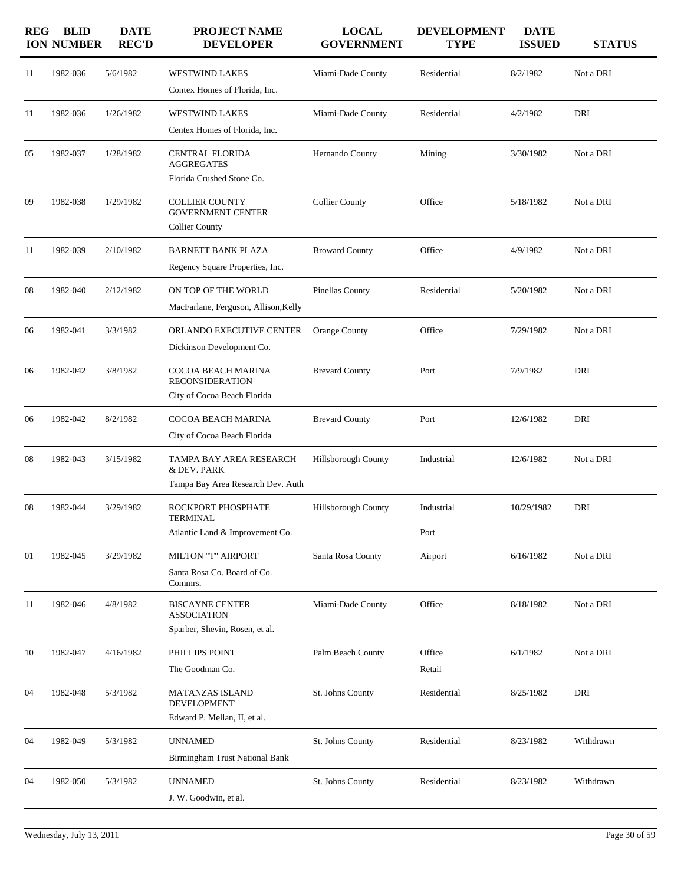| REGION | BLID NUMBER | DATE REC'D | PROJECT NAME DEVELOPER | LOCAL GOVERNMENT | DEVELOPMENT TYPE | DATE ISSUED | STATUS |
|---|---|---|---|---|---|---|---|
| 11 | 1982-036 | 5/6/1982 | WESTWIND LAKES<br>Contex Homes of Florida, Inc. | Miami-Dade County | Residential | 8/2/1982 | Not a DRI |
| 11 | 1982-036 | 1/26/1982 | WESTWIND LAKES<br>Centex Homes of Florida, Inc. | Miami-Dade County | Residential | 4/2/1982 | DRI |
| 05 | 1982-037 | 1/28/1982 | CENTRAL FLORIDA AGGREGATES<br>Florida Crushed Stone Co. | Hernando County | Mining | 3/30/1982 | Not a DRI |
| 09 | 1982-038 | 1/29/1982 | COLLIER COUNTY GOVERNMENT CENTER<br>Collier County | Collier County | Office | 5/18/1982 | Not a DRI |
| 11 | 1982-039 | 2/10/1982 | BARNETT BANK PLAZA<br>Regency Square Properties, Inc. | Broward County | Office | 4/9/1982 | Not a DRI |
| 08 | 1982-040 | 2/12/1982 | ON TOP OF THE WORLD<br>MacFarlane, Ferguson, Allison,Kelly | Pinellas County | Residential | 5/20/1982 | Not a DRI |
| 06 | 1982-041 | 3/3/1982 | ORLANDO EXECUTIVE CENTER<br>Dickinson Development Co. | Orange County | Office | 7/29/1982 | Not a DRI |
| 06 | 1982-042 | 3/8/1982 | COCOA BEACH MARINA RECONSIDERATION<br>City of Cocoa Beach Florida | Brevard County | Port | 7/9/1982 | DRI |
| 06 | 1982-042 | 8/2/1982 | COCOA BEACH MARINA<br>City of Cocoa Beach Florida | Brevard County | Port | 12/6/1982 | DRI |
| 08 | 1982-043 | 3/15/1982 | TAMPA BAY AREA RESEARCH & DEV. PARK<br>Tampa Bay Area Research Dev. Auth | Hillsborough County | Industrial | 12/6/1982 | Not a DRI |
| 08 | 1982-044 | 3/29/1982 | ROCKPORT PHOSPHATE TERMINAL<br>Atlantic Land & Improvement Co. | Hillsborough County | Industrial<br>Port | 10/29/1982 | DRI |
| 01 | 1982-045 | 3/29/1982 | MILTON "T" AIRPORT<br>Santa Rosa Co. Board of Co. Commrs. | Santa Rosa County | Airport | 6/16/1982 | Not a DRI |
| 11 | 1982-046 | 4/8/1982 | BISCAYNE CENTER ASSOCIATION<br>Sparber, Shevin, Rosen, et al. | Miami-Dade County | Office | 8/18/1982 | Not a DRI |
| 10 | 1982-047 | 4/16/1982 | PHILLIPS POINT<br>The Goodman Co. | Palm Beach County | Office<br>Retail | 6/1/1982 | Not a DRI |
| 04 | 1982-048 | 5/3/1982 | MATANZAS ISLAND DEVELOPMENT<br>Edward P. Mellan, II, et al. | St. Johns County | Residential | 8/25/1982 | DRI |
| 04 | 1982-049 | 5/3/1982 | UNNAMED<br>Birmingham Trust National Bank | St. Johns County | Residential | 8/23/1982 | Withdrawn |
| 04 | 1982-050 | 5/3/1982 | UNNAMED<br>J. W. Goodwin, et al. | St. Johns County | Residential | 8/23/1982 | Withdrawn |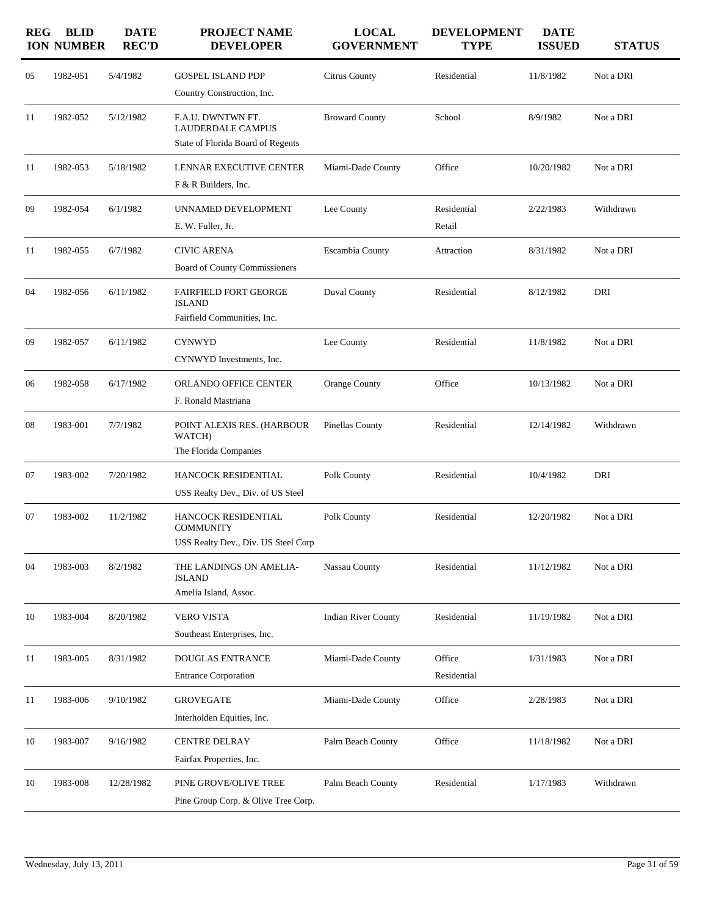| REGION | BLID NUMBER | DATE REC'D | PROJECT NAME DEVELOPER | LOCAL GOVERNMENT | DEVELOPMENT TYPE | DATE ISSUED | STATUS |
|---|---|---|---|---|---|---|---|
| 05 | 1982-051 | 5/4/1982 | GOSPEL ISLAND PDP<br>Country Construction, Inc. | Citrus County | Residential | 11/8/1982 | Not a DRI |
| 11 | 1982-052 | 5/12/1982 | F.A.U. DWNTWN FT. LAUDERDALE CAMPUS<br>State of Florida Board of Regents | Broward County | School | 8/9/1982 | Not a DRI |
| 11 | 1982-053 | 5/18/1982 | LENNAR EXECUTIVE CENTER<br>F & R Builders, Inc. | Miami-Dade County | Office | 10/20/1982 | Not a DRI |
| 09 | 1982-054 | 6/1/1982 | UNNAMED DEVELOPMENT<br>E. W. Fuller, Jr. | Lee County | Residential<br>Retail | 2/22/1983 | Withdrawn |
| 11 | 1982-055 | 6/7/1982 | CIVIC ARENA<br>Board of County Commissioners | Escambia County | Attraction | 8/31/1982 | Not a DRI |
| 04 | 1982-056 | 6/11/1982 | FAIRFIELD FORT GEORGE ISLAND<br>Fairfield Communities, Inc. | Duval County | Residential | 8/12/1982 | DRI |
| 09 | 1982-057 | 6/11/1982 | CYNWYD<br>CYNWYD Investments, Inc. | Lee County | Residential | 11/8/1982 | Not a DRI |
| 06 | 1982-058 | 6/17/1982 | ORLANDO OFFICE CENTER<br>F. Ronald Mastriana | Orange County | Office | 10/13/1982 | Not a DRI |
| 08 | 1983-001 | 7/7/1982 | POINT ALEXIS RES. (HARBOUR WATCH)<br>The Florida Companies | Pinellas County | Residential | 12/14/1982 | Withdrawn |
| 07 | 1983-002 | 7/20/1982 | HANCOCK RESIDENTIAL<br>USS Realty Dev., Div. of US Steel | Polk County | Residential | 10/4/1982 | DRI |
| 07 | 1983-002 | 11/2/1982 | HANCOCK RESIDENTIAL COMMUNITY<br>USS Realty Dev., Div. US Steel Corp | Polk County | Residential | 12/20/1982 | Not a DRI |
| 04 | 1983-003 | 8/2/1982 | THE LANDINGS ON AMELIA-ISLAND<br>Amelia Island, Assoc. | Nassau County | Residential | 11/12/1982 | Not a DRI |
| 10 | 1983-004 | 8/20/1982 | VERO VISTA<br>Southeast Enterprises, Inc. | Indian River County | Residential | 11/19/1982 | Not a DRI |
| 11 | 1983-005 | 8/31/1982 | DOUGLAS ENTRANCE<br>Entrance Corporation | Miami-Dade County | Office<br>Residential | 1/31/1983 | Not a DRI |
| 11 | 1983-006 | 9/10/1982 | GROVEGATE<br>Interholden Equities, Inc. | Miami-Dade County | Office | 2/28/1983 | Not a DRI |
| 10 | 1983-007 | 9/16/1982 | CENTRE DELRAY<br>Fairfax Properties, Inc. | Palm Beach County | Office | 11/18/1982 | Not a DRI |
| 10 | 1983-008 | 12/28/1982 | PINE GROVE/OLIVE TREE<br>Pine Group Corp. & Olive Tree Corp. | Palm Beach County | Residential | 1/17/1983 | Withdrawn |

Wednesday, July 13, 2011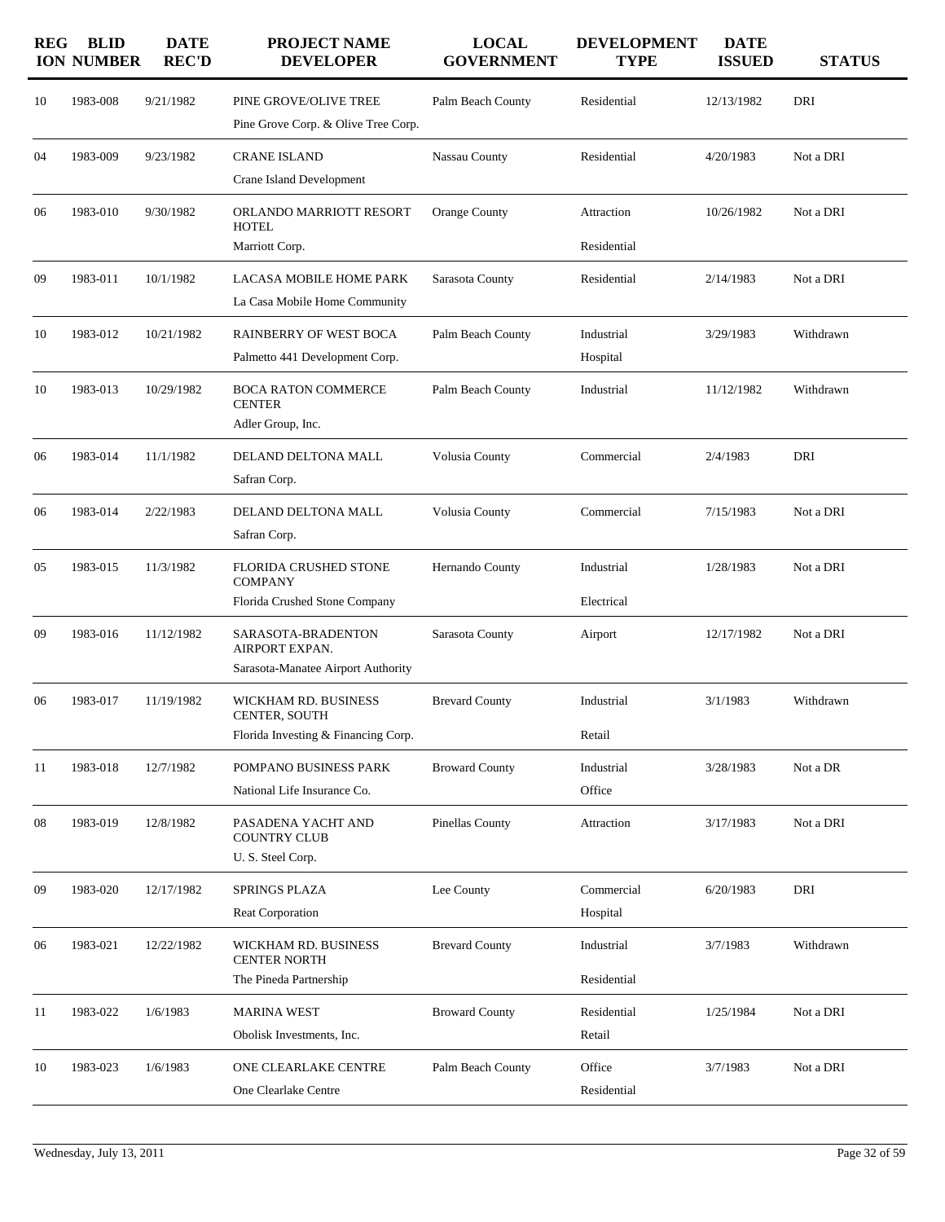| REGION | BLID NUMBER | DATE REC'D | PROJECT NAME DEVELOPER | LOCAL GOVERNMENT | DEVELOPMENT TYPE | DATE ISSUED | STATUS |
|---|---|---|---|---|---|---|---|
| 10 | 1983-008 | 9/21/1982 | PINE GROVE/OLIVE TREE<br>Pine Grove Corp. & Olive Tree Corp. | Palm Beach County | Residential | 12/13/1982 | DRI |
| 04 | 1983-009 | 9/23/1982 | CRANE ISLAND<br>Crane Island Development | Nassau County | Residential | 4/20/1983 | Not a DRI |
| 06 | 1983-010 | 9/30/1982 | ORLANDO MARRIOTT RESORT HOTEL<br>Marriott Corp. | Orange County | Attraction<br>Residential | 10/26/1982 | Not a DRI |
| 09 | 1983-011 | 10/1/1982 | LACASA MOBILE HOME PARK<br>La Casa Mobile Home Community | Sarasota County | Residential | 2/14/1983 | Not a DRI |
| 10 | 1983-012 | 10/21/1982 | RAINBERRY OF WEST BOCA<br>Palmetto 441 Development Corp. | Palm Beach County | Industrial<br>Hospital | 3/29/1983 | Withdrawn |
| 10 | 1983-013 | 10/29/1982 | BOCA RATON COMMERCE CENTER<br>Adler Group, Inc. | Palm Beach County | Industrial | 11/12/1982 | Withdrawn |
| 06 | 1983-014 | 11/1/1982 | DELAND DELTONA MALL<br>Safran Corp. | Volusia County | Commercial | 2/4/1983 | DRI |
| 06 | 1983-014 | 2/22/1983 | DELAND DELTONA MALL<br>Safran Corp. | Volusia County | Commercial | 7/15/1983 | Not a DRI |
| 05 | 1983-015 | 11/3/1982 | FLORIDA CRUSHED STONE COMPANY<br>Florida Crushed Stone Company | Hernando County | Industrial<br>Electrical | 1/28/1983 | Not a DRI |
| 09 | 1983-016 | 11/12/1982 | SARASOTA-BRADENTON AIRPORT EXPAN.<br>Sarasota-Manatee Airport Authority | Sarasota County | Airport | 12/17/1982 | Not a DRI |
| 06 | 1983-017 | 11/19/1982 | WICKHAM RD. BUSINESS CENTER, SOUTH<br>Florida Investing & Financing Corp. | Brevard County | Industrial<br>Retail | 3/1/1983 | Withdrawn |
| 11 | 1983-018 | 12/7/1982 | POMPANO BUSINESS PARK<br>National Life Insurance Co. | Broward County | Industrial<br>Office | 3/28/1983 | Not a DR |
| 08 | 1983-019 | 12/8/1982 | PASADENA YACHT AND COUNTRY CLUB<br>U. S. Steel Corp. | Pinellas County | Attraction | 3/17/1983 | Not a DRI |
| 09 | 1983-020 | 12/17/1982 | SPRINGS PLAZA<br>Reat Corporation | Lee County | Commercial<br>Hospital | 6/20/1983 | DRI |
| 06 | 1983-021 | 12/22/1982 | WICKHAM RD. BUSINESS CENTER NORTH<br>The Pineda Partnership | Brevard County | Industrial<br>Residential | 3/7/1983 | Withdrawn |
| 11 | 1983-022 | 1/6/1983 | MARINA WEST<br>Obolisk Investments, Inc. | Broward County | Residential<br>Retail | 1/25/1984 | Not a DRI |
| 10 | 1983-023 | 1/6/1983 | ONE CLEARLAKE CENTRE<br>One Clearlake Centre | Palm Beach County | Office<br>Residential | 3/7/1983 | Not a DRI |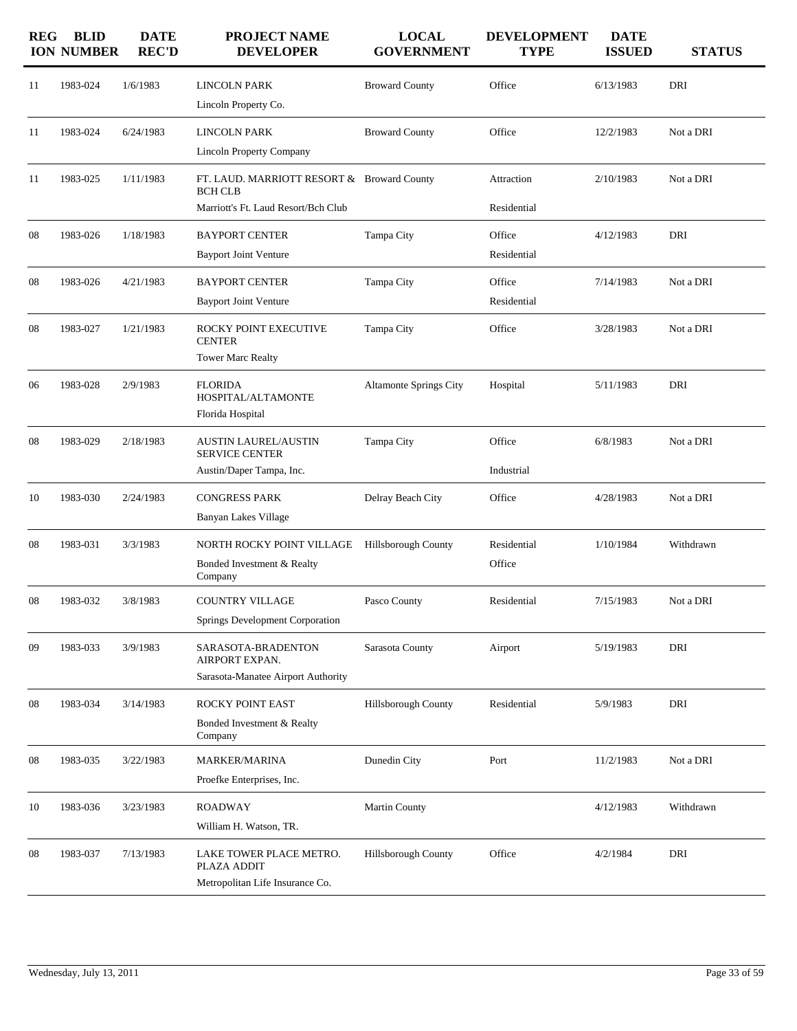| REGION | BLID NUMBER | DATE REC'D | PROJECT NAME DEVELOPER | LOCAL GOVERNMENT | DEVELOPMENT TYPE | DATE ISSUED | STATUS |
|---|---|---|---|---|---|---|---|
| 11 | 1983-024 | 1/6/1983 | LINCOLN PARK<br>Lincoln Property Co. | Broward County | Office | 6/13/1983 | DRI |
| 11 | 1983-024 | 6/24/1983 | LINCOLN PARK<br>Lincoln Property Company | Broward County | Office | 12/2/1983 | Not a DRI |
| 11 | 1983-025 | 1/11/1983 | FT. LAUD. MARRIOTT RESORT & BCH CLB<br>Marriott's Ft. Laud Resort/Bch Club | Broward County | Attraction<br>Residential | 2/10/1983 | Not a DRI |
| 08 | 1983-026 | 1/18/1983 | BAYPORT CENTER<br>Bayport Joint Venture | Tampa City | Office<br>Residential | 4/12/1983 | DRI |
| 08 | 1983-026 | 4/21/1983 | BAYPORT CENTER<br>Bayport Joint Venture | Tampa City | Office<br>Residential | 7/14/1983 | Not a DRI |
| 08 | 1983-027 | 1/21/1983 | ROCKY POINT EXECUTIVE CENTER<br>Tower Marc Realty | Tampa City | Office | 3/28/1983 | Not a DRI |
| 06 | 1983-028 | 2/9/1983 | FLORIDA HOSPITAL/ALTAMONTE<br>Florida Hospital | Altamonte Springs City | Hospital | 5/11/1983 | DRI |
| 08 | 1983-029 | 2/18/1983 | AUSTIN LAUREL/AUSTIN SERVICE CENTER<br>Austin/Daper Tampa, Inc. | Tampa City | Office<br>Industrial | 6/8/1983 | Not a DRI |
| 10 | 1983-030 | 2/24/1983 | CONGRESS PARK<br>Banyan Lakes Village | Delray Beach City | Office | 4/28/1983 | Not a DRI |
| 08 | 1983-031 | 3/3/1983 | NORTH ROCKY POINT VILLAGE<br>Bonded Investment & Realty Company | Hillsborough County | Residential<br>Office | 1/10/1984 | Withdrawn |
| 08 | 1983-032 | 3/8/1983 | COUNTRY VILLAGE<br>Springs Development Corporation | Pasco County | Residential | 7/15/1983 | Not a DRI |
| 09 | 1983-033 | 3/9/1983 | SARASOTA-BRADENTON AIRPORT EXPAN.<br>Sarasota-Manatee Airport Authority | Sarasota County | Airport | 5/19/1983 | DRI |
| 08 | 1983-034 | 3/14/1983 | ROCKY POINT EAST<br>Bonded Investment & Realty Company | Hillsborough County | Residential | 5/9/1983 | DRI |
| 08 | 1983-035 | 3/22/1983 | MARKER/MARINA<br>Proefke Enterprises, Inc. | Dunedin City | Port | 11/2/1983 | Not a DRI |
| 10 | 1983-036 | 3/23/1983 | ROADWAY<br>William H. Watson, TR. | Martin County | | 4/12/1983 | Withdrawn |
| 08 | 1983-037 | 7/13/1983 | LAKE TOWER PLACE METRO. PLAZA ADDIT<br>Metropolitan Life Insurance Co. | Hillsborough County | Office | 4/2/1984 | DRI |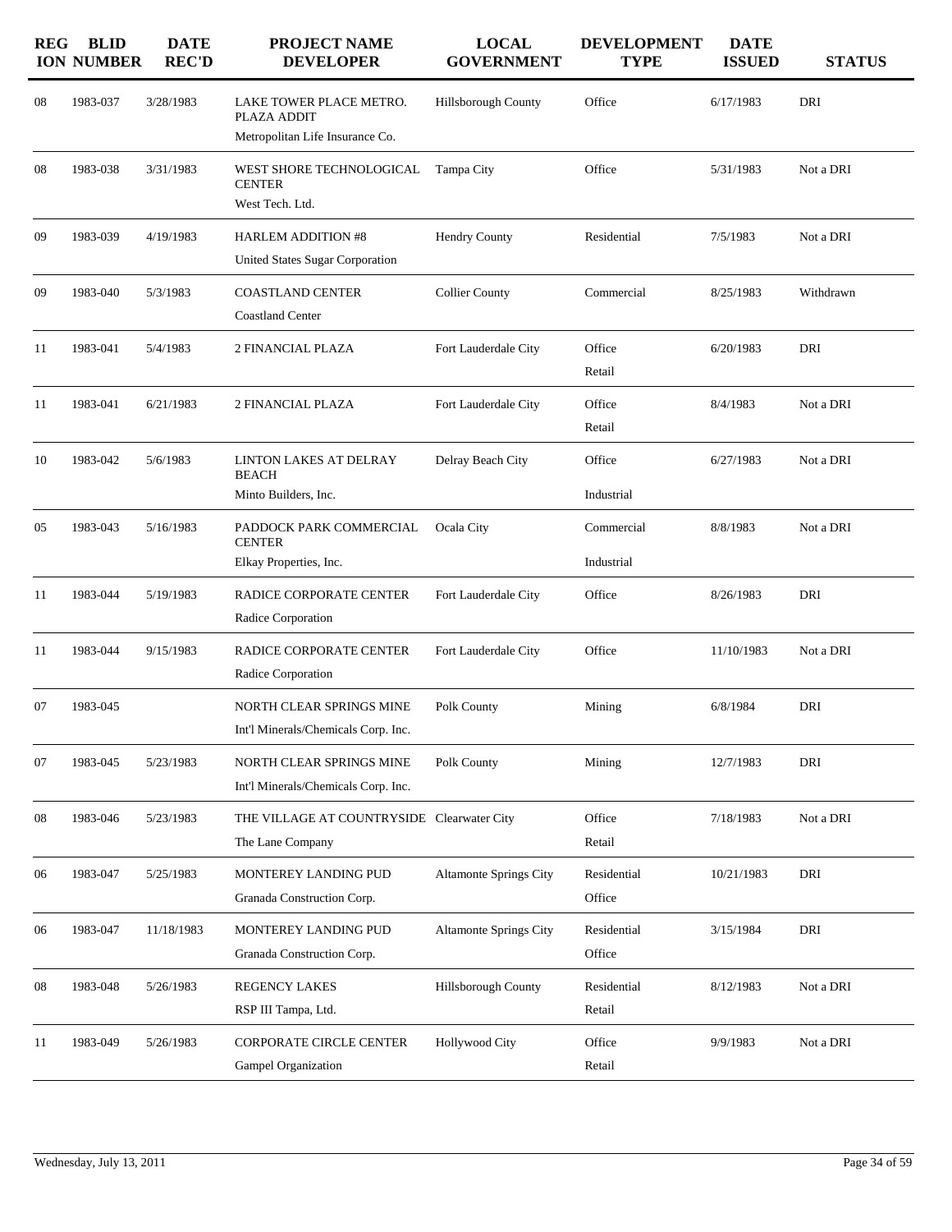| REGION | BLID NUMBER | DATE REC'D | PROJECT NAME / DEVELOPER | LOCAL GOVERNMENT | DEVELOPMENT TYPE | DATE ISSUED | STATUS |
|---|---|---|---|---|---|---|---|
| 08 | 1983-037 | 3/28/1983 | LAKE TOWER PLACE METRO. PLAZA ADDIT<br>Metropolitan Life Insurance Co. | Hillsborough County | Office | 6/17/1983 | DRI |
| 08 | 1983-038 | 3/31/1983 | WEST SHORE TECHNOLOGICAL CENTER<br>West Tech. Ltd. | Tampa City | Office | 5/31/1983 | Not a DRI |
| 09 | 1983-039 | 4/19/1983 | HARLEM ADDITION #8<br>United States Sugar Corporation | Hendry County | Residential | 7/5/1983 | Not a DRI |
| 09 | 1983-040 | 5/3/1983 | COASTLAND CENTER<br>Coastland Center | Collier County | Commercial | 8/25/1983 | Withdrawn |
| 11 | 1983-041 | 5/4/1983 | 2 FINANCIAL PLAZA | Fort Lauderdale City | Office<br>Retail | 6/20/1983 | DRI |
| 11 | 1983-041 | 6/21/1983 | 2 FINANCIAL PLAZA | Fort Lauderdale City | Office<br>Retail | 8/4/1983 | Not a DRI |
| 10 | 1983-042 | 5/6/1983 | LINTON LAKES AT DELRAY BEACH<br>Minto Builders, Inc. | Delray Beach City | Office<br>Industrial | 6/27/1983 | Not a DRI |
| 05 | 1983-043 | 5/16/1983 | PADDOCK PARK COMMERCIAL CENTER<br>Elkay Properties, Inc. | Ocala City | Commercial<br>Industrial | 8/8/1983 | Not a DRI |
| 11 | 1983-044 | 5/19/1983 | RADICE CORPORATE CENTER<br>Radice Corporation | Fort Lauderdale City | Office | 8/26/1983 | DRI |
| 11 | 1983-044 | 9/15/1983 | RADICE CORPORATE CENTER<br>Radice Corporation | Fort Lauderdale City | Office | 11/10/1983 | Not a DRI |
| 07 | 1983-045 | | NORTH CLEAR SPRINGS MINE<br>Int'l Minerals/Chemicals Corp. Inc. | Polk County | Mining | 6/8/1984 | DRI |
| 07 | 1983-045 | 5/23/1983 | NORTH CLEAR SPRINGS MINE<br>Int'l Minerals/Chemicals Corp. Inc. | Polk County | Mining | 12/7/1983 | DRI |
| 08 | 1983-046 | 5/23/1983 | THE VILLAGE AT COUNTRYSIDE<br>The Lane Company | Clearwater City | Office<br>Retail | 7/18/1983 | Not a DRI |
| 06 | 1983-047 | 5/25/1983 | MONTEREY LANDING PUD<br>Granada Construction Corp. | Altamonte Springs City | Residential<br>Office | 10/21/1983 | DRI |
| 06 | 1983-047 | 11/18/1983 | MONTEREY LANDING PUD<br>Granada Construction Corp. | Altamonte Springs City | Residential<br>Office | 3/15/1984 | DRI |
| 08 | 1983-048 | 5/26/1983 | REGENCY LAKES<br>RSP III Tampa, Ltd. | Hillsborough County | Residential<br>Retail | 8/12/1983 | Not a DRI |
| 11 | 1983-049 | 5/26/1983 | CORPORATE CIRCLE CENTER<br>Gampel Organization | Hollywood City | Office<br>Retail | 9/9/1983 | Not a DRI |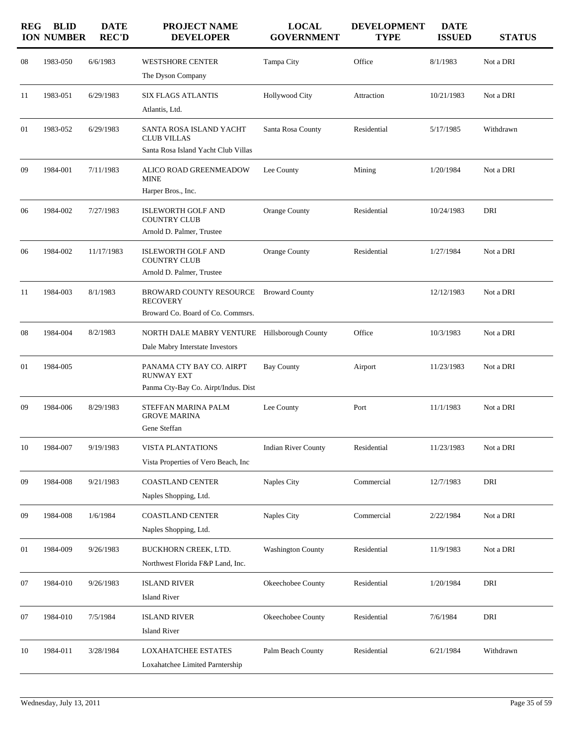| REGION | BLID NUMBER | DATE REC'D | PROJECT NAME DEVELOPER | LOCAL GOVERNMENT | DEVELOPMENT TYPE | DATE ISSUED | STATUS |
|---|---|---|---|---|---|---|---|
| 08 | 1983-050 | 6/6/1983 | WESTSHORE CENTER<br>The Dyson Company | Tampa City | Office | 8/1/1983 | Not a DRI |
| 11 | 1983-051 | 6/29/1983 | SIX FLAGS ATLANTIS<br>Atlantis, Ltd. | Hollywood City | Attraction | 10/21/1983 | Not a DRI |
| 01 | 1983-052 | 6/29/1983 | SANTA ROSA ISLAND YACHT CLUB VILLAS<br>Santa Rosa Island Yacht Club Villas | Santa Rosa County | Residential | 5/17/1985 | Withdrawn |
| 09 | 1984-001 | 7/11/1983 | ALICO ROAD GREENMEADOW MINE<br>Harper Bros., Inc. | Lee County | Mining | 1/20/1984 | Not a DRI |
| 06 | 1984-002 | 7/27/1983 | ISLEWORTH GOLF AND COUNTRY CLUB<br>Arnold D. Palmer, Trustee | Orange County | Residential | 10/24/1983 | DRI |
| 06 | 1984-002 | 11/17/1983 | ISLEWORTH GOLF AND COUNTRY CLUB<br>Arnold D. Palmer, Trustee | Orange County | Residential | 1/27/1984 | Not a DRI |
| 11 | 1984-003 | 8/1/1983 | BROWARD COUNTY RESOURCE RECOVERY<br>Broward Co. Board of Co. Commsrs. | Broward County | | 12/12/1983 | Not a DRI |
| 08 | 1984-004 | 8/2/1983 | NORTH DALE MABRY VENTURE<br>Dale Mabry Interstate Investors | Hillsborough County | Office | 10/3/1983 | Not a DRI |
| 01 | 1984-005 | | PANAMA CTY BAY CO. AIRPT RUNWAY EXT<br>Panma Cty-Bay Co. Airpt/Indus. Dist | Bay County | Airport | 11/23/1983 | Not a DRI |
| 09 | 1984-006 | 8/29/1983 | STEFFAN MARINA PALM GROVE MARINA<br>Gene Steffan | Lee County | Port | 11/1/1983 | Not a DRI |
| 10 | 1984-007 | 9/19/1983 | VISTA PLANTATIONS<br>Vista Properties of Vero Beach, Inc | Indian River County | Residential | 11/23/1983 | Not a DRI |
| 09 | 1984-008 | 9/21/1983 | COASTLAND CENTER<br>Naples Shopping, Ltd. | Naples City | Commercial | 12/7/1983 | DRI |
| 09 | 1984-008 | 1/6/1984 | COASTLAND CENTER<br>Naples Shopping, Ltd. | Naples City | Commercial | 2/22/1984 | Not a DRI |
| 01 | 1984-009 | 9/26/1983 | BUCKHORN CREEK, LTD.<br>Northwest Florida F&P Land, Inc. | Washington County | Residential | 11/9/1983 | Not a DRI |
| 07 | 1984-010 | 9/26/1983 | ISLAND RIVER<br>Island River | Okeechobee County | Residential | 1/20/1984 | DRI |
| 07 | 1984-010 | 7/5/1984 | ISLAND RIVER<br>Island River | Okeechobee County | Residential | 7/6/1984 | DRI |
| 10 | 1984-011 | 3/28/1984 | LOXAHATCHEE ESTATES<br>Loxahatchee Limited Parntership | Palm Beach County | Residential | 6/21/1984 | Withdrawn |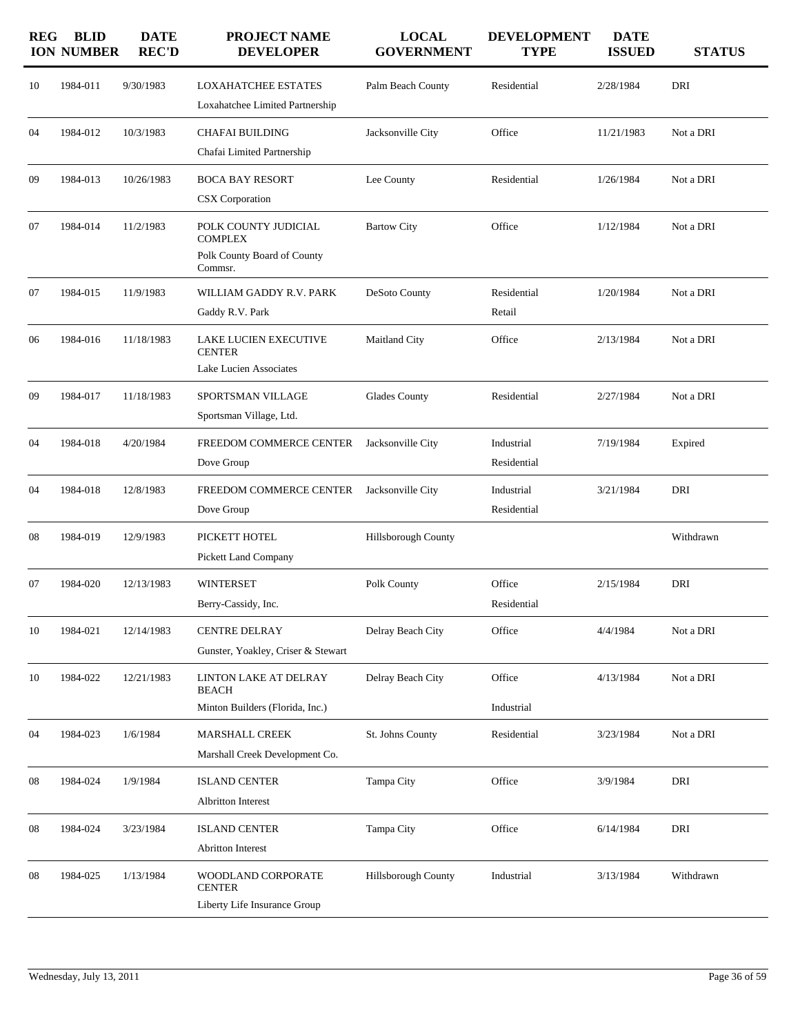| REGION | BLID NUMBER | DATE REC'D | PROJECT NAME DEVELOPER | LOCAL GOVERNMENT | DEVELOPMENT TYPE | DATE ISSUED | STATUS |
|---|---|---|---|---|---|---|---|
| 10 | 1984-011 | 9/30/1983 | LOXAHATCHEE ESTATES<br>Loxahatchee Limited Partnership | Palm Beach County | Residential | 2/28/1984 | DRI |
| 04 | 1984-012 | 10/3/1983 | CHAFAI BUILDING<br>Chafai Limited Partnership | Jacksonville City | Office | 11/21/1983 | Not a DRI |
| 09 | 1984-013 | 10/26/1983 | BOCA BAY RESORT<br>CSX Corporation | Lee County | Residential | 1/26/1984 | Not a DRI |
| 07 | 1984-014 | 11/2/1983 | POLK COUNTY JUDICIAL COMPLEX<br>Polk County Board of County Commsr. | Bartow City | Office | 1/12/1984 | Not a DRI |
| 07 | 1984-015 | 11/9/1983 | WILLIAM GADDY R.V. PARK<br>Gaddy R.V. Park | DeSoto County | Residential<br>Retail | 1/20/1984 | Not a DRI |
| 06 | 1984-016 | 11/18/1983 | LAKE LUCIEN EXECUTIVE CENTER<br>Lake Lucien Associates | Maitland City | Office | 2/13/1984 | Not a DRI |
| 09 | 1984-017 | 11/18/1983 | SPORTSMAN VILLAGE<br>Sportsman Village, Ltd. | Glades County | Residential | 2/27/1984 | Not a DRI |
| 04 | 1984-018 | 4/20/1984 | FREEDOM COMMERCE CENTER<br>Dove Group | Jacksonville City | Industrial<br>Residential | 7/19/1984 | Expired |
| 04 | 1984-018 | 12/8/1983 | FREEDOM COMMERCE CENTER<br>Dove Group | Jacksonville City | Industrial<br>Residential | 3/21/1984 | DRI |
| 08 | 1984-019 | 12/9/1983 | PICKETT HOTEL<br>Pickett Land Company | Hillsborough County | | | Withdrawn |
| 07 | 1984-020 | 12/13/1983 | WINTERSET<br>Berry-Cassidy, Inc. | Polk County | Office<br>Residential | 2/15/1984 | DRI |
| 10 | 1984-021 | 12/14/1983 | CENTRE DELRAY<br>Gunster, Yoakley, Criser & Stewart | Delray Beach City | Office | 4/4/1984 | Not a DRI |
| 10 | 1984-022 | 12/21/1983 | LINTON LAKE AT DELRAY BEACH<br>Minton Builders (Florida, Inc.) | Delray Beach City | Office<br>Industrial | 4/13/1984 | Not a DRI |
| 04 | 1984-023 | 1/6/1984 | MARSHALL CREEK<br>Marshall Creek Development Co. | St. Johns County | Residential | 3/23/1984 | Not a DRI |
| 08 | 1984-024 | 1/9/1984 | ISLAND CENTER<br>Albritton Interest | Tampa City | Office | 3/9/1984 | DRI |
| 08 | 1984-024 | 3/23/1984 | ISLAND CENTER<br>Abritton Interest | Tampa City | Office | 6/14/1984 | DRI |
| 08 | 1984-025 | 1/13/1984 | WOODLAND CORPORATE CENTER<br>Liberty Life Insurance Group | Hillsborough County | Industrial | 3/13/1984 | Withdrawn |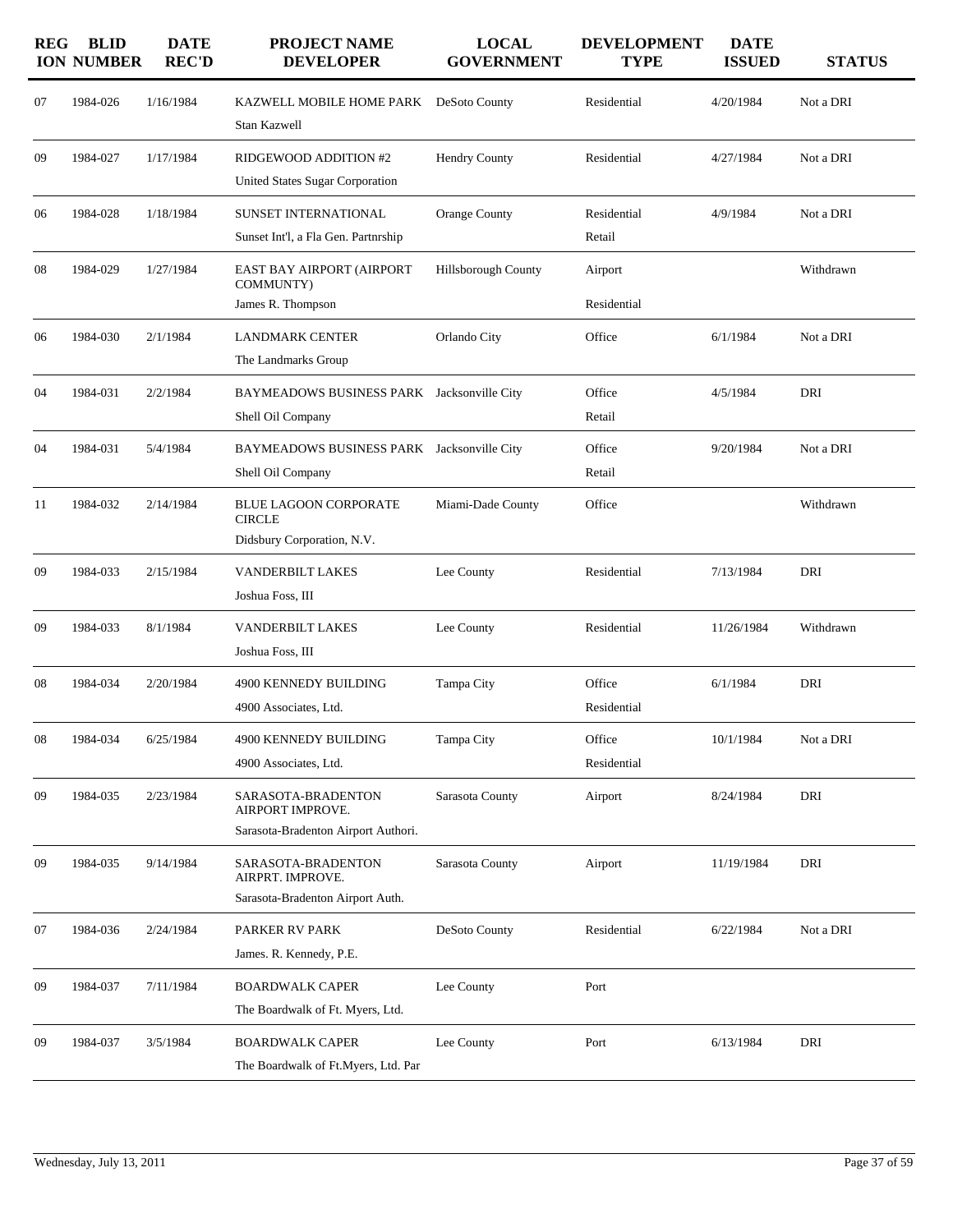| REGION | BLID NUMBER | DATE REC'D | PROJECT NAME DEVELOPER | LOCAL GOVERNMENT | DEVELOPMENT TYPE | DATE ISSUED | STATUS |
|---|---|---|---|---|---|---|---|
| 07 | 1984-026 | 1/16/1984 | KAZWELL MOBILE HOME PARK<br>Stan Kazwell | DeSoto County | Residential | 4/20/1984 | Not a DRI |
| 09 | 1984-027 | 1/17/1984 | RIDGEWOOD ADDITION #2<br>United States Sugar Corporation | Hendry County | Residential | 4/27/1984 | Not a DRI |
| 06 | 1984-028 | 1/18/1984 | SUNSET INTERNATIONAL<br>Sunset Int'l, a Fla Gen. Partnrship | Orange County | Residential<br>Retail | 4/9/1984 | Not a DRI |
| 08 | 1984-029 | 1/27/1984 | EAST BAY AIRPORT (AIRPORT COMMUNTY)<br>James R. Thompson | Hillsborough County | Airport<br>Residential | | Withdrawn |
| 06 | 1984-030 | 2/1/1984 | LANDMARK CENTER<br>The Landmarks Group | Orlando City | Office | 6/1/1984 | Not a DRI |
| 04 | 1984-031 | 2/2/1984 | BAYMEADOWS BUSINESS PARK<br>Shell Oil Company | Jacksonville City | Office<br>Retail | 4/5/1984 | DRI |
| 04 | 1984-031 | 5/4/1984 | BAYMEADOWS BUSINESS PARK<br>Shell Oil Company | Jacksonville City | Office<br>Retail | 9/20/1984 | Not a DRI |
| 11 | 1984-032 | 2/14/1984 | BLUE LAGOON CORPORATE CIRCLE<br>Didsbury Corporation, N.V. | Miami-Dade County | Office | | Withdrawn |
| 09 | 1984-033 | 2/15/1984 | VANDERBILT LAKES<br>Joshua Foss, III | Lee County | Residential | 7/13/1984 | DRI |
| 09 | 1984-033 | 8/1/1984 | VANDERBILT LAKES<br>Joshua Foss, III | Lee County | Residential | 11/26/1984 | Withdrawn |
| 08 | 1984-034 | 2/20/1984 | 4900 KENNEDY BUILDING<br>4900 Associates, Ltd. | Tampa City | Office<br>Residential | 6/1/1984 | DRI |
| 08 | 1984-034 | 6/25/1984 | 4900 KENNEDY BUILDING<br>4900 Associates, Ltd. | Tampa City | Office<br>Residential | 10/1/1984 | Not a DRI |
| 09 | 1984-035 | 2/23/1984 | SARASOTA-BRADENTON AIRPORT IMPROVE.<br>Sarasota-Bradenton Airport Authori. | Sarasota County | Airport | 8/24/1984 | DRI |
| 09 | 1984-035 | 9/14/1984 | SARASOTA-BRADENTON AIRPRT. IMPROVE.<br>Sarasota-Bradenton Airport Auth. | Sarasota County | Airport | 11/19/1984 | DRI |
| 07 | 1984-036 | 2/24/1984 | PARKER RV PARK<br>James. R. Kennedy, P.E. | DeSoto County | Residential | 6/22/1984 | Not a DRI |
| 09 | 1984-037 | 7/11/1984 | BOARDWALK CAPER<br>The Boardwalk of Ft. Myers, Ltd. | Lee County | Port | | |
| 09 | 1984-037 | 3/5/1984 | BOARDWALK CAPER<br>The Boardwalk of Ft.Myers, Ltd. Par | Lee County | Port | 6/13/1984 | DRI |

Wednesday, July 13, 2011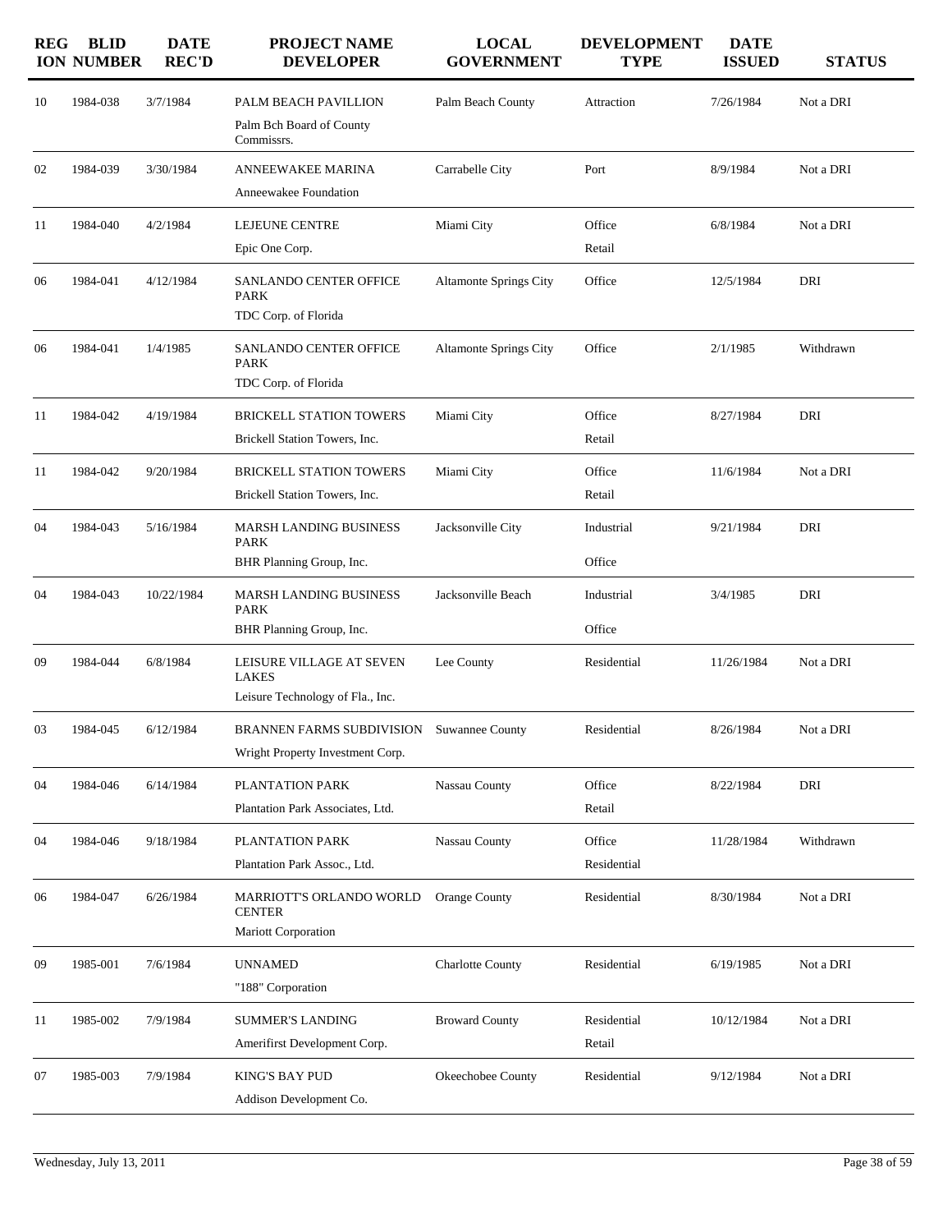| REGION | BLID NUMBER | DATE REC'D | PROJECT NAME DEVELOPER | LOCAL GOVERNMENT | DEVELOPMENT TYPE | DATE ISSUED | STATUS |
|---|---|---|---|---|---|---|---|
| 10 | 1984-038 | 3/7/1984 | PALM BEACH PAVILLION<br>Palm Bch Board of County Commissrs. | Palm Beach County | Attraction | 7/26/1984 | Not a DRI |
| 02 | 1984-039 | 3/30/1984 | ANNEEWAKEE MARINA<br>Anneewakee Foundation | Carrabelle City | Port | 8/9/1984 | Not a DRI |
| 11 | 1984-040 | 4/2/1984 | LEJEUNE CENTRE<br>Epic One Corp. | Miami City | Office<br>Retail | 6/8/1984 | Not a DRI |
| 06 | 1984-041 | 4/12/1984 | SANLANDO CENTER OFFICE PARK<br>TDC Corp. of Florida | Altamonte Springs City | Office | 12/5/1984 | DRI |
| 06 | 1984-041 | 1/4/1985 | SANLANDO CENTER OFFICE PARK<br>TDC Corp. of Florida | Altamonte Springs City | Office | 2/1/1985 | Withdrawn |
| 11 | 1984-042 | 4/19/1984 | BRICKELL STATION TOWERS<br>Brickell Station Towers, Inc. | Miami City | Office<br>Retail | 8/27/1984 | DRI |
| 11 | 1984-042 | 9/20/1984 | BRICKELL STATION TOWERS<br>Brickell Station Towers, Inc. | Miami City | Office<br>Retail | 11/6/1984 | Not a DRI |
| 04 | 1984-043 | 5/16/1984 | MARSH LANDING BUSINESS PARK<br>BHR Planning Group, Inc. | Jacksonville City | Industrial<br>Office | 9/21/1984 | DRI |
| 04 | 1984-043 | 10/22/1984 | MARSH LANDING BUSINESS PARK<br>BHR Planning Group, Inc. | Jacksonville Beach | Industrial<br>Office | 3/4/1985 | DRI |
| 09 | 1984-044 | 6/8/1984 | LEISURE VILLAGE AT SEVEN LAKES<br>Leisure Technology of Fla., Inc. | Lee County | Residential | 11/26/1984 | Not a DRI |
| 03 | 1984-045 | 6/12/1984 | BRANNEN FARMS SUBDIVISION<br>Wright Property Investment Corp. | Suwannee County | Residential | 8/26/1984 | Not a DRI |
| 04 | 1984-046 | 6/14/1984 | PLANTATION PARK<br>Plantation Park Associates, Ltd. | Nassau County | Office<br>Retail | 8/22/1984 | DRI |
| 04 | 1984-046 | 9/18/1984 | PLANTATION PARK<br>Plantation Park Assoc., Ltd. | Nassau County | Office<br>Residential | 11/28/1984 | Withdrawn |
| 06 | 1984-047 | 6/26/1984 | MARRIOTT'S ORLANDO WORLD CENTER<br>Mariott Corporation | Orange County | Residential | 8/30/1984 | Not a DRI |
| 09 | 1985-001 | 7/6/1984 | UNNAMED<br>"188" Corporation | Charlotte County | Residential | 6/19/1985 | Not a DRI |
| 11 | 1985-002 | 7/9/1984 | SUMMER'S LANDING<br>Amerifirst Development Corp. | Broward County | Residential<br>Retail | 10/12/1984 | Not a DRI |
| 07 | 1985-003 | 7/9/1984 | KING'S BAY PUD<br>Addison Development Co. | Okeechobee County | Residential | 9/12/1984 | Not a DRI |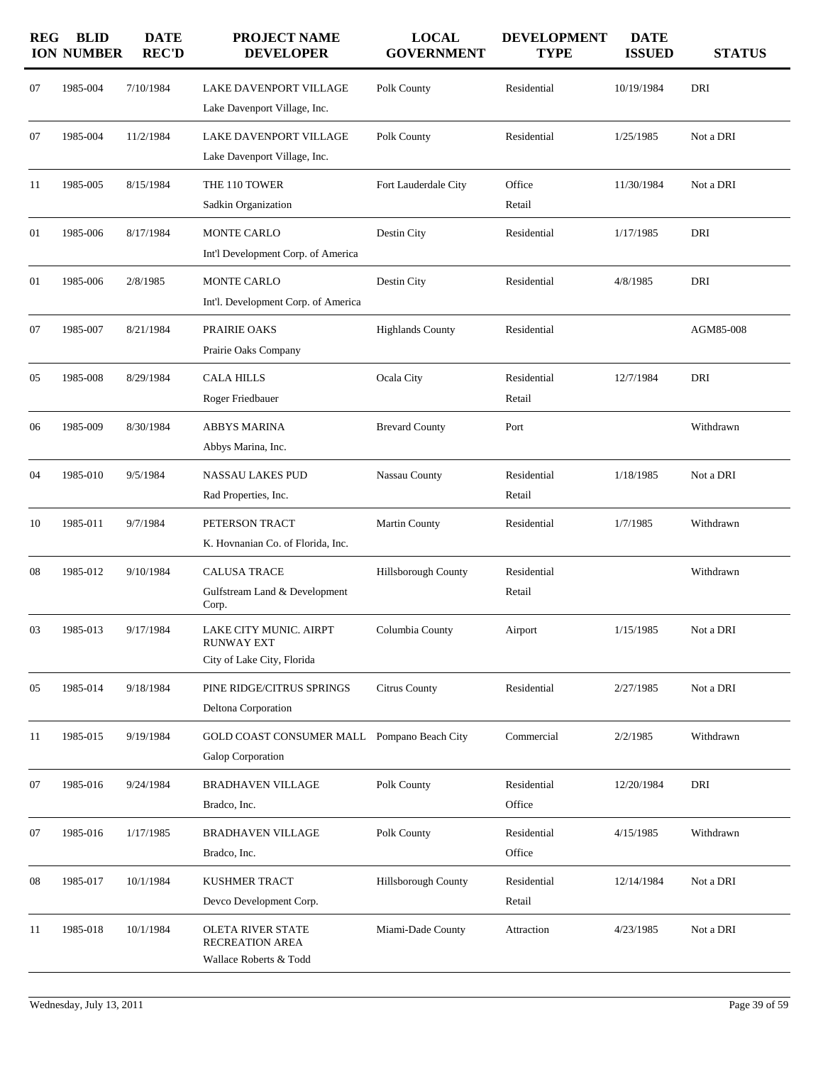| REGION | BLID NUMBER | DATE REC'D | PROJECT NAME DEVELOPER | LOCAL GOVERNMENT | DEVELOPMENT TYPE | DATE ISSUED | STATUS |
|---|---|---|---|---|---|---|---|
| 07 | 1985-004 | 7/10/1984 | LAKE DAVENPORT VILLAGE<br>Lake Davenport Village, Inc. | Polk County | Residential | 10/19/1984 | DRI |
| 07 | 1985-004 | 11/2/1984 | LAKE DAVENPORT VILLAGE<br>Lake Davenport Village, Inc. | Polk County | Residential | 1/25/1985 | Not a DRI |
| 11 | 1985-005 | 8/15/1984 | THE 110 TOWER<br>Sadkin Organization | Fort Lauderdale City | Office<br>Retail | 11/30/1984 | Not a DRI |
| 01 | 1985-006 | 8/17/1984 | MONTE CARLO<br>Int'l Development Corp. of America | Destin City | Residential | 1/17/1985 | DRI |
| 01 | 1985-006 | 2/8/1985 | MONTE CARLO<br>Int'l. Development Corp. of America | Destin City | Residential | 4/8/1985 | DRI |
| 07 | 1985-007 | 8/21/1984 | PRAIRIE OAKS<br>Prairie Oaks Company | Highlands County | Residential | | AGM85-008 |
| 05 | 1985-008 | 8/29/1984 | CALA HILLS<br>Roger Friedbauer | Ocala City | Residential<br>Retail | 12/7/1984 | DRI |
| 06 | 1985-009 | 8/30/1984 | ABBYS MARINA<br>Abbys Marina, Inc. | Brevard County | Port | | Withdrawn |
| 04 | 1985-010 | 9/5/1984 | NASSAU LAKES PUD<br>Rad Properties, Inc. | Nassau County | Residential<br>Retail | 1/18/1985 | Not a DRI |
| 10 | 1985-011 | 9/7/1984 | PETERSON TRACT<br>K. Hovnanian Co. of Florida, Inc. | Martin County | Residential | 1/7/1985 | Withdrawn |
| 08 | 1985-012 | 9/10/1984 | CALUSA TRACE<br>Gulfstream Land & Development Corp. | Hillsborough County | Residential<br>Retail | | Withdrawn |
| 03 | 1985-013 | 9/17/1984 | LAKE CITY MUNIC. AIRPT RUNWAY EXT<br>City of Lake City, Florida | Columbia County | Airport | 1/15/1985 | Not a DRI |
| 05 | 1985-014 | 9/18/1984 | PINE RIDGE/CITRUS SPRINGS<br>Deltona Corporation | Citrus County | Residential | 2/27/1985 | Not a DRI |
| 11 | 1985-015 | 9/19/1984 | GOLD COAST CONSUMER MALL<br>Galop Corporation | Pompano Beach City | Commercial | 2/2/1985 | Withdrawn |
| 07 | 1985-016 | 9/24/1984 | BRADHAVEN VILLAGE<br>Bradco, Inc. | Polk County | Residential<br>Office | 12/20/1984 | DRI |
| 07 | 1985-016 | 1/17/1985 | BRADHAVEN VILLAGE<br>Bradco, Inc. | Polk County | Residential<br>Office | 4/15/1985 | Withdrawn |
| 08 | 1985-017 | 10/1/1984 | KUSHMER TRACT<br>Devco Development Corp. | Hillsborough County | Residential<br>Retail | 12/14/1984 | Not a DRI |
| 11 | 1985-018 | 10/1/1984 | OLETA RIVER STATE RECREATION AREA<br>Wallace Roberts & Todd | Miami-Dade County | Attraction | 4/23/1985 | Not a DRI |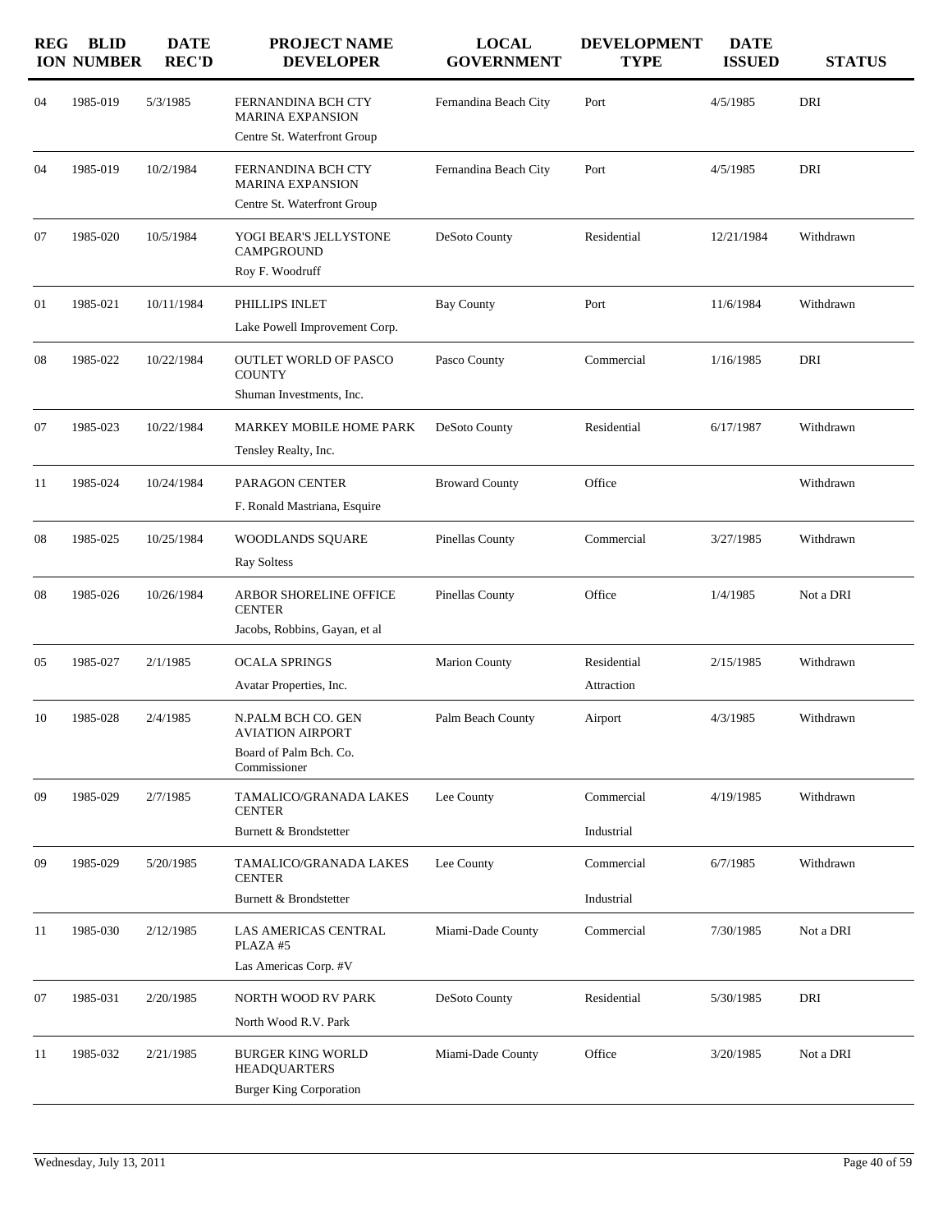| REGION | BLID NUMBER | DATE REC'D | PROJECT NAME DEVELOPER | LOCAL GOVERNMENT | DEVELOPMENT TYPE | DATE ISSUED | STATUS |
|---|---|---|---|---|---|---|---|
| 04 | 1985-019 | 5/3/1985 | FERNANDINA BCH CTY MARINA EXPANSION<br>Centre St. Waterfront Group | Fernandina Beach City | Port | 4/5/1985 | DRI |
| 04 | 1985-019 | 10/2/1984 | FERNANDINA BCH CTY MARINA EXPANSION<br>Centre St. Waterfront Group | Fernandina Beach City | Port | 4/5/1985 | DRI |
| 07 | 1985-020 | 10/5/1984 | YOGI BEAR'S JELLYSTONE CAMPGROUND<br>Roy F. Woodruff | DeSoto County | Residential | 12/21/1984 | Withdrawn |
| 01 | 1985-021 | 10/11/1984 | PHILLIPS INLET<br>Lake Powell Improvement Corp. | Bay County | Port | 11/6/1984 | Withdrawn |
| 08 | 1985-022 | 10/22/1984 | OUTLET WORLD OF PASCO COUNTY<br>Shuman Investments, Inc. | Pasco County | Commercial | 1/16/1985 | DRI |
| 07 | 1985-023 | 10/22/1984 | MARKEY MOBILE HOME PARK<br>Tensley Realty, Inc. | DeSoto County | Residential | 6/17/1987 | Withdrawn |
| 11 | 1985-024 | 10/24/1984 | PARAGON CENTER<br>F. Ronald Mastriana, Esquire | Broward County | Office | | Withdrawn |
| 08 | 1985-025 | 10/25/1984 | WOODLANDS SQUARE<br>Ray Soltess | Pinellas County | Commercial | 3/27/1985 | Withdrawn |
| 08 | 1985-026 | 10/26/1984 | ARBOR SHORELINE OFFICE CENTER<br>Jacobs, Robbins, Gayan, et al | Pinellas County | Office | 1/4/1985 | Not a DRI |
| 05 | 1985-027 | 2/1/1985 | OCALA SPRINGS<br>Avatar Properties, Inc. | Marion County | Residential<br>Attraction | 2/15/1985 | Withdrawn |
| 10 | 1985-028 | 2/4/1985 | N.PALM BCH CO. GEN AVIATION AIRPORT<br>Board of Palm Bch. Co. Commissioner | Palm Beach County | Airport | 4/3/1985 | Withdrawn |
| 09 | 1985-029 | 2/7/1985 | TAMALICO/GRANADA LAKES CENTER<br>Burnett & Brondstetter | Lee County | Commercial<br>Industrial | 4/19/1985 | Withdrawn |
| 09 | 1985-029 | 5/20/1985 | TAMALICO/GRANADA LAKES CENTER<br>Burnett & Brondstetter | Lee County | Commercial<br>Industrial | 6/7/1985 | Withdrawn |
| 11 | 1985-030 | 2/12/1985 | LAS AMERICAS CENTRAL PLAZA #5<br>Las Americas Corp. #V | Miami-Dade County | Commercial | 7/30/1985 | Not a DRI |
| 07 | 1985-031 | 2/20/1985 | NORTH WOOD RV PARK<br>North Wood R.V. Park | DeSoto County | Residential | 5/30/1985 | DRI |
| 11 | 1985-032 | 2/21/1985 | BURGER KING WORLD HEADQUARTERS<br>Burger King Corporation | Miami-Dade County | Office | 3/20/1985 | Not a DRI |

Wednesday, July 13, 2011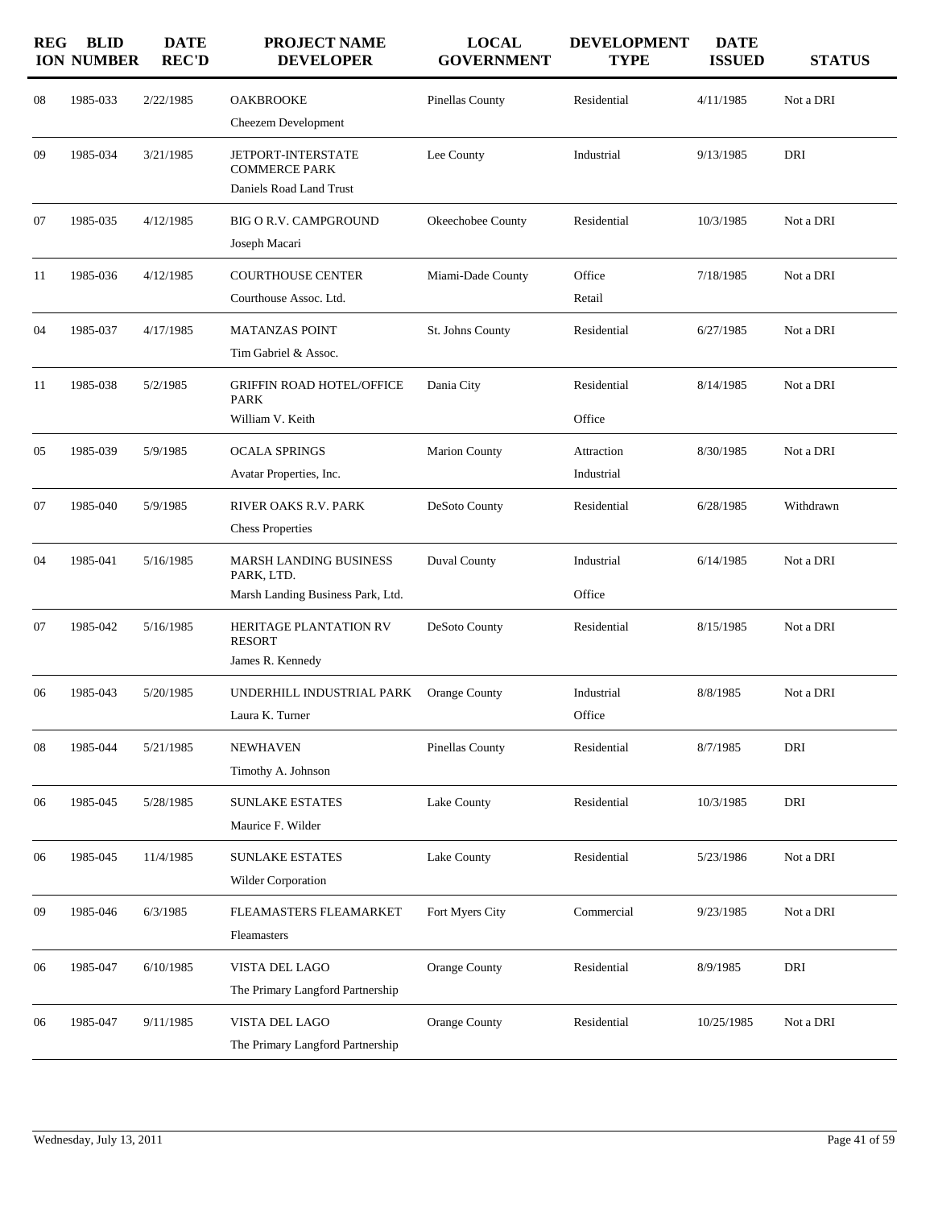| REGION | BLID NUMBER | DATE REC'D | PROJECT NAME DEVELOPER | LOCAL GOVERNMENT | DEVELOPMENT TYPE | DATE ISSUED | STATUS |
|---|---|---|---|---|---|---|---|
| 08 | 1985-033 | 2/22/1985 | OAKBROOKE<br>Cheezem Development | Pinellas County | Residential | 4/11/1985 | Not a DRI |
| 09 | 1985-034 | 3/21/1985 | JETPORT-INTERSTATE COMMERCE PARK<br>Daniels Road Land Trust | Lee County | Industrial | 9/13/1985 | DRI |
| 07 | 1985-035 | 4/12/1985 | BIG O R.V. CAMPGROUND<br>Joseph Macari | Okeechobee County | Residential | 10/3/1985 | Not a DRI |
| 11 | 1985-036 | 4/12/1985 | COURTHOUSE CENTER<br>Courthouse Assoc. Ltd. | Miami-Dade County | Office<br>Retail | 7/18/1985 | Not a DRI |
| 04 | 1985-037 | 4/17/1985 | MATANZAS POINT<br>Tim Gabriel & Assoc. | St. Johns County | Residential | 6/27/1985 | Not a DRI |
| 11 | 1985-038 | 5/2/1985 | GRIFFIN ROAD HOTEL/OFFICE PARK<br>William V. Keith | Dania City | Residential<br>Office | 8/14/1985 | Not a DRI |
| 05 | 1985-039 | 5/9/1985 | OCALA SPRINGS<br>Avatar Properties, Inc. | Marion County | Attraction<br>Industrial | 8/30/1985 | Not a DRI |
| 07 | 1985-040 | 5/9/1985 | RIVER OAKS R.V. PARK<br>Chess Properties | DeSoto County | Residential | 6/28/1985 | Withdrawn |
| 04 | 1985-041 | 5/16/1985 | MARSH LANDING BUSINESS PARK, LTD.<br>Marsh Landing Business Park, Ltd. | Duval County | Industrial<br>Office | 6/14/1985 | Not a DRI |
| 07 | 1985-042 | 5/16/1985 | HERITAGE PLANTATION RV RESORT<br>James R. Kennedy | DeSoto County | Residential | 8/15/1985 | Not a DRI |
| 06 | 1985-043 | 5/20/1985 | UNDERHILL INDUSTRIAL PARK<br>Laura K. Turner | Orange County | Industrial<br>Office | 8/8/1985 | Not a DRI |
| 08 | 1985-044 | 5/21/1985 | NEWHAVEN<br>Timothy A. Johnson | Pinellas County | Residential | 8/7/1985 | DRI |
| 06 | 1985-045 | 5/28/1985 | SUNLAKE ESTATES<br>Maurice F. Wilder | Lake County | Residential | 10/3/1985 | DRI |
| 06 | 1985-045 | 11/4/1985 | SUNLAKE ESTATES<br>Wilder Corporation | Lake County | Residential | 5/23/1986 | Not a DRI |
| 09 | 1985-046 | 6/3/1985 | FLEAMASTERS FLEAMARKET<br>Fleamasters | Fort Myers City | Commercial | 9/23/1985 | Not a DRI |
| 06 | 1985-047 | 6/10/1985 | VISTA DEL LAGO<br>The Primary Langford Partnership | Orange County | Residential | 8/9/1985 | DRI |
| 06 | 1985-047 | 9/11/1985 | VISTA DEL LAGO<br>The Primary Langford Partnership | Orange County | Residential | 10/25/1985 | Not a DRI |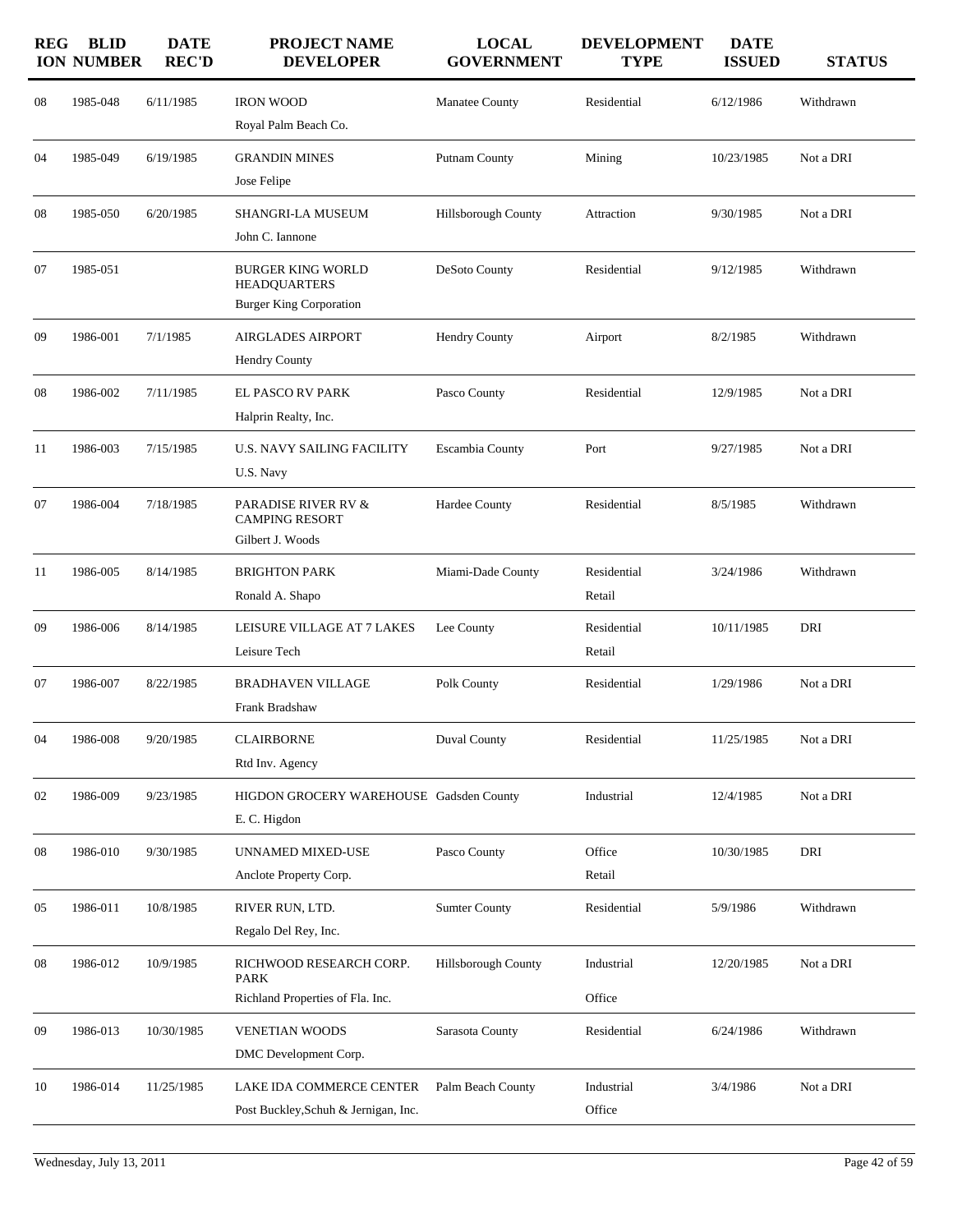| REGION | BLID NUMBER | DATE REC'D | PROJECT NAME DEVELOPER | LOCAL GOVERNMENT | DEVELOPMENT TYPE | DATE ISSUED | STATUS |
|---|---|---|---|---|---|---|---|
| 08 | 1985-048 | 6/11/1985 | IRON WOOD<br>Royal Palm Beach Co. | Manatee County | Residential | 6/12/1986 | Withdrawn |
| 04 | 1985-049 | 6/19/1985 | GRANDIN MINES<br>Jose Felipe | Putnam County | Mining | 10/23/1985 | Not a DRI |
| 08 | 1985-050 | 6/20/1985 | SHANGRI-LA MUSEUM<br>John C. Iannone | Hillsborough County | Attraction | 9/30/1985 | Not a DRI |
| 07 | 1985-051 | | BURGER KING WORLD HEADQUARTERS<br>Burger King Corporation | DeSoto County | Residential | 9/12/1985 | Withdrawn |
| 09 | 1986-001 | 7/1/1985 | AIRGLADES AIRPORT<br>Hendry County | Hendry County | Airport | 8/2/1985 | Withdrawn |
| 08 | 1986-002 | 7/11/1985 | EL PASCO RV PARK<br>Halprin Realty, Inc. | Pasco County | Residential | 12/9/1985 | Not a DRI |
| 11 | 1986-003 | 7/15/1985 | U.S. NAVY SAILING FACILITY<br>U.S. Navy | Escambia County | Port | 9/27/1985 | Not a DRI |
| 07 | 1986-004 | 7/18/1985 | PARADISE RIVER RV & CAMPING RESORT<br>Gilbert J. Woods | Hardee County | Residential | 8/5/1985 | Withdrawn |
| 11 | 1986-005 | 8/14/1985 | BRIGHTON PARK<br>Ronald A. Shapo | Miami-Dade County | Residential<br>Retail | 3/24/1986 | Withdrawn |
| 09 | 1986-006 | 8/14/1985 | LEISURE VILLAGE AT 7 LAKES<br>Leisure Tech | Lee County | Residential<br>Retail | 10/11/1985 | DRI |
| 07 | 1986-007 | 8/22/1985 | BRADHAVEN VILLAGE<br>Frank Bradshaw | Polk County | Residential | 1/29/1986 | Not a DRI |
| 04 | 1986-008 | 9/20/1985 | CLAIRBORNE<br>Rtd Inv. Agency | Duval County | Residential | 11/25/1985 | Not a DRI |
| 02 | 1986-009 | 9/23/1985 | HIGDON GROCERY WAREHOUSE<br>E. C. Higdon | Gadsden County | Industrial | 12/4/1985 | Not a DRI |
| 08 | 1986-010 | 9/30/1985 | UNNAMED MIXED-USE<br>Anclote Property Corp. | Pasco County | Office<br>Retail | 10/30/1985 | DRI |
| 05 | 1986-011 | 10/8/1985 | RIVER RUN, LTD.<br>Regalo Del Rey, Inc. | Sumter County | Residential | 5/9/1986 | Withdrawn |
| 08 | 1986-012 | 10/9/1985 | RICHWOOD RESEARCH CORP. PARK<br>Richland Properties of Fla. Inc. | Hillsborough County | Industrial<br>Office | 12/20/1985 | Not a DRI |
| 09 | 1986-013 | 10/30/1985 | VENETIAN WOODS<br>DMC Development Corp. | Sarasota County | Residential | 6/24/1986 | Withdrawn |
| 10 | 1986-014 | 11/25/1985 | LAKE IDA COMMERCE CENTER<br>Post Buckley,Schuh & Jernigan, Inc. | Palm Beach County | Industrial<br>Office | 3/4/1986 | Not a DRI |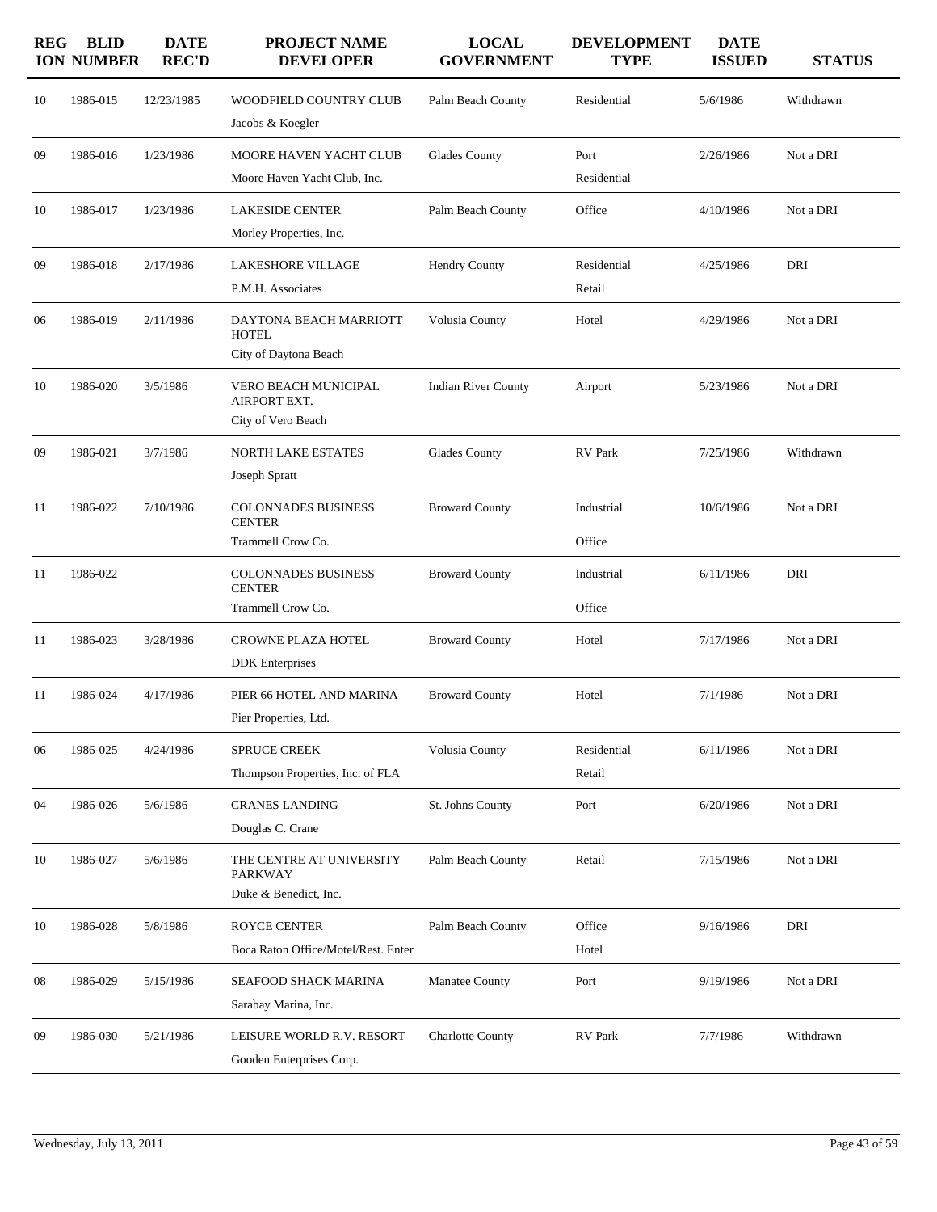| REGION | BLID NUMBER | DATE REC'D | PROJECT NAME DEVELOPER | LOCAL GOVERNMENT | DEVELOPMENT TYPE | DATE ISSUED | STATUS |
|---|---|---|---|---|---|---|---|
| 10 | 1986-015 | 12/23/1985 | WOODFIELD COUNTRY CLUB<br>Jacobs & Koegler | Palm Beach County | Residential | 5/6/1986 | Withdrawn |
| 09 | 1986-016 | 1/23/1986 | MOORE HAVEN YACHT CLUB<br>Moore Haven Yacht Club, Inc. | Glades County | Port<br>Residential | 2/26/1986 | Not a DRI |
| 10 | 1986-017 | 1/23/1986 | LAKESIDE CENTER<br>Morley Properties, Inc. | Palm Beach County | Office | 4/10/1986 | Not a DRI |
| 09 | 1986-018 | 2/17/1986 | LAKESHORE VILLAGE<br>P.M.H. Associates | Hendry County | Residential<br>Retail | 4/25/1986 | DRI |
| 06 | 1986-019 | 2/11/1986 | DAYTONA BEACH MARRIOTT HOTEL<br>City of Daytona Beach | Volusia County | Hotel | 4/29/1986 | Not a DRI |
| 10 | 1986-020 | 3/5/1986 | VERO BEACH MUNICIPAL AIRPORT EXT.<br>City of Vero Beach | Indian River County | Airport | 5/23/1986 | Not a DRI |
| 09 | 1986-021 | 3/7/1986 | NORTH LAKE ESTATES<br>Joseph Spratt | Glades County | RV Park | 7/25/1986 | Withdrawn |
| 11 | 1986-022 | 7/10/1986 | COLONNADES BUSINESS CENTER<br>Trammell Crow Co. | Broward County | Industrial<br>Office | 10/6/1986 | Not a DRI |
| 11 | 1986-022 | | COLONNADES BUSINESS CENTER<br>Trammell Crow Co. | Broward County | Industrial<br>Office | 6/11/1986 | DRI |
| 11 | 1986-023 | 3/28/1986 | CROWNE PLAZA HOTEL<br>DDK Enterprises | Broward County | Hotel | 7/17/1986 | Not a DRI |
| 11 | 1986-024 | 4/17/1986 | PIER 66 HOTEL AND MARINA<br>Pier Properties, Ltd. | Broward County | Hotel | 7/1/1986 | Not a DRI |
| 06 | 1986-025 | 4/24/1986 | SPRUCE CREEK<br>Thompson Properties, Inc. of FLA | Volusia County | Residential<br>Retail | 6/11/1986 | Not a DRI |
| 04 | 1986-026 | 5/6/1986 | CRANES LANDING<br>Douglas C. Crane | St. Johns County | Port | 6/20/1986 | Not a DRI |
| 10 | 1986-027 | 5/6/1986 | THE CENTRE AT UNIVERSITY PARKWAY<br>Duke & Benedict, Inc. | Palm Beach County | Retail | 7/15/1986 | Not a DRI |
| 10 | 1986-028 | 5/8/1986 | ROYCE CENTER<br>Boca Raton Office/Motel/Rest. Enter | Palm Beach County | Office<br>Hotel | 9/16/1986 | DRI |
| 08 | 1986-029 | 5/15/1986 | SEAFOOD SHACK MARINA<br>Sarabay Marina, Inc. | Manatee County | Port | 9/19/1986 | Not a DRI |
| 09 | 1986-030 | 5/21/1986 | LEISURE WORLD R.V. RESORT<br>Gooden Enterprises Corp. | Charlotte County | RV Park | 7/7/1986 | Withdrawn |

Wednesday, July 13, 2011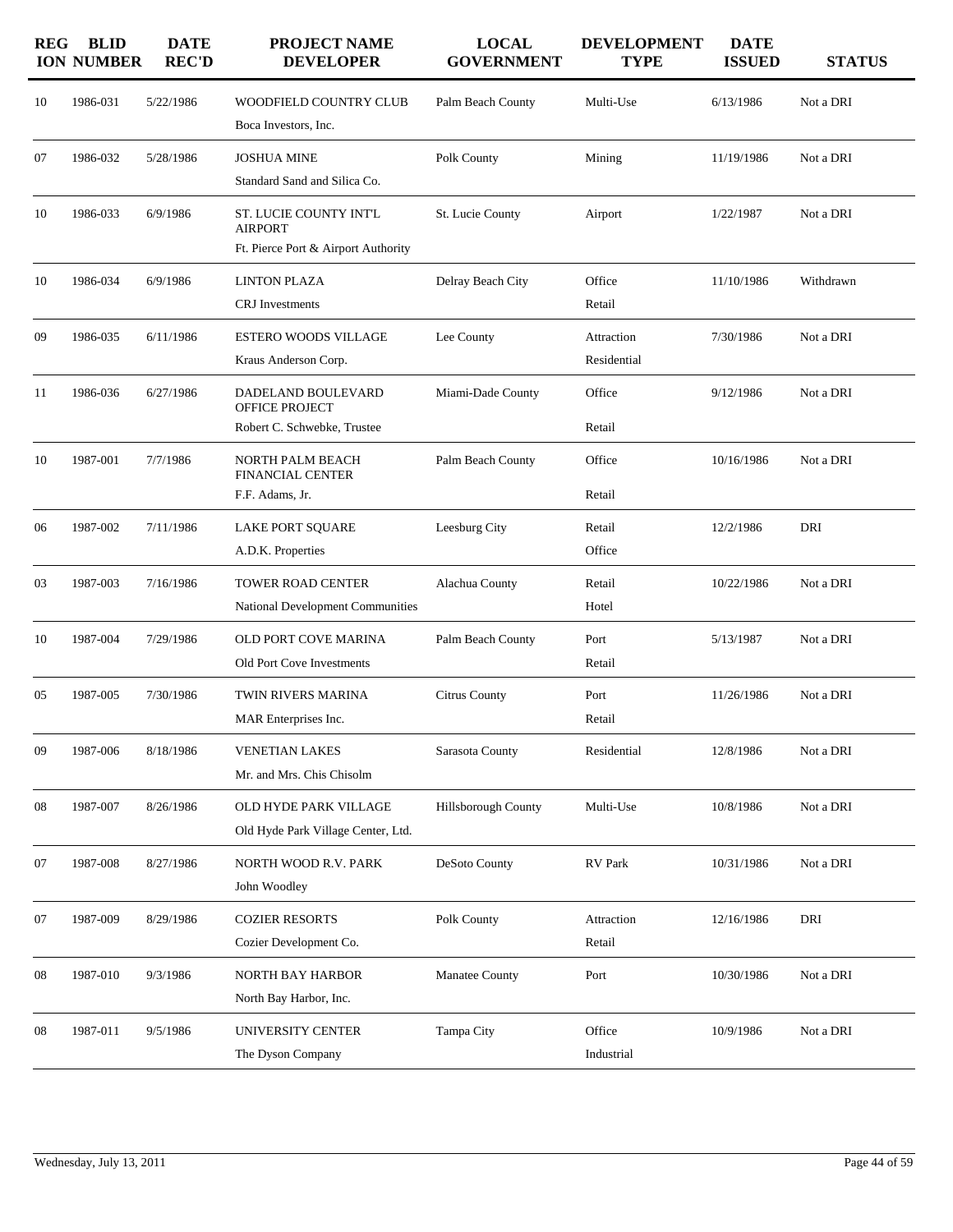| REGION | BLID NUMBER | DATE REC'D | PROJECT NAME / DEVELOPER | LOCAL GOVERNMENT | DEVELOPMENT TYPE | DATE ISSUED | STATUS |
|---|---|---|---|---|---|---|---|
| 10 | 1986-031 | 5/22/1986 | WOODFIELD COUNTRY CLUB<br>Boca Investors, Inc. | Palm Beach County | Multi-Use | 6/13/1986 | Not a DRI |
| 07 | 1986-032 | 5/28/1986 | JOSHUA MINE<br>Standard Sand and Silica Co. | Polk County | Mining | 11/19/1986 | Not a DRI |
| 10 | 1986-033 | 6/9/1986 | ST. LUCIE COUNTY INT'L AIRPORT<br>Ft. Pierce Port & Airport Authority | St. Lucie County | Airport | 1/22/1987 | Not a DRI |
| 10 | 1986-034 | 6/9/1986 | LINTON PLAZA<br>CRJ Investments | Delray Beach City | Office<br>Retail | 11/10/1986 | Withdrawn |
| 09 | 1986-035 | 6/11/1986 | ESTERO WOODS VILLAGE<br>Kraus Anderson Corp. | Lee County | Attraction<br>Residential | 7/30/1986 | Not a DRI |
| 11 | 1986-036 | 6/27/1986 | DADELAND BOULEVARD OFFICE PROJECT<br>Robert C. Schwebke, Trustee | Miami-Dade County | Office<br>Retail | 9/12/1986 | Not a DRI |
| 10 | 1987-001 | 7/7/1986 | NORTH PALM BEACH FINANCIAL CENTER<br>F.F. Adams, Jr. | Palm Beach County | Office<br>Retail | 10/16/1986 | Not a DRI |
| 06 | 1987-002 | 7/11/1986 | LAKE PORT SQUARE<br>A.D.K. Properties | Leesburg City | Retail<br>Office | 12/2/1986 | DRI |
| 03 | 1987-003 | 7/16/1986 | TOWER ROAD CENTER<br>National Development Communities | Alachua County | Retail<br>Hotel | 10/22/1986 | Not a DRI |
| 10 | 1987-004 | 7/29/1986 | OLD PORT COVE MARINA<br>Old Port Cove Investments | Palm Beach County | Port<br>Retail | 5/13/1987 | Not a DRI |
| 05 | 1987-005 | 7/30/1986 | TWIN RIVERS MARINA<br>MAR Enterprises Inc. | Citrus County | Port<br>Retail | 11/26/1986 | Not a DRI |
| 09 | 1987-006 | 8/18/1986 | VENETIAN LAKES<br>Mr. and Mrs. Chis Chisolm | Sarasota County | Residential | 12/8/1986 | Not a DRI |
| 08 | 1987-007 | 8/26/1986 | OLD HYDE PARK VILLAGE<br>Old Hyde Park Village Center, Ltd. | Hillsborough County | Multi-Use | 10/8/1986 | Not a DRI |
| 07 | 1987-008 | 8/27/1986 | NORTH WOOD R.V. PARK<br>John Woodley | DeSoto County | RV Park | 10/31/1986 | Not a DRI |
| 07 | 1987-009 | 8/29/1986 | COZIER RESORTS<br>Cozier Development Co. | Polk County | Attraction<br>Retail | 12/16/1986 | DRI |
| 08 | 1987-010 | 9/3/1986 | NORTH BAY HARBOR<br>North Bay Harbor, Inc. | Manatee County | Port | 10/30/1986 | Not a DRI |
| 08 | 1987-011 | 9/5/1986 | UNIVERSITY CENTER<br>The Dyson Company | Tampa City | Office<br>Industrial | 10/9/1986 | Not a DRI |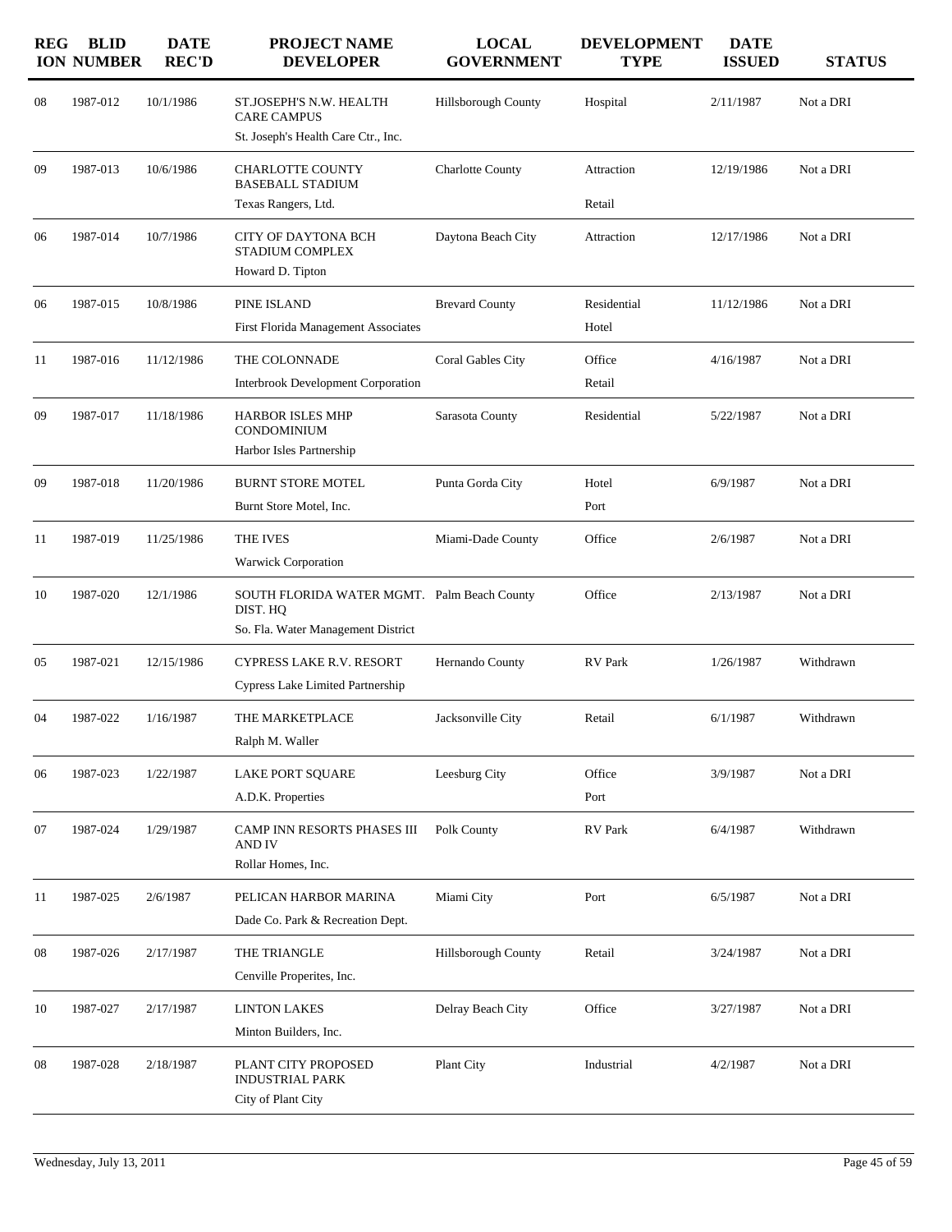| REGION | BLID NUMBER | DATE REC'D | PROJECT NAME DEVELOPER | LOCAL GOVERNMENT | DEVELOPMENT TYPE | DATE ISSUED | STATUS |
|---|---|---|---|---|---|---|---|
| 08 | 1987-012 | 10/1/1986 | ST.JOSEPH'S N.W. HEALTH CARE CAMPUS<br>St. Joseph's Health Care Ctr., Inc. | Hillsborough County | Hospital | 2/11/1987 | Not a DRI |
| 09 | 1987-013 | 10/6/1986 | CHARLOTTE COUNTY BASEBALL STADIUM<br>Texas Rangers, Ltd. | Charlotte County | Attraction<br>Retail | 12/19/1986 | Not a DRI |
| 06 | 1987-014 | 10/7/1986 | CITY OF DAYTONA BCH STADIUM COMPLEX<br>Howard D. Tipton | Daytona Beach City | Attraction | 12/17/1986 | Not a DRI |
| 06 | 1987-015 | 10/8/1986 | PINE ISLAND<br>First Florida Management Associates | Brevard County | Residential<br>Hotel | 11/12/1986 | Not a DRI |
| 11 | 1987-016 | 11/12/1986 | THE COLONNADE<br>Interbrook Development Corporation | Coral Gables City | Office<br>Retail | 4/16/1987 | Not a DRI |
| 09 | 1987-017 | 11/18/1986 | HARBOR ISLES MHP CONDOMINIUM<br>Harbor Isles Partnership | Sarasota County | Residential | 5/22/1987 | Not a DRI |
| 09 | 1987-018 | 11/20/1986 | BURNT STORE MOTEL<br>Burnt Store Motel, Inc. | Punta Gorda City | Hotel<br>Port | 6/9/1987 | Not a DRI |
| 11 | 1987-019 | 11/25/1986 | THE IVES<br>Warwick Corporation | Miami-Dade County | Office | 2/6/1987 | Not a DRI |
| 10 | 1987-020 | 12/1/1986 | SOUTH FLORIDA WATER MGMT. DIST. HQ<br>So. Fla. Water Management District | Palm Beach County | Office | 2/13/1987 | Not a DRI |
| 05 | 1987-021 | 12/15/1986 | CYPRESS LAKE R.V. RESORT<br>Cypress Lake Limited Partnership | Hernando County | RV Park | 1/26/1987 | Withdrawn |
| 04 | 1987-022 | 1/16/1987 | THE MARKETPLACE<br>Ralph M. Waller | Jacksonville City | Retail | 6/1/1987 | Withdrawn |
| 06 | 1987-023 | 1/22/1987 | LAKE PORT SQUARE<br>A.D.K. Properties | Leesburg City | Office<br>Port | 3/9/1987 | Not a DRI |
| 07 | 1987-024 | 1/29/1987 | CAMP INN RESORTS PHASES III AND IV<br>Rollar Homes, Inc. | Polk County | RV Park | 6/4/1987 | Withdrawn |
| 11 | 1987-025 | 2/6/1987 | PELICAN HARBOR MARINA<br>Dade Co. Park & Recreation Dept. | Miami City | Port | 6/5/1987 | Not a DRI |
| 08 | 1987-026 | 2/17/1987 | THE TRIANGLE<br>Cenville Properites, Inc. | Hillsborough County | Retail | 3/24/1987 | Not a DRI |
| 10 | 1987-027 | 2/17/1987 | LINTON LAKES<br>Minton Builders, Inc. | Delray Beach City | Office | 3/27/1987 | Not a DRI |
| 08 | 1987-028 | 2/18/1987 | PLANT CITY PROPOSED INDUSTRIAL PARK<br>City of Plant City | Plant City | Industrial | 4/2/1987 | Not a DRI |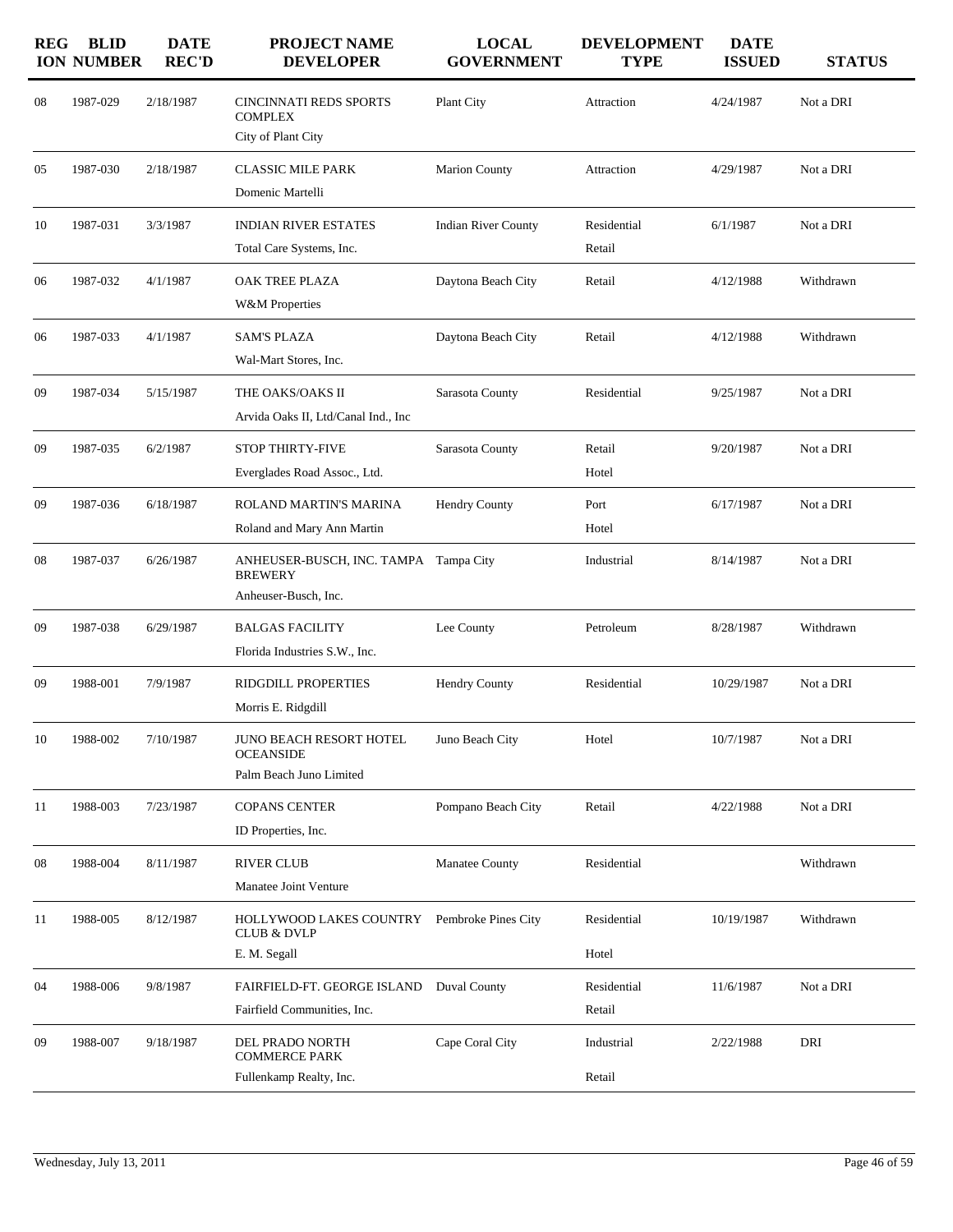| REGION | BLID NUMBER | DATE REC'D | PROJECT NAME / DEVELOPER | LOCAL GOVERNMENT | DEVELOPMENT TYPE | DATE ISSUED | STATUS |
|---|---|---|---|---|---|---|---|
| 08 | 1987-029 | 2/18/1987 | CINCINNATI REDS SPORTS COMPLEX<br>City of Plant City | Plant City | Attraction | 4/24/1987 | Not a DRI |
| 05 | 1987-030 | 2/18/1987 | CLASSIC MILE PARK<br>Domenic Martelli | Marion County | Attraction | 4/29/1987 | Not a DRI |
| 10 | 1987-031 | 3/3/1987 | INDIAN RIVER ESTATES<br>Total Care Systems, Inc. | Indian River County | Residential<br>Retail | 6/1/1987 | Not a DRI |
| 06 | 1987-032 | 4/1/1987 | OAK TREE PLAZA<br>W&M Properties | Daytona Beach City | Retail | 4/12/1988 | Withdrawn |
| 06 | 1987-033 | 4/1/1987 | SAM'S PLAZA<br>Wal-Mart Stores, Inc. | Daytona Beach City | Retail | 4/12/1988 | Withdrawn |
| 09 | 1987-034 | 5/15/1987 | THE OAKS/OAKS II<br>Arvida Oaks II, Ltd/Canal Ind., Inc | Sarasota County | Residential | 9/25/1987 | Not a DRI |
| 09 | 1987-035 | 6/2/1987 | STOP THIRTY-FIVE<br>Everglades Road Assoc., Ltd. | Sarasota County | Retail<br>Hotel | 9/20/1987 | Not a DRI |
| 09 | 1987-036 | 6/18/1987 | ROLAND MARTIN'S MARINA<br>Roland and Mary Ann Martin | Hendry County | Port<br>Hotel | 6/17/1987 | Not a DRI |
| 08 | 1987-037 | 6/26/1987 | ANHEUSER-BUSCH, INC. TAMPA BREWERY<br>Anheuser-Busch, Inc. | Tampa City | Industrial | 8/14/1987 | Not a DRI |
| 09 | 1987-038 | 6/29/1987 | BALGAS FACILITY<br>Florida Industries S.W., Inc. | Lee County | Petroleum | 8/28/1987 | Withdrawn |
| 09 | 1988-001 | 7/9/1987 | RIDGDILL PROPERTIES<br>Morris E. Ridgdill | Hendry County | Residential | 10/29/1987 | Not a DRI |
| 10 | 1988-002 | 7/10/1987 | JUNO BEACH RESORT HOTEL OCEANSIDE<br>Palm Beach Juno Limited | Juno Beach City | Hotel | 10/7/1987 | Not a DRI |
| 11 | 1988-003 | 7/23/1987 | COPANS CENTER<br>ID Properties, Inc. | Pompano Beach City | Retail | 4/22/1988 | Not a DRI |
| 08 | 1988-004 | 8/11/1987 | RIVER CLUB<br>Manatee Joint Venture | Manatee County | Residential | | Withdrawn |
| 11 | 1988-005 | 8/12/1987 | HOLLYWOOD LAKES COUNTRY CLUB & DVLP<br>E. M. Segall | Pembroke Pines City | Residential<br>Hotel | 10/19/1987 | Withdrawn |
| 04 | 1988-006 | 9/8/1987 | FAIRFIELD-FT. GEORGE ISLAND<br>Fairfield Communities, Inc. | Duval County | Residential<br>Retail | 11/6/1987 | Not a DRI |
| 09 | 1988-007 | 9/18/1987 | DEL PRADO NORTH COMMERCE PARK<br>Fullenkamp Realty, Inc. | Cape Coral City | Industrial<br>Retail | 2/22/1988 | DRI |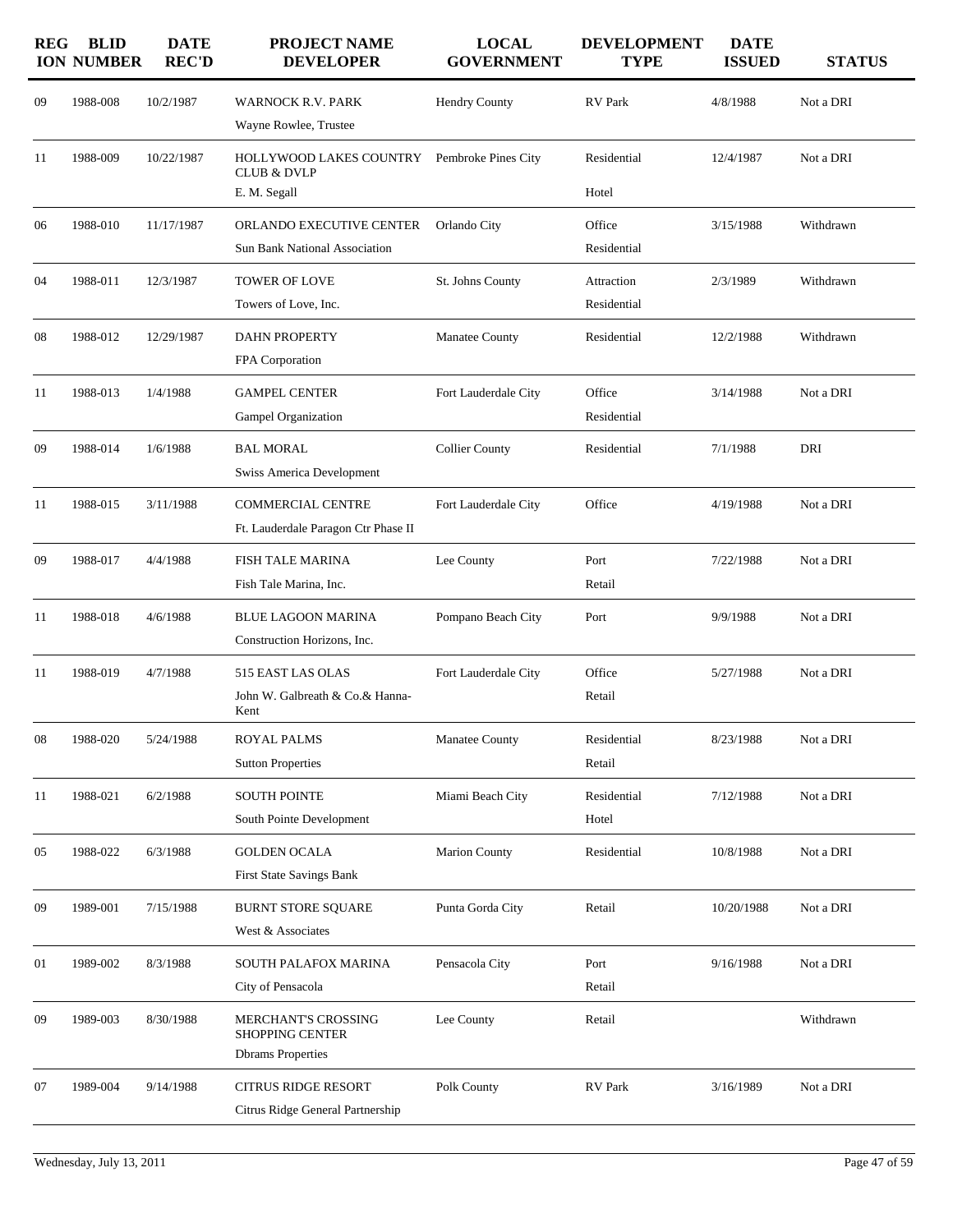| REGION | BLID NUMBER | DATE REC'D | PROJECT NAME DEVELOPER | LOCAL GOVERNMENT | DEVELOPMENT TYPE | DATE ISSUED | STATUS |
|---|---|---|---|---|---|---|---|
| 09 | 1988-008 | 10/2/1987 | WARNOCK R.V. PARK<br>Wayne Rowlee, Trustee | Hendry County | RV Park | 4/8/1988 | Not a DRI |
| 11 | 1988-009 | 10/22/1987 | HOLLYWOOD LAKES COUNTRY CLUB & DVLP<br>E. M. Segall | Pembroke Pines City | Residential<br>Hotel | 12/4/1987 | Not a DRI |
| 06 | 1988-010 | 11/17/1987 | ORLANDO EXECUTIVE CENTER<br>Sun Bank National Association | Orlando City | Office<br>Residential | 3/15/1988 | Withdrawn |
| 04 | 1988-011 | 12/3/1987 | TOWER OF LOVE<br>Towers of Love, Inc. | St. Johns County | Attraction<br>Residential | 2/3/1989 | Withdrawn |
| 08 | 1988-012 | 12/29/1987 | DAHN PROPERTY<br>FPA Corporation | Manatee County | Residential | 12/2/1988 | Withdrawn |
| 11 | 1988-013 | 1/4/1988 | GAMPEL CENTER<br>Gampel Organization | Fort Lauderdale City | Office<br>Residential | 3/14/1988 | Not a DRI |
| 09 | 1988-014 | 1/6/1988 | BAL MORAL<br>Swiss America Development | Collier County | Residential | 7/1/1988 | DRI |
| 11 | 1988-015 | 3/11/1988 | COMMERCIAL CENTRE<br>Ft. Lauderdale Paragon Ctr Phase II | Fort Lauderdale City | Office | 4/19/1988 | Not a DRI |
| 09 | 1988-017 | 4/4/1988 | FISH TALE MARINA<br>Fish Tale Marina, Inc. | Lee County | Port<br>Retail | 7/22/1988 | Not a DRI |
| 11 | 1988-018 | 4/6/1988 | BLUE LAGOON MARINA<br>Construction Horizons, Inc. | Pompano Beach City | Port | 9/9/1988 | Not a DRI |
| 11 | 1988-019 | 4/7/1988 | 515 EAST LAS OLAS<br>John W. Galbreath & Co.& Hanna-Kent | Fort Lauderdale City | Office<br>Retail | 5/27/1988 | Not a DRI |
| 08 | 1988-020 | 5/24/1988 | ROYAL PALMS<br>Sutton Properties | Manatee County | Residential<br>Retail | 8/23/1988 | Not a DRI |
| 11 | 1988-021 | 6/2/1988 | SOUTH POINTE<br>South Pointe Development | Miami Beach City | Residential<br>Hotel | 7/12/1988 | Not a DRI |
| 05 | 1988-022 | 6/3/1988 | GOLDEN OCALA<br>First State Savings Bank | Marion County | Residential | 10/8/1988 | Not a DRI |
| 09 | 1989-001 | 7/15/1988 | BURNT STORE SQUARE<br>West & Associates | Punta Gorda City | Retail | 10/20/1988 | Not a DRI |
| 01 | 1989-002 | 8/3/1988 | SOUTH PALAFOX MARINA<br>City of Pensacola | Pensacola City | Port<br>Retail | 9/16/1988 | Not a DRI |
| 09 | 1989-003 | 8/30/1988 | MERCHANT'S CROSSING SHOPPING CENTER<br>Dbrams Properties | Lee County | Retail | | Withdrawn |
| 07 | 1989-004 | 9/14/1988 | CITRUS RIDGE RESORT<br>Citrus Ridge General Partnership | Polk County | RV Park | 3/16/1989 | Not a DRI |

Wednesday, July 13, 2011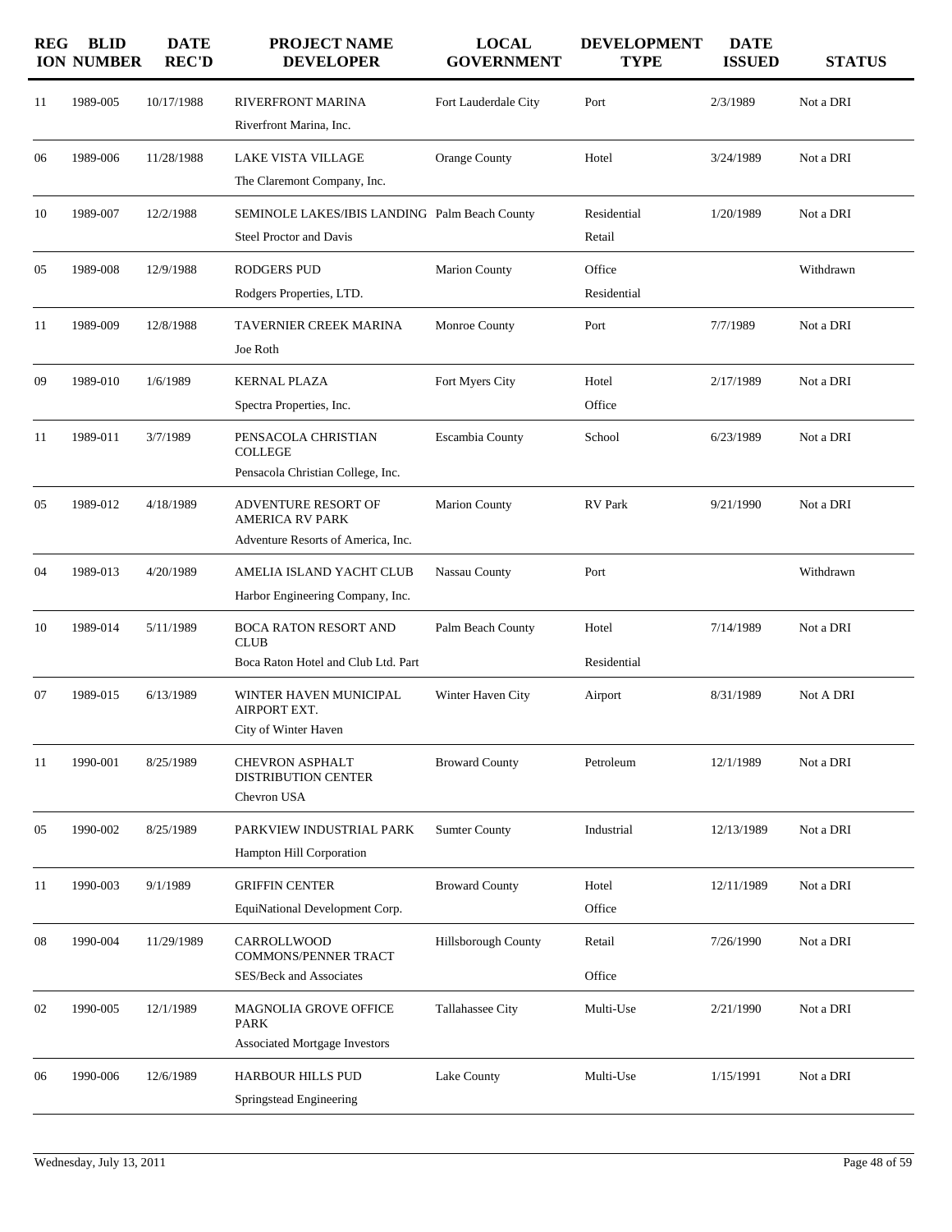| REGION | BLID NUMBER | DATE REC'D | PROJECT NAME DEVELOPER | LOCAL GOVERNMENT | DEVELOPMENT TYPE | DATE ISSUED | STATUS |
|---|---|---|---|---|---|---|---|
| 11 | 1989-005 | 10/17/1988 | RIVERFRONT MARINA<br>Riverfront Marina, Inc. | Fort Lauderdale City | Port | 2/3/1989 | Not a DRI |
| 06 | 1989-006 | 11/28/1988 | LAKE VISTA VILLAGE<br>The Claremont Company, Inc. | Orange County | Hotel | 3/24/1989 | Not a DRI |
| 10 | 1989-007 | 12/2/1988 | SEMINOLE LAKES/IBIS LANDING<br>Steel Proctor and Davis | Palm Beach County | Residential<br>Retail | 1/20/1989 | Not a DRI |
| 05 | 1989-008 | 12/9/1988 | RODGERS PUD<br>Rodgers Properties, LTD. | Marion County | Office<br>Residential | | Withdrawn |
| 11 | 1989-009 | 12/8/1988 | TAVERNIER CREEK MARINA<br>Joe Roth | Monroe County | Port | 7/7/1989 | Not a DRI |
| 09 | 1989-010 | 1/6/1989 | KERNAL PLAZA<br>Spectra Properties, Inc. | Fort Myers City | Hotel<br>Office | 2/17/1989 | Not a DRI |
| 11 | 1989-011 | 3/7/1989 | PENSACOLA CHRISTIAN COLLEGE<br>Pensacola Christian College, Inc. | Escambia County | School | 6/23/1989 | Not a DRI |
| 05 | 1989-012 | 4/18/1989 | ADVENTURE RESORT OF AMERICA RV PARK<br>Adventure Resorts of America, Inc. | Marion County | RV Park | 9/21/1990 | Not a DRI |
| 04 | 1989-013 | 4/20/1989 | AMELIA ISLAND YACHT CLUB<br>Harbor Engineering Company, Inc. | Nassau County | Port | | Withdrawn |
| 10 | 1989-014 | 5/11/1989 | BOCA RATON RESORT AND CLUB<br>Boca Raton Hotel and Club Ltd. Part | Palm Beach County | Hotel<br>Residential | 7/14/1989 | Not a DRI |
| 07 | 1989-015 | 6/13/1989 | WINTER HAVEN MUNICIPAL AIRPORT EXT.<br>City of Winter Haven | Winter Haven City | Airport | 8/31/1989 | Not A DRI |
| 11 | 1990-001 | 8/25/1989 | CHEVRON ASPHALT DISTRIBUTION CENTER<br>Chevron USA | Broward County | Petroleum | 12/1/1989 | Not a DRI |
| 05 | 1990-002 | 8/25/1989 | PARKVIEW INDUSTRIAL PARK<br>Hampton Hill Corporation | Sumter County | Industrial | 12/13/1989 | Not a DRI |
| 11 | 1990-003 | 9/1/1989 | GRIFFIN CENTER<br>EquiNational Development Corp. | Broward County | Hotel<br>Office | 12/11/1989 | Not a DRI |
| 08 | 1990-004 | 11/29/1989 | CARROLLWOOD COMMONS/PENNER TRACT<br>SES/Beck and Associates | Hillsborough County | Retail<br>Office | 7/26/1990 | Not a DRI |
| 02 | 1990-005 | 12/1/1989 | MAGNOLIA GROVE OFFICE PARK<br>Associated Mortgage Investors | Tallahassee City | Multi-Use | 2/21/1990 | Not a DRI |
| 06 | 1990-006 | 12/6/1989 | HARBOUR HILLS PUD<br>Springstead Engineering | Lake County | Multi-Use | 1/15/1991 | Not a DRI |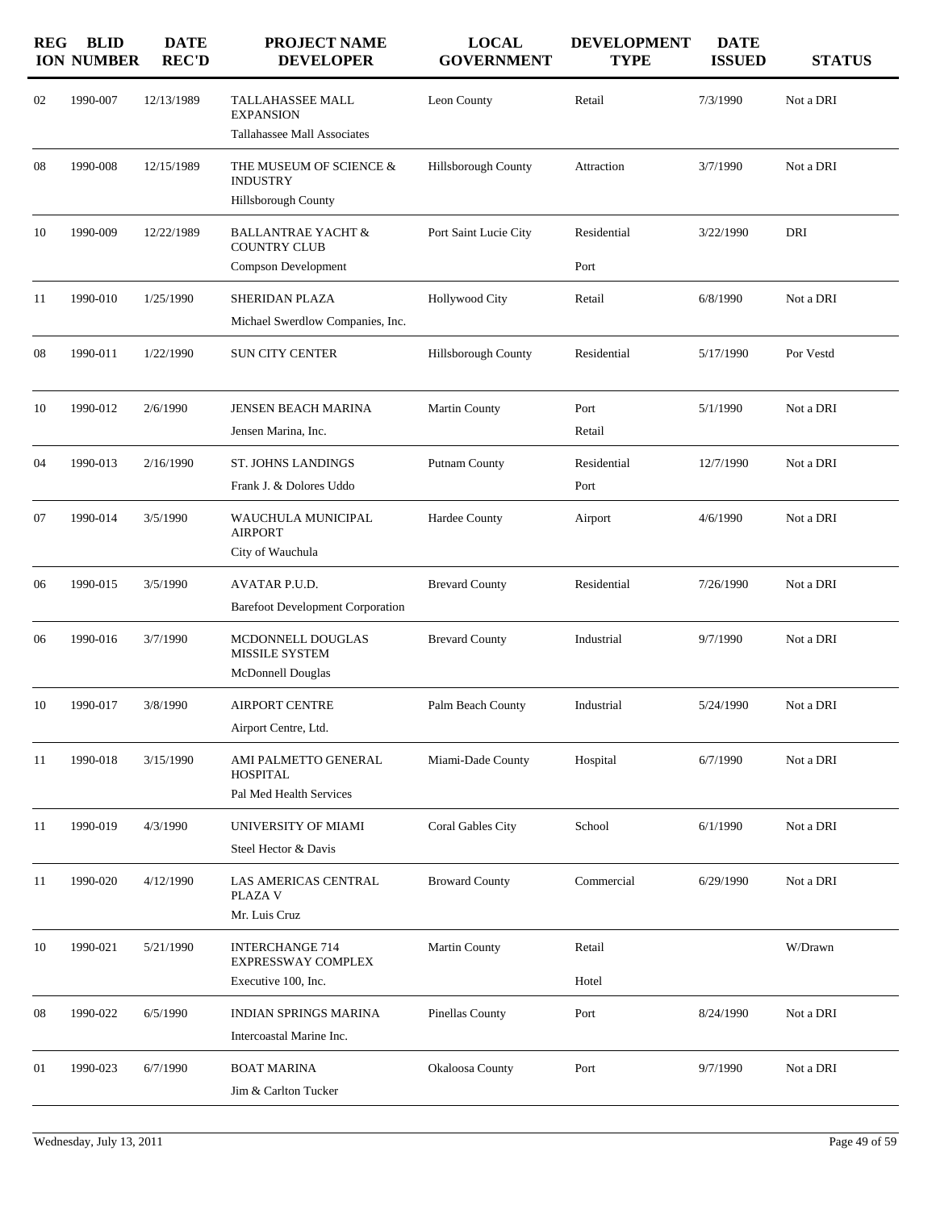| REGION | BLID NUMBER | DATE REC'D | PROJECT NAME DEVELOPER | LOCAL GOVERNMENT | DEVELOPMENT TYPE | DATE ISSUED | STATUS |
|---|---|---|---|---|---|---|---|
| 02 | 1990-007 | 12/13/1989 | TALLAHASSEE MALL EXPANSION<br>Tallahassee Mall Associates | Leon County | Retail | 7/3/1990 | Not a DRI |
| 08 | 1990-008 | 12/15/1989 | THE MUSEUM OF SCIENCE & INDUSTRY<br>Hillsborough County | Hillsborough County | Attraction | 3/7/1990 | Not a DRI |
| 10 | 1990-009 | 12/22/1989 | BALLANTRAE YACHT & COUNTRY CLUB<br>Compson Development | Port Saint Lucie City | Residential<br>Port | 3/22/1990 | DRI |
| 11 | 1990-010 | 1/25/1990 | SHERIDAN PLAZA<br>Michael Swerdlow Companies, Inc. | Hollywood City | Retail | 6/8/1990 | Not a DRI |
| 08 | 1990-011 | 1/22/1990 | SUN CITY CENTER | Hillsborough County | Residential | 5/17/1990 | Por Vestd |
| 10 | 1990-012 | 2/6/1990 | JENSEN BEACH MARINA<br>Jensen Marina, Inc. | Martin County | Port<br>Retail | 5/1/1990 | Not a DRI |
| 04 | 1990-013 | 2/16/1990 | ST. JOHNS LANDINGS<br>Frank J. & Dolores Uddo | Putnam County | Residential<br>Port | 12/7/1990 | Not a DRI |
| 07 | 1990-014 | 3/5/1990 | WAUCHULA MUNICIPAL AIRPORT<br>City of Wauchula | Hardee County | Airport | 4/6/1990 | Not a DRI |
| 06 | 1990-015 | 3/5/1990 | AVATAR P.U.D.<br>Barefoot Development Corporation | Brevard County | Residential | 7/26/1990 | Not a DRI |
| 06 | 1990-016 | 3/7/1990 | MCDONNELL DOUGLAS MISSILE SYSTEM<br>McDonnell Douglas | Brevard County | Industrial | 9/7/1990 | Not a DRI |
| 10 | 1990-017 | 3/8/1990 | AIRPORT CENTRE<br>Airport Centre, Ltd. | Palm Beach County | Industrial | 5/24/1990 | Not a DRI |
| 11 | 1990-018 | 3/15/1990 | AMI PALMETTO GENERAL HOSPITAL<br>Pal Med Health Services | Miami-Dade County | Hospital | 6/7/1990 | Not a DRI |
| 11 | 1990-019 | 4/3/1990 | UNIVERSITY OF MIAMI<br>Steel Hector & Davis | Coral Gables City | School | 6/1/1990 | Not a DRI |
| 11 | 1990-020 | 4/12/1990 | LAS AMERICAS CENTRAL PLAZA V<br>Mr. Luis Cruz | Broward County | Commercial | 6/29/1990 | Not a DRI |
| 10 | 1990-021 | 5/21/1990 | INTERCHANGE 714 EXPRESSWAY COMPLEX<br>Executive 100, Inc. | Martin County | Retail<br>Hotel | | W/Drawn |
| 08 | 1990-022 | 6/5/1990 | INDIAN SPRINGS MARINA<br>Intercoastal Marine Inc. | Pinellas County | Port | 8/24/1990 | Not a DRI |
| 01 | 1990-023 | 6/7/1990 | BOAT MARINA<br>Jim & Carlton Tucker | Okaloosa County | Port | 9/7/1990 | Not a DRI |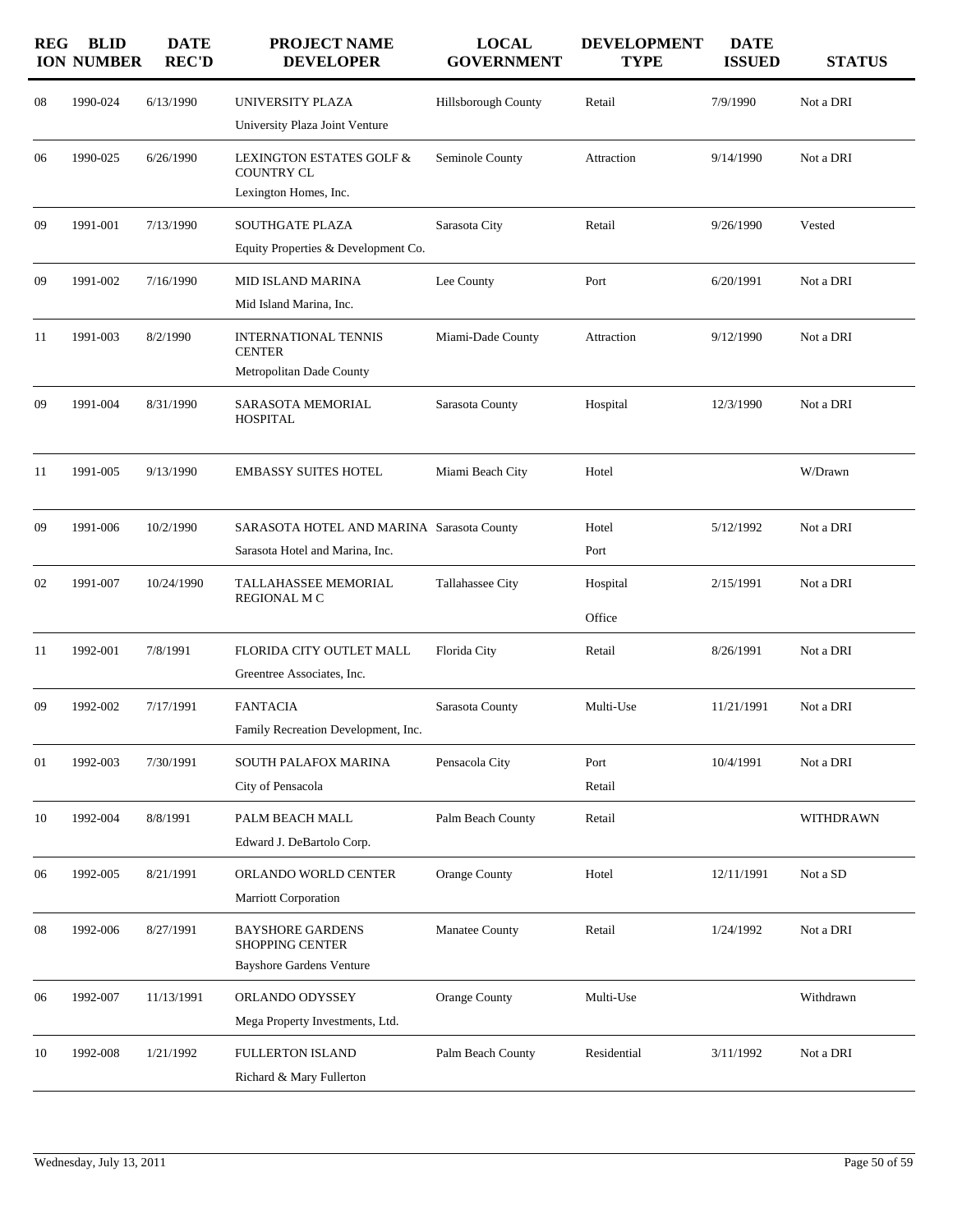| REGION | BLID NUMBER | DATE REC'D | PROJECT NAME DEVELOPER | LOCAL GOVERNMENT | DEVELOPMENT TYPE | DATE ISSUED | STATUS |
|---|---|---|---|---|---|---|---|
| 08 | 1990-024 | 6/13/1990 | UNIVERSITY PLAZA<br>University Plaza Joint Venture | Hillsborough County | Retail | 7/9/1990 | Not a DRI |
| 06 | 1990-025 | 6/26/1990 | LEXINGTON ESTATES GOLF & COUNTRY CL<br>Lexington Homes, Inc. | Seminole County | Attraction | 9/14/1990 | Not a DRI |
| 09 | 1991-001 | 7/13/1990 | SOUTHGATE PLAZA<br>Equity Properties & Development Co. | Sarasota City | Retail | 9/26/1990 | Vested |
| 09 | 1991-002 | 7/16/1990 | MID ISLAND MARINA<br>Mid Island Marina, Inc. | Lee County | Port | 6/20/1991 | Not a DRI |
| 11 | 1991-003 | 8/2/1990 | INTERNATIONAL TENNIS CENTER<br>Metropolitan Dade County | Miami-Dade County | Attraction | 9/12/1990 | Not a DRI |
| 09 | 1991-004 | 8/31/1990 | SARASOTA MEMORIAL HOSPITAL | Sarasota County | Hospital | 12/3/1990 | Not a DRI |
| 11 | 1991-005 | 9/13/1990 | EMBASSY SUITES HOTEL | Miami Beach City | Hotel | | W/Drawn |
| 09 | 1991-006 | 10/2/1990 | SARASOTA HOTEL AND MARINA<br>Sarasota Hotel and Marina, Inc. | Sarasota County | Hotel<br>Port | 5/12/1992 | Not a DRI |
| 02 | 1991-007 | 10/24/1990 | TALLAHASSEE MEMORIAL REGIONAL M C | Tallahassee City | Hospital<br>Office | 2/15/1991 | Not a DRI |
| 11 | 1992-001 | 7/8/1991 | FLORIDA CITY OUTLET MALL<br>Greentree Associates, Inc. | Florida City | Retail | 8/26/1991 | Not a DRI |
| 09 | 1992-002 | 7/17/1991 | FANTACIA<br>Family Recreation Development, Inc. | Sarasota County | Multi-Use | 11/21/1991 | Not a DRI |
| 01 | 1992-003 | 7/30/1991 | SOUTH PALAFOX MARINA<br>City of Pensacola | Pensacola City | Port<br>Retail | 10/4/1991 | Not a DRI |
| 10 | 1992-004 | 8/8/1991 | PALM BEACH MALL<br>Edward J. DeBartolo Corp. | Palm Beach County | Retail | | WITHDRAWN |
| 06 | 1992-005 | 8/21/1991 | ORLANDO WORLD CENTER<br>Marriott Corporation | Orange County | Hotel | 12/11/1991 | Not a SD |
| 08 | 1992-006 | 8/27/1991 | BAYSHORE GARDENS SHOPPING CENTER<br>Bayshore Gardens Venture | Manatee County | Retail | 1/24/1992 | Not a DRI |
| 06 | 1992-007 | 11/13/1991 | ORLANDO ODYSSEY<br>Mega Property Investments, Ltd. | Orange County | Multi-Use | | Withdrawn |
| 10 | 1992-008 | 1/21/1992 | FULLERTON ISLAND<br>Richard & Mary Fullerton | Palm Beach County | Residential | 3/11/1992 | Not a DRI |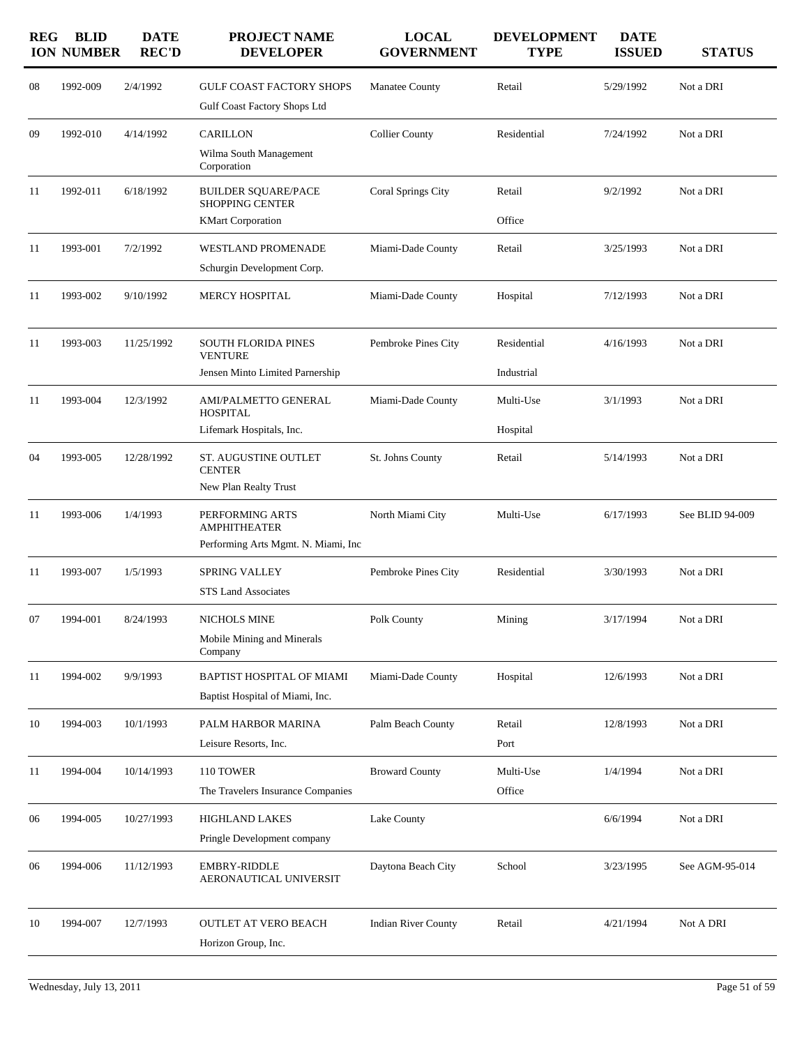| REGION | BLID NUMBER | DATE REC'D | PROJECT NAME DEVELOPER | LOCAL GOVERNMENT | DEVELOPMENT TYPE | DATE ISSUED | STATUS |
|---|---|---|---|---|---|---|---|
| 08 | 1992-009 | 2/4/1992 | GULF COAST FACTORY SHOPS<br>Gulf Coast Factory Shops Ltd | Manatee County | Retail | 5/29/1992 | Not a DRI |
| 09 | 1992-010 | 4/14/1992 | CARILLON<br>Wilma South Management Corporation | Collier County | Residential | 7/24/1992 | Not a DRI |
| 11 | 1992-011 | 6/18/1992 | BUILDER SQUARE/PACE SHOPPING CENTER<br>KMart Corporation | Coral Springs City | Retail<br>Office | 9/2/1992 | Not a DRI |
| 11 | 1993-001 | 7/2/1992 | WESTLAND PROMENADE<br>Schurgin Development Corp. | Miami-Dade County | Retail | 3/25/1993 | Not a DRI |
| 11 | 1993-002 | 9/10/1992 | MERCY HOSPITAL | Miami-Dade County | Hospital | 7/12/1993 | Not a DRI |
| 11 | 1993-003 | 11/25/1992 | SOUTH FLORIDA PINES VENTURE<br>Jensen Minto Limited Parnership | Pembroke Pines City | Residential<br>Industrial | 4/16/1993 | Not a DRI |
| 11 | 1993-004 | 12/3/1992 | AMI/PALMETTO GENERAL HOSPITAL<br>Lifemark Hospitals, Inc. | Miami-Dade County | Multi-Use<br>Hospital | 3/1/1993 | Not a DRI |
| 04 | 1993-005 | 12/28/1992 | ST. AUGUSTINE OUTLET CENTER<br>New Plan Realty Trust | St. Johns County | Retail | 5/14/1993 | Not a DRI |
| 11 | 1993-006 | 1/4/1993 | PERFORMING ARTS AMPHITHEATER<br>Performing Arts Mgmt. N. Miami, Inc | North Miami City | Multi-Use | 6/17/1993 | See BLID 94-009 |
| 11 | 1993-007 | 1/5/1993 | SPRING VALLEY<br>STS Land Associates | Pembroke Pines City | Residential | 3/30/1993 | Not a DRI |
| 07 | 1994-001 | 8/24/1993 | NICHOLS MINE<br>Mobile Mining and Minerals Company | Polk County | Mining | 3/17/1994 | Not a DRI |
| 11 | 1994-002 | 9/9/1993 | BAPTIST HOSPITAL OF MIAMI<br>Baptist Hospital of Miami, Inc. | Miami-Dade County | Hospital | 12/6/1993 | Not a DRI |
| 10 | 1994-003 | 10/1/1993 | PALM HARBOR MARINA<br>Leisure Resorts, Inc. | Palm Beach County | Retail<br>Port | 12/8/1993 | Not a DRI |
| 11 | 1994-004 | 10/14/1993 | 110 TOWER<br>The Travelers Insurance Companies | Broward County | Multi-Use<br>Office | 1/4/1994 | Not a DRI |
| 06 | 1994-005 | 10/27/1993 | HIGHLAND LAKES<br>Pringle Development company | Lake County | | 6/6/1994 | Not a DRI |
| 06 | 1994-006 | 11/12/1993 | EMBRY-RIDDLE AERONAUTICAL UNIVERSIT | Daytona Beach City | School | 3/23/1995 | See AGM-95-014 |
| 10 | 1994-007 | 12/7/1993 | OUTLET AT VERO BEACH<br>Horizon Group, Inc. | Indian River County | Retail | 4/21/1994 | Not A DRI |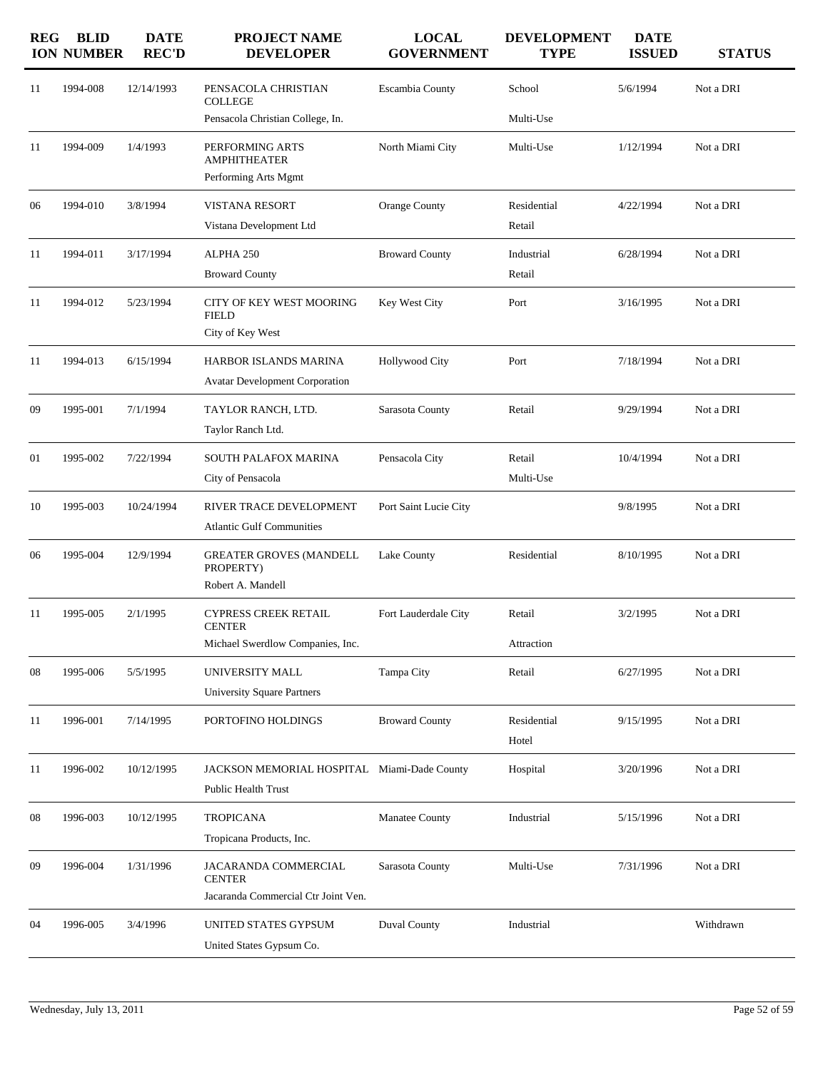| REGION | BLID NUMBER | DATE REC'D | PROJECT NAME / DEVELOPER | LOCAL GOVERNMENT | DEVELOPMENT TYPE | DATE ISSUED | STATUS |
|---|---|---|---|---|---|---|---|
| 11 | 1994-008 | 12/14/1993 | PENSACOLA CHRISTIAN COLLEGE<br>Pensacola Christian College, In. | Escambia County | School<br>Multi-Use | 5/6/1994 | Not a DRI |
| 11 | 1994-009 | 1/4/1993 | PERFORMING ARTS AMPHITHEATER<br>Performing Arts Mgmt | North Miami City | Multi-Use | 1/12/1994 | Not a DRI |
| 06 | 1994-010 | 3/8/1994 | VISTANA RESORT<br>Vistana Development Ltd | Orange County | Residential<br>Retail | 4/22/1994 | Not a DRI |
| 11 | 1994-011 | 3/17/1994 | ALPHA 250<br>Broward County | Broward County | Industrial<br>Retail | 6/28/1994 | Not a DRI |
| 11 | 1994-012 | 5/23/1994 | CITY OF KEY WEST MOORING FIELD<br>City of Key West | Key West City | Port | 3/16/1995 | Not a DRI |
| 11 | 1994-013 | 6/15/1994 | HARBOR ISLANDS MARINA<br>Avatar Development Corporation | Hollywood City | Port | 7/18/1994 | Not a DRI |
| 09 | 1995-001 | 7/1/1994 | TAYLOR RANCH, LTD.<br>Taylor Ranch Ltd. | Sarasota County | Retail | 9/29/1994 | Not a DRI |
| 01 | 1995-002 | 7/22/1994 | SOUTH PALAFOX MARINA<br>City of Pensacola | Pensacola City | Retail<br>Multi-Use | 10/4/1994 | Not a DRI |
| 10 | 1995-003 | 10/24/1994 | RIVER TRACE DEVELOPMENT<br>Atlantic Gulf Communities | Port Saint Lucie City | | 9/8/1995 | Not a DRI |
| 06 | 1995-004 | 12/9/1994 | GREATER GROVES (MANDELL PROPERTY)<br>Robert A. Mandell | Lake County | Residential | 8/10/1995 | Not a DRI |
| 11 | 1995-005 | 2/1/1995 | CYPRESS CREEK RETAIL CENTER<br>Michael Swerdlow Companies, Inc. | Fort Lauderdale City | Retail<br>Attraction | 3/2/1995 | Not a DRI |
| 08 | 1995-006 | 5/5/1995 | UNIVERSITY MALL<br>University Square Partners | Tampa City | Retail | 6/27/1995 | Not a DRI |
| 11 | 1996-001 | 7/14/1995 | PORTOFINO HOLDINGS | Broward County | Residential<br>Hotel | 9/15/1995 | Not a DRI |
| 11 | 1996-002 | 10/12/1995 | JACKSON MEMORIAL HOSPITAL<br>Public Health Trust | Miami-Dade County | Hospital | 3/20/1996 | Not a DRI |
| 08 | 1996-003 | 10/12/1995 | TROPICANA<br>Tropicana Products, Inc. | Manatee County | Industrial | 5/15/1996 | Not a DRI |
| 09 | 1996-004 | 1/31/1996 | JACARANDA COMMERCIAL CENTER<br>Jacaranda Commercial Ctr Joint Ven. | Sarasota County | Multi-Use | 7/31/1996 | Not a DRI |
| 04 | 1996-005 | 3/4/1996 | UNITED STATES GYPSUM<br>United States Gypsum Co. | Duval County | Industrial | | Withdrawn |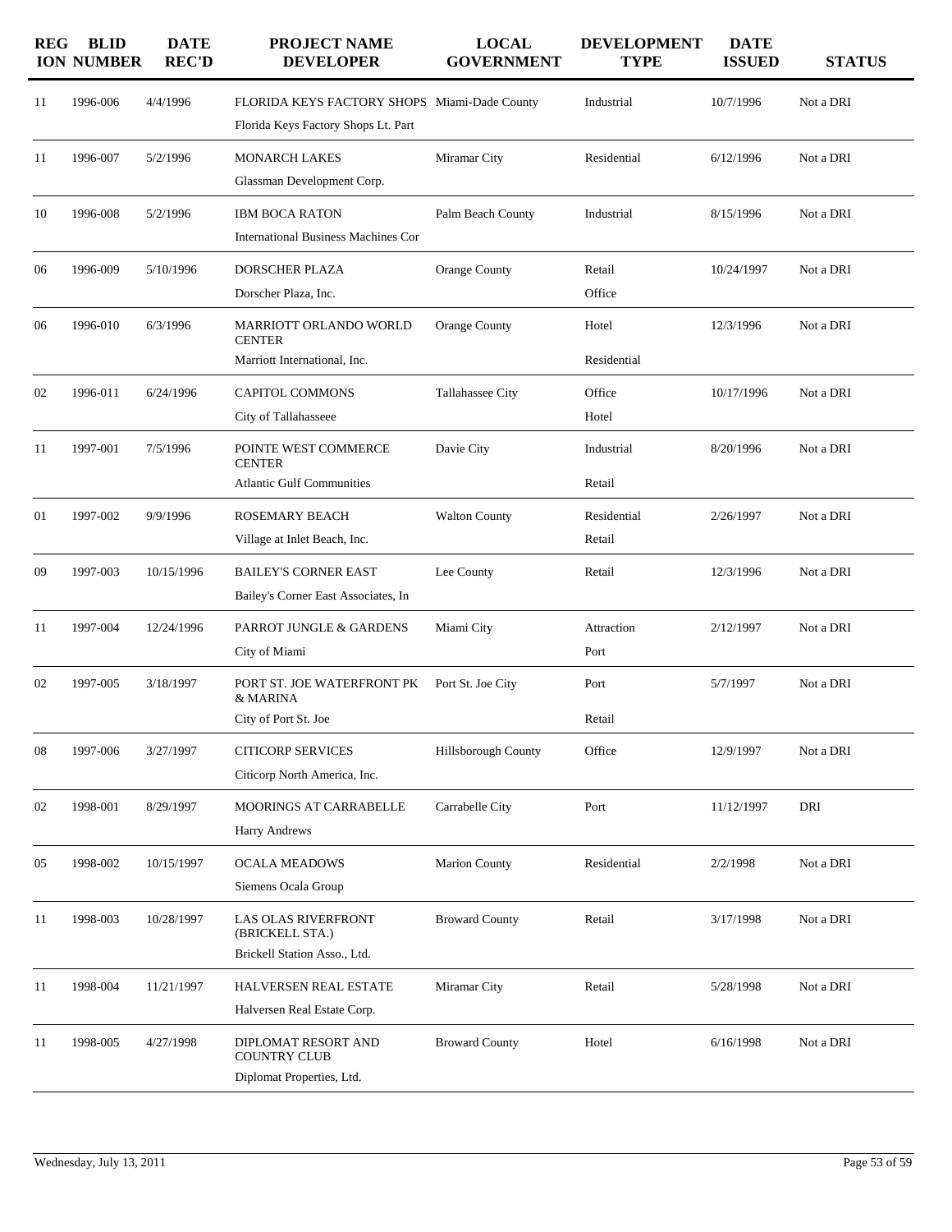| REGION | BLID NUMBER | DATE REC'D | PROJECT NAME DEVELOPER | LOCAL GOVERNMENT | DEVELOPMENT TYPE | DATE ISSUED | STATUS |
|---|---|---|---|---|---|---|---|
| 11 | 1996-006 | 4/4/1996 | FLORIDA KEYS FACTORY SHOPS<br>Florida Keys Factory Shops Lt. Part | Miami-Dade County | Industrial | 10/7/1996 | Not a DRI |
| 11 | 1996-007 | 5/2/1996 | MONARCH LAKES<br>Glassman Development Corp. | Miramar City | Residential | 6/12/1996 | Not a DRI |
| 10 | 1996-008 | 5/2/1996 | IBM BOCA RATON<br>International Business Machines Cor | Palm Beach County | Industrial | 8/15/1996 | Not a DRI |
| 06 | 1996-009 | 5/10/1996 | DORSCHER PLAZA<br>Dorscher Plaza, Inc. | Orange County | Retail<br>Office | 10/24/1997 | Not a DRI |
| 06 | 1996-010 | 6/3/1996 | MARRIOTT ORLANDO WORLD CENTER<br>Marriott International, Inc. | Orange County | Hotel<br>Residential | 12/3/1996 | Not a DRI |
| 02 | 1996-011 | 6/24/1996 | CAPITOL COMMONS<br>City of Tallahasseee | Tallahassee City | Office<br>Hotel | 10/17/1996 | Not a DRI |
| 11 | 1997-001 | 7/5/1996 | POINTE WEST COMMERCE CENTER<br>Atlantic Gulf Communities | Davie City | Industrial<br>Retail | 8/20/1996 | Not a DRI |
| 01 | 1997-002 | 9/9/1996 | ROSEMARY BEACH<br>Village at Inlet Beach, Inc. | Walton County | Residential<br>Retail | 2/26/1997 | Not a DRI |
| 09 | 1997-003 | 10/15/1996 | BAILEY'S CORNER EAST<br>Bailey's Corner East Associates, In | Lee County | Retail | 12/3/1996 | Not a DRI |
| 11 | 1997-004 | 12/24/1996 | PARROT JUNGLE & GARDENS<br>City of Miami | Miami City | Attraction<br>Port | 2/12/1997 | Not a DRI |
| 02 | 1997-005 | 3/18/1997 | PORT ST. JOE WATERFRONT PK & MARINA<br>City of Port St. Joe | Port St. Joe City | Port<br>Retail | 5/7/1997 | Not a DRI |
| 08 | 1997-006 | 3/27/1997 | CITICORP SERVICES<br>Citicorp North America, Inc. | Hillsborough County | Office | 12/9/1997 | Not a DRI |
| 02 | 1998-001 | 8/29/1997 | MOORINGS AT CARRABELLE<br>Harry Andrews | Carrabelle City | Port | 11/12/1997 | DRI |
| 05 | 1998-002 | 10/15/1997 | OCALA MEADOWS<br>Siemens Ocala Group | Marion County | Residential | 2/2/1998 | Not a DRI |
| 11 | 1998-003 | 10/28/1997 | LAS OLAS RIVERFRONT (BRICKELL STA.)<br>Brickell Station Asso., Ltd. | Broward County | Retail | 3/17/1998 | Not a DRI |
| 11 | 1998-004 | 11/21/1997 | HALVERSEN REAL ESTATE<br>Halversen Real Estate Corp. | Miramar City | Retail | 5/28/1998 | Not a DRI |
| 11 | 1998-005 | 4/27/1998 | DIPLOMAT RESORT AND COUNTRY CLUB<br>Diplomat Properties, Ltd. | Broward County | Hotel | 6/16/1998 | Not a DRI |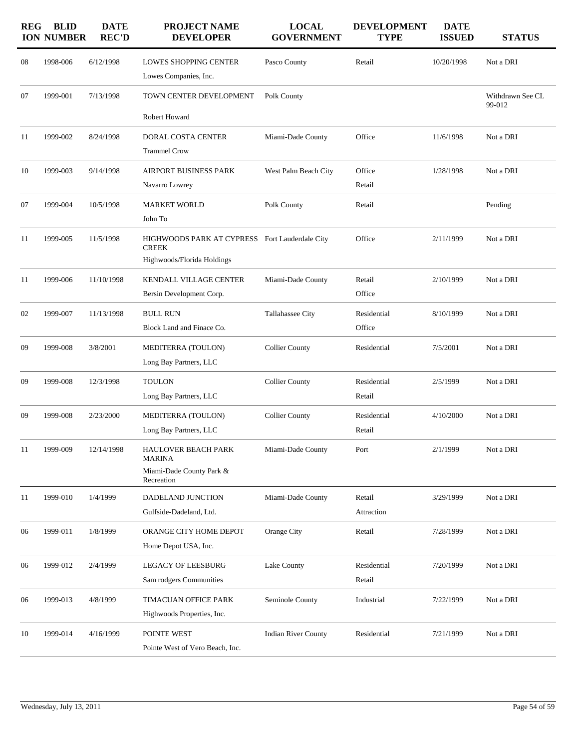| REGION | BLID NUMBER | DATE REC'D | PROJECT NAME / DEVELOPER | LOCAL GOVERNMENT | DEVELOPMENT TYPE | DATE ISSUED | STATUS |
|---|---|---|---|---|---|---|---|
| 08 | 1998-006 | 6/12/1998 | LOWES SHOPPING CENTER<br>Lowes Companies, Inc. | Pasco County | Retail | 10/20/1998 | Not a DRI |
| 07 | 1999-001 | 7/13/1998 | TOWN CENTER DEVELOPMENT<br>Robert Howard | Polk County | | | Withdrawn See CL 99-012 |
| 11 | 1999-002 | 8/24/1998 | DORAL COSTA CENTER<br>Trammel Crow | Miami-Dade County | Office | 11/6/1998 | Not a DRI |
| 10 | 1999-003 | 9/14/1998 | AIRPORT BUSINESS PARK<br>Navarro Lowrey | West Palm Beach City | Office<br>Retail | 1/28/1998 | Not a DRI |
| 07 | 1999-004 | 10/5/1998 | MARKET WORLD<br>John To | Polk County | Retail | | Pending |
| 11 | 1999-005 | 11/5/1998 | HIGHWOODS PARK AT CYPRESS CREEK<br>Highwoods/Florida Holdings | Fort Lauderdale City | Office | 2/11/1999 | Not a DRI |
| 11 | 1999-006 | 11/10/1998 | KENDALL VILLAGE CENTER<br>Bersin Development Corp. | Miami-Dade County | Retail<br>Office | 2/10/1999 | Not a DRI |
| 02 | 1999-007 | 11/13/1998 | BULL RUN<br>Block Land and Finace Co. | Tallahassee City | Residential<br>Office | 8/10/1999 | Not a DRI |
| 09 | 1999-008 | 3/8/2001 | MEDITERRA (TOULON)<br>Long Bay Partners, LLC | Collier County | Residential | 7/5/2001 | Not a DRI |
| 09 | 1999-008 | 12/3/1998 | TOULON<br>Long Bay Partners, LLC | Collier County | Residential<br>Retail | 2/5/1999 | Not a DRI |
| 09 | 1999-008 | 2/23/2000 | MEDITERRA (TOULON)<br>Long Bay Partners, LLC | Collier County | Residential<br>Retail | 4/10/2000 | Not a DRI |
| 11 | 1999-009 | 12/14/1998 | HAULOVER BEACH PARK MARINA<br>Miami-Dade County Park & Recreation | Miami-Dade County | Port | 2/1/1999 | Not a DRI |
| 11 | 1999-010 | 1/4/1999 | DADELAND JUNCTION<br>Gulfside-Dadeland, Ltd. | Miami-Dade County | Retail<br>Attraction | 3/29/1999 | Not a DRI |
| 06 | 1999-011 | 1/8/1999 | ORANGE CITY HOME DEPOT<br>Home Depot USA, Inc. | Orange City | Retail | 7/28/1999 | Not a DRI |
| 06 | 1999-012 | 2/4/1999 | LEGACY OF LEESBURG<br>Sam rodgers Communities | Lake County | Residential<br>Retail | 7/20/1999 | Not a DRI |
| 06 | 1999-013 | 4/8/1999 | TIMACUAN OFFICE PARK<br>Highwoods Properties, Inc. | Seminole County | Industrial | 7/22/1999 | Not a DRI |
| 10 | 1999-014 | 4/16/1999 | POINTE WEST<br>Pointe West of Vero Beach, Inc. | Indian River County | Residential | 7/21/1999 | Not a DRI |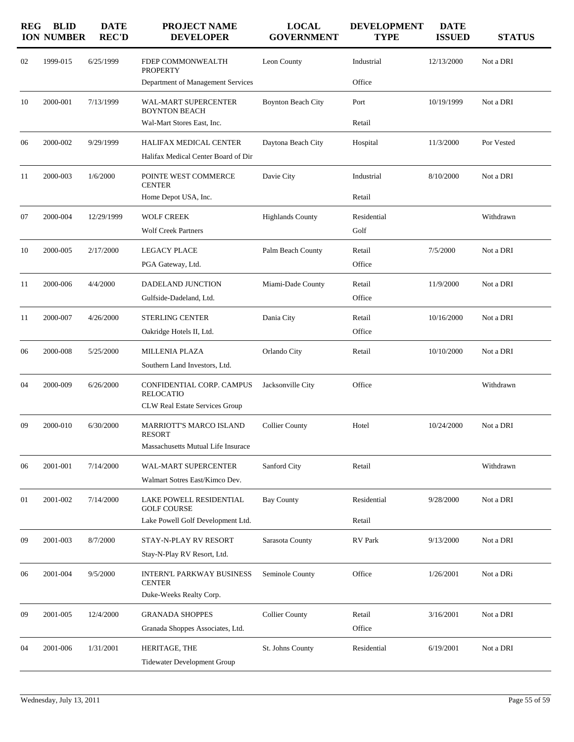| REGION | BLID NUMBER | DATE REC'D | PROJECT NAME DEVELOPER | LOCAL GOVERNMENT | DEVELOPMENT TYPE | DATE ISSUED | STATUS |
|---|---|---|---|---|---|---|---|
| 02 | 1999-015 | 6/25/1999 | FDEP COMMONWEALTH PROPERTY | Leon County | Industrial | 12/13/2000 | Not a DRI |
| | | | Department of Management Services | | Office | | |
| 10 | 2000-001 | 7/13/1999 | WAL-MART SUPERCENTER BOYNTON BEACH | Boynton Beach City | Port | 10/19/1999 | Not a DRI |
| | | | Wal-Mart Stores East, Inc. | | Retail | | |
| 06 | 2000-002 | 9/29/1999 | HALIFAX MEDICAL CENTER | Daytona Beach City | Hospital | 11/3/2000 | Por Vested |
| | | | Halifax Medical Center Board of Dir | | | | |
| 11 | 2000-003 | 1/6/2000 | POINTE WEST COMMERCE CENTER | Davie City | Industrial | 8/10/2000 | Not a DRI |
| | | | Home Depot USA, Inc. | | Retail | | |
| 07 | 2000-004 | 12/29/1999 | WOLF CREEK | Highlands County | Residential | | Withdrawn |
| | | | Wolf Creek Partners | | Golf | | |
| 10 | 2000-005 | 2/17/2000 | LEGACY PLACE | Palm Beach County | Retail | 7/5/2000 | Not a DRI |
| | | | PGA Gateway, Ltd. | | Office | | |
| 11 | 2000-006 | 4/4/2000 | DADELAND JUNCTION | Miami-Dade County | Retail | 11/9/2000 | Not a DRI |
| | | | Gulfside-Dadeland, Ltd. | | Office | | |
| 11 | 2000-007 | 4/26/2000 | STERLING CENTER | Dania City | Retail | 10/16/2000 | Not a DRI |
| | | | Oakridge Hotels II, Ltd. | | Office | | |
| 06 | 2000-008 | 5/25/2000 | MILLENIA PLAZA | Orlando City | Retail | 10/10/2000 | Not a DRI |
| | | | Southern Land Investors, Ltd. | | | | |
| 04 | 2000-009 | 6/26/2000 | CONFIDENTIAL CORP. CAMPUS RELOCATIO | Jacksonville City | Office | | Withdrawn |
| | | | CLW Real Estate Services Group | | | | |
| 09 | 2000-010 | 6/30/2000 | MARRIOTT'S MARCO ISLAND RESORT | Collier County | Hotel | 10/24/2000 | Not a DRI |
| | | | Massachusetts Mutual Life Insurace | | | | |
| 06 | 2001-001 | 7/14/2000 | WAL-MART SUPERCENTER | Sanford City | Retail | | Withdrawn |
| | | | Walmart Sotres East/Kimco Dev. | | | | |
| 01 | 2001-002 | 7/14/2000 | LAKE POWELL RESIDENTIAL GOLF COURSE | Bay County | Residential | 9/28/2000 | Not a DRI |
| | | | Lake Powell Golf Development Ltd. | | Retail | | |
| 09 | 2001-003 | 8/7/2000 | STAY-N-PLAY RV RESORT | Sarasota County | RV Park | 9/13/2000 | Not a DRI |
| | | | Stay-N-Play RV Resort, Ltd. | | | | |
| 06 | 2001-004 | 9/5/2000 | INTERN'L PARKWAY BUSINESS CENTER | Seminole County | Office | 1/26/2001 | Not a DRi |
| | | | Duke-Weeks Realty Corp. | | | | |
| 09 | 2001-005 | 12/4/2000 | GRANADA SHOPPES | Collier County | Retail | 3/16/2001 | Not a DRI |
| | | | Granada Shoppes Associates, Ltd. | | Office | | |
| 04 | 2001-006 | 1/31/2001 | HERITAGE, THE | St. Johns County | Residential | 6/19/2001 | Not a DRI |
| | | | Tidewater Development Group | | | | |

Wednesday, July 13, 2011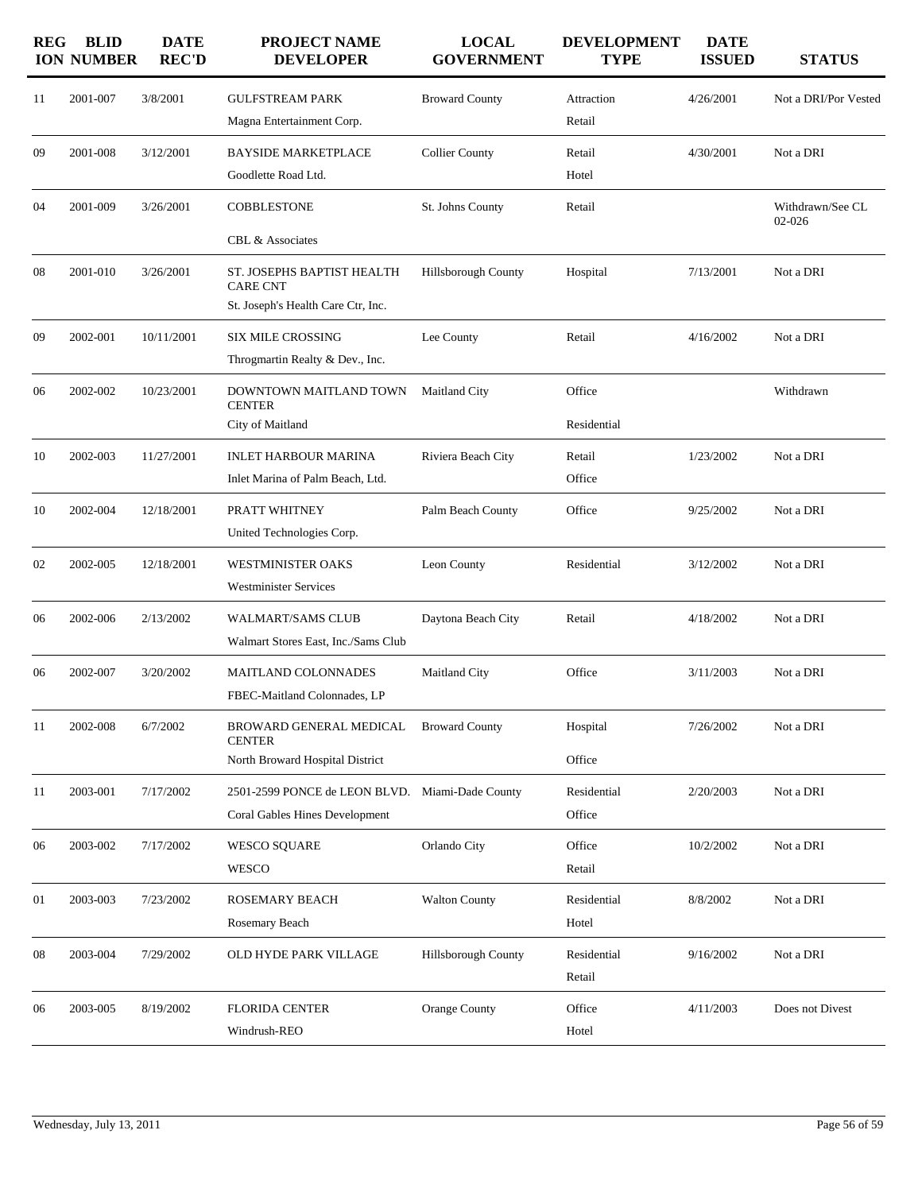| REGION | BLID NUMBER | DATE REC'D | PROJECT NAME<br>DEVELOPER | LOCAL GOVERNMENT | DEVELOPMENT TYPE | DATE ISSUED | STATUS |
|---|---|---|---|---|---|---|---|
| 11 | 2001-007 | 3/8/2001 | GULFSTREAM PARK<br>Magna Entertainment Corp. | Broward County | Attraction<br>Retail | 4/26/2001 | Not a DRI/Por Vested |
| 09 | 2001-008 | 3/12/2001 | BAYSIDE MARKETPLACE<br>Goodlette Road Ltd. | Collier County | Retail<br>Hotel | 4/30/2001 | Not a DRI |
| 04 | 2001-009 | 3/26/2001 | COBBLESTONE<br>CBL & Associates | St. Johns County | Retail | | Withdrawn/See CL 02-026 |
| 08 | 2001-010 | 3/26/2001 | ST. JOSEPHS BAPTIST HEALTH CARE CNT<br>St. Joseph's Health Care Ctr, Inc. | Hillsborough County | Hospital | 7/13/2001 | Not a DRI |
| 09 | 2002-001 | 10/11/2001 | SIX MILE CROSSING<br>Throgmartin Realty & Dev., Inc. | Lee County | Retail | 4/16/2002 | Not a DRI |
| 06 | 2002-002 | 10/23/2001 | DOWNTOWN MAITLAND TOWN CENTER<br>City of Maitland | Maitland City | Office<br>Residential | | Withdrawn |
| 10 | 2002-003 | 11/27/2001 | INLET HARBOUR MARINA<br>Inlet Marina of Palm Beach, Ltd. | Riviera Beach City | Retail<br>Office | 1/23/2002 | Not a DRI |
| 10 | 2002-004 | 12/18/2001 | PRATT WHITNEY<br>United Technologies Corp. | Palm Beach County | Office | 9/25/2002 | Not a DRI |
| 02 | 2002-005 | 12/18/2001 | WESTMINISTER OAKS<br>Westminister Services | Leon County | Residential | 3/12/2002 | Not a DRI |
| 06 | 2002-006 | 2/13/2002 | WALMART/SAMS CLUB<br>Walmart Stores East, Inc./Sams Club | Daytona Beach City | Retail | 4/18/2002 | Not a DRI |
| 06 | 2002-007 | 3/20/2002 | MAITLAND COLONNADES<br>FBEC-Maitland Colonnades, LP | Maitland City | Office | 3/11/2003 | Not a DRI |
| 11 | 2002-008 | 6/7/2002 | BROWARD GENERAL MEDICAL CENTER<br>North Broward Hospital District | Broward County | Hospital<br>Office | 7/26/2002 | Not a DRI |
| 11 | 2003-001 | 7/17/2002 | 2501-2599 PONCE de LEON BLVD.<br>Coral Gables Hines Development | Miami-Dade County | Residential<br>Office | 2/20/2003 | Not a DRI |
| 06 | 2003-002 | 7/17/2002 | WESCO SQUARE<br>WESCO | Orlando City | Office<br>Retail | 10/2/2002 | Not a DRI |
| 01 | 2003-003 | 7/23/2002 | ROSEMARY BEACH<br>Rosemary Beach | Walton County | Residential<br>Hotel | 8/8/2002 | Not a DRI |
| 08 | 2003-004 | 7/29/2002 | OLD HYDE PARK VILLAGE | Hillsborough County | Residential<br>Retail | 9/16/2002 | Not a DRI |
| 06 | 2003-005 | 8/19/2002 | FLORIDA CENTER<br>Windrush-REO | Orange County | Office<br>Hotel | 4/11/2003 | Does not Divest |

Wednesday, July 13, 2011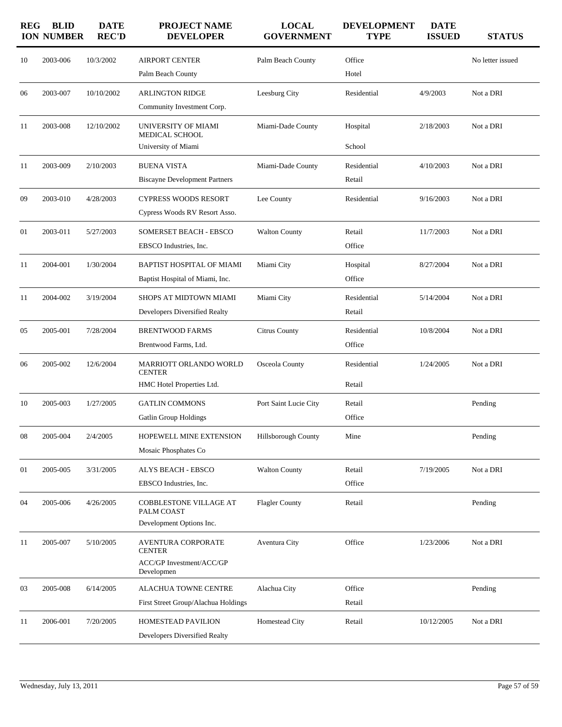| REGION | BLID NUMBER | DATE REC'D | PROJECT NAME DEVELOPER | LOCAL GOVERNMENT | DEVELOPMENT TYPE | DATE ISSUED | STATUS |
|---|---|---|---|---|---|---|---|
| 10 | 2003-006 | 10/3/2002 | AIRPORT CENTER<br>Palm Beach County | Palm Beach County | Office<br>Hotel | | No letter issued |
| 06 | 2003-007 | 10/10/2002 | ARLINGTON RIDGE<br>Community Investment Corp. | Leesburg City | Residential | 4/9/2003 | Not a DRI |
| 11 | 2003-008 | 12/10/2002 | UNIVERSITY OF MIAMI MEDICAL SCHOOL<br>University of Miami | Miami-Dade County | Hospital<br>School | 2/18/2003 | Not a DRI |
| 11 | 2003-009 | 2/10/2003 | BUENA VISTA<br>Biscayne Development Partners | Miami-Dade County | Residential<br>Retail | 4/10/2003 | Not a DRI |
| 09 | 2003-010 | 4/28/2003 | CYPRESS WOODS RESORT<br>Cypress Woods RV Resort Asso. | Lee County | Residential | 9/16/2003 | Not a DRI |
| 01 | 2003-011 | 5/27/2003 | SOMERSET BEACH - EBSCO<br>EBSCO Industries, Inc. | Walton County | Retail<br>Office | 11/7/2003 | Not a DRI |
| 11 | 2004-001 | 1/30/2004 | BAPTIST HOSPITAL OF MIAMI<br>Baptist Hospital of Miami, Inc. | Miami City | Hospital<br>Office | 8/27/2004 | Not a DRI |
| 11 | 2004-002 | 3/19/2004 | SHOPS AT MIDTOWN MIAMI<br>Developers Diversified Realty | Miami City | Residential<br>Retail | 5/14/2004 | Not a DRI |
| 05 | 2005-001 | 7/28/2004 | BRENTWOOD FARMS<br>Brentwood Farms, Ltd. | Citrus County | Residential<br>Office | 10/8/2004 | Not a DRI |
| 06 | 2005-002 | 12/6/2004 | MARRIOTT ORLANDO WORLD CENTER<br>HMC Hotel Properties Ltd. | Osceola County | Residential<br>Retail | 1/24/2005 | Not a DRI |
| 10 | 2005-003 | 1/27/2005 | GATLIN COMMONS<br>Gatlin Group Holdings | Port Saint Lucie City | Retail<br>Office | | Pending |
| 08 | 2005-004 | 2/4/2005 | HOPEWELL MINE EXTENSION<br>Mosaic Phosphates Co | Hillsborough County | Mine | | Pending |
| 01 | 2005-005 | 3/31/2005 | ALYS BEACH - EBSCO<br>EBSCO Industries, Inc. | Walton County | Retail<br>Office | 7/19/2005 | Not a DRI |
| 04 | 2005-006 | 4/26/2005 | COBBLESTONE VILLAGE AT PALM COAST<br>Development Options Inc. | Flagler County | Retail | | Pending |
| 11 | 2005-007 | 5/10/2005 | AVENTURA CORPORATE CENTER<br>ACC/GP Investment/ACC/GP Developmen | Aventura City | Office | 1/23/2006 | Not a DRI |
| 03 | 2005-008 | 6/14/2005 | ALACHUA TOWNE CENTRE<br>First Street Group/Alachua Holdings | Alachua City | Office<br>Retail | | Pending |
| 11 | 2006-001 | 7/20/2005 | HOMESTEAD PAVILION<br>Developers Diversified Realty | Homestead City | Retail | 10/12/2005 | Not a DRI |

Wednesday, July 13, 2011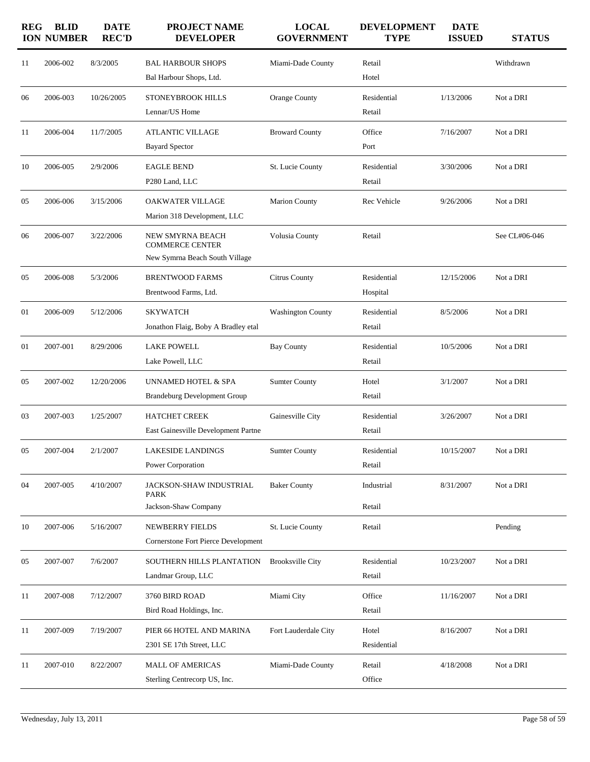| REGION | BLID NUMBER | DATE REC'D | PROJECT NAME DEVELOPER | LOCAL GOVERNMENT | DEVELOPMENT TYPE | DATE ISSUED | STATUS |
|---|---|---|---|---|---|---|---|
| 11 | 2006-002 | 8/3/2005 | BAL HARBOUR SHOPS<br>Bal Harbour Shops, Ltd. | Miami-Dade County | Retail<br>Hotel | | Withdrawn |
| 06 | 2006-003 | 10/26/2005 | STONEYBROOK HILLS<br>Lennar/US Home | Orange County | Residential<br>Retail | 1/13/2006 | Not a DRI |
| 11 | 2006-004 | 11/7/2005 | ATLANTIC VILLAGE<br>Bayard Spector | Broward County | Office<br>Port | 7/16/2007 | Not a DRI |
| 10 | 2006-005 | 2/9/2006 | EAGLE BEND<br>P280 Land, LLC | St. Lucie County | Residential<br>Retail | 3/30/2006 | Not a DRI |
| 05 | 2006-006 | 3/15/2006 | OAKWATER VILLAGE<br>Marion 318 Development, LLC | Marion County | Rec Vehicle | 9/26/2006 | Not a DRI |
| 06 | 2006-007 | 3/22/2006 | NEW SMYRNA BEACH COMMERCE CENTER<br>New Symrna Beach South Village | Volusia County | Retail | | See CL#06-046 |
| 05 | 2006-008 | 5/3/2006 | BRENTWOOD FARMS<br>Brentwood Farms, Ltd. | Citrus County | Residential<br>Hospital | 12/15/2006 | Not a DRI |
| 01 | 2006-009 | 5/12/2006 | SKYWATCH<br>Jonathon Flaig, Boby A Bradley etal | Washington County | Residential<br>Retail | 8/5/2006 | Not a DRI |
| 01 | 2007-001 | 8/29/2006 | LAKE POWELL<br>Lake Powell, LLC | Bay County | Residential<br>Retail | 10/5/2006 | Not a DRI |
| 05 | 2007-002 | 12/20/2006 | UNNAMED HOTEL & SPA<br>Brandeburg Development Group | Sumter County | Hotel<br>Retail | 3/1/2007 | Not a DRI |
| 03 | 2007-003 | 1/25/2007 | HATCHET CREEK<br>East Gainesville Development Partne | Gainesville City | Residential<br>Retail | 3/26/2007 | Not a DRI |
| 05 | 2007-004 | 2/1/2007 | LAKESIDE LANDINGS<br>Power Corporation | Sumter County | Residential<br>Retail | 10/15/2007 | Not a DRI |
| 04 | 2007-005 | 4/10/2007 | JACKSON-SHAW INDUSTRIAL PARK<br>Jackson-Shaw Company | Baker County | Industrial<br>Retail | 8/31/2007 | Not a DRI |
| 10 | 2007-006 | 5/16/2007 | NEWBERRY FIELDS<br>Cornerstone Fort Pierce Development | St. Lucie County | Retail | | Pending |
| 05 | 2007-007 | 7/6/2007 | SOUTHERN HILLS PLANTATION<br>Landmar Group, LLC | Brooksville City | Residential<br>Retail | 10/23/2007 | Not a DRI |
| 11 | 2007-008 | 7/12/2007 | 3760 BIRD ROAD<br>Bird Road Holdings, Inc. | Miami City | Office<br>Retail | 11/16/2007 | Not a DRI |
| 11 | 2007-009 | 7/19/2007 | PIER 66 HOTEL AND MARINA<br>2301 SE 17th Street, LLC | Fort Lauderdale City | Hotel<br>Residential | 8/16/2007 | Not a DRI |
| 11 | 2007-010 | 8/22/2007 | MALL OF AMERICAS<br>Sterling Centrecorp US, Inc. | Miami-Dade County | Retail<br>Office | 4/18/2008 | Not a DRI |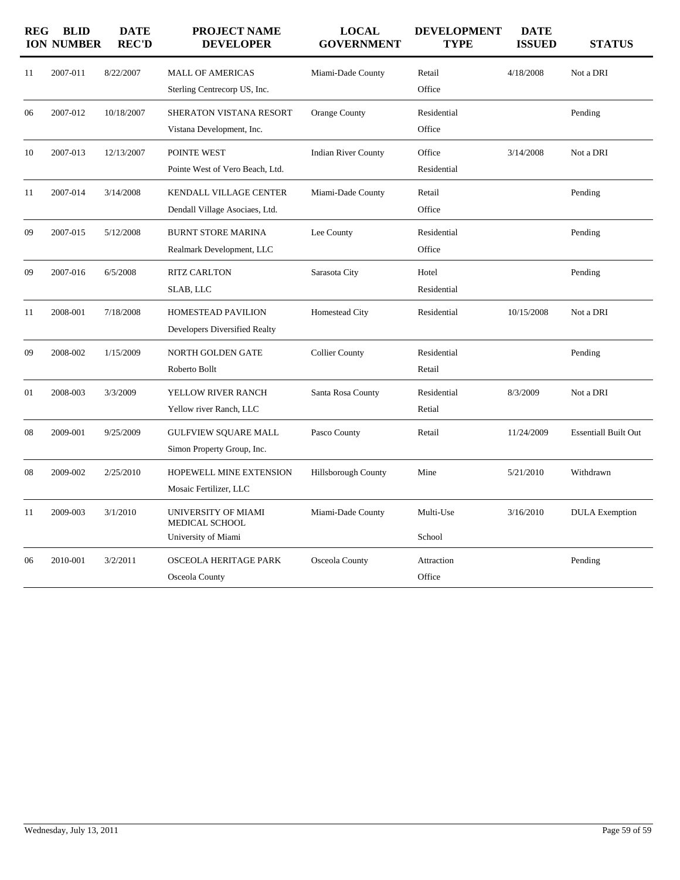| REGION | BLID NUMBER | DATE REC'D | PROJECT NAME DEVELOPER | LOCAL GOVERNMENT | DEVELOPMENT TYPE | DATE ISSUED | STATUS |
|---|---|---|---|---|---|---|---|
| 11 | 2007-011 | 8/22/2007 | MALL OF AMERICAS<br>Sterling Centrecorp US, Inc. | Miami-Dade County | Retail<br>Office | 4/18/2008 | Not a DRI |
| 06 | 2007-012 | 10/18/2007 | SHERATON VISTANA RESORT<br>Vistana Development, Inc. | Orange County | Residential<br>Office | | Pending |
| 10 | 2007-013 | 12/13/2007 | POINTE WEST<br>Pointe West of Vero Beach, Ltd. | Indian River County | Office<br>Residential | 3/14/2008 | Not a DRI |
| 11 | 2007-014 | 3/14/2008 | KENDALL VILLAGE CENTER<br>Dendall Village Asociaes, Ltd. | Miami-Dade County | Retail<br>Office | | Pending |
| 09 | 2007-015 | 5/12/2008 | BURNT STORE MARINA<br>Realmark Development, LLC | Lee County | Residential<br>Office | | Pending |
| 09 | 2007-016 | 6/5/2008 | RITZ CARLTON<br>SLAB, LLC | Sarasota City | Hotel<br>Residential | | Pending |
| 11 | 2008-001 | 7/18/2008 | HOMESTEAD PAVILION<br>Developers Diversified Realty | Homestead City | Residential | 10/15/2008 | Not a DRI |
| 09 | 2008-002 | 1/15/2009 | NORTH GOLDEN GATE<br>Roberto Bollt | Collier County | Residential<br>Retail | | Pending |
| 01 | 2008-003 | 3/3/2009 | YELLOW RIVER RANCH<br>Yellow river Ranch, LLC | Santa Rosa County | Residential<br>Retial | 8/3/2009 | Not a DRI |
| 08 | 2009-001 | 9/25/2009 | GULFVIEW SQUARE MALL<br>Simon Property Group, Inc. | Pasco County | Retail | 11/24/2009 | Essentiall Built Out |
| 08 | 2009-002 | 2/25/2010 | HOPEWELL MINE EXTENSION<br>Mosaic Fertilizer, LLC | Hillsborough County | Mine | 5/21/2010 | Withdrawn |
| 11 | 2009-003 | 3/1/2010 | UNIVERSITY OF MIAMI MEDICAL SCHOOL<br>University of Miami | Miami-Dade County | Multi-Use<br>School | 3/16/2010 | DULA Exemption |
| 06 | 2010-001 | 3/2/2011 | OSCEOLA HERITAGE PARK<br>Osceola County | Osceola County | Attraction<br>Office | | Pending |

Wednesday, July 13, 2011